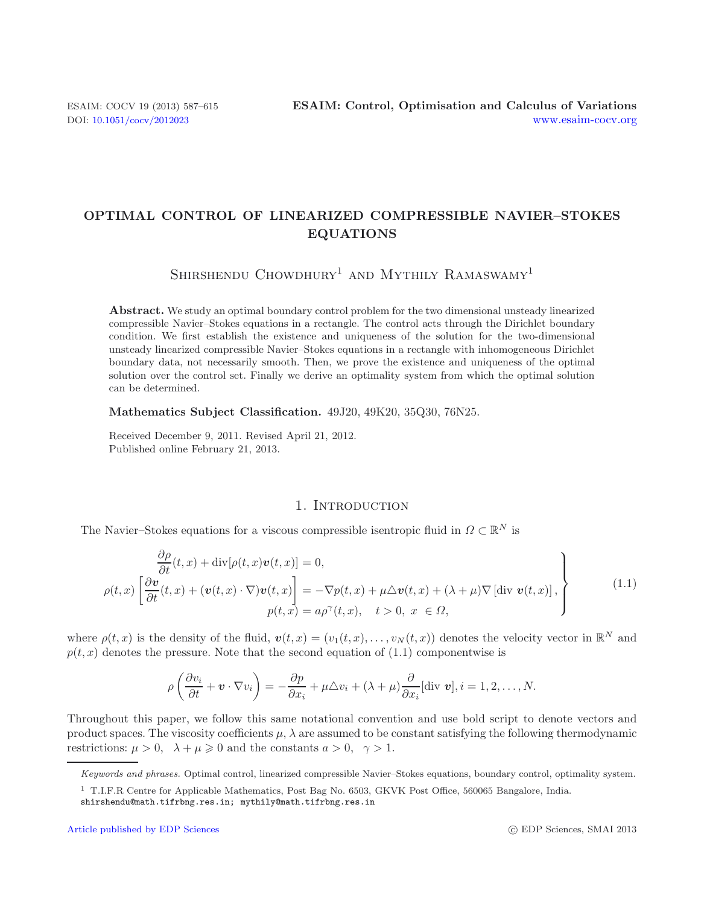# OPTIMAL CONTROL OF LINEARIZED COMPRESSIBLE NAVIER–STOKES EQUATIONS

Shirshendu Chowdhury[1] and Mythily Ramaswamy[1]

**Abstract.** We study an optimal boundary control problem for the two dimensional unsteady linearized compressible Navier–Stokes equations in a rectangle. The control acts through the Dirichlet boundary condition. We first establish the existence and uniqueness of the solution for the two-dimensional unsteady linearized compressible Navier–Stokes equations in a rectangle with inhomogeneous Dirichlet boundary data, not necessarily smooth. Then, we prove the existence and uniqueness of the optimal solution over the control set. Finally we derive an optimality system from which the optimal solution can be determined.

**Mathematics Subject Classification.** 49J20, 49K20, 35Q30, 76N25.

Received December 9, 2011. Revised April 21, 2012.
Published online February 21, 2013.

## 1. Introduction

The Navier–Stokes equations for a viscous compressible isentropic fluid in $\Omega \subset \mathbb{R}^N$ is

$$
\left.
\begin{aligned}
\frac{\partial \rho}{\partial t}(t,x) + \operatorname{div}[\rho(t,x)\boldsymbol{v}(t,x)] &= 0, \\
\rho(t,x)\left[\frac{\partial \boldsymbol{v}}{\partial t}(t,x) + (\boldsymbol{v}(t,x)\cdot\nabla)\boldsymbol{v}(t,x)\right] &= -\nabla p(t,x) + \mu\triangle \boldsymbol{v}(t,x) + (\lambda+\mu)\nabla\left[\operatorname{div}\, \boldsymbol{v}(t,x)\right], \\
p(t,x) &= a\rho^{\gamma}(t,x), \quad t>0,\ x\in\Omega,
\end{aligned}
\right\}
\tag{1.1}
$$

where $\rho(t,x)$ is the density of the fluid, $\boldsymbol{v}(t,x) = (v_1(t,x),\ldots,v_N(t,x))$ denotes the velocity vector in $\mathbb{R}^N$ and $p(t,x)$ denotes the pressure. Note that the second equation of (1.1) componentwise is

$$
\rho\left(\frac{\partial v_i}{\partial t} + \boldsymbol{v}\cdot\nabla v_i\right) = -\frac{\partial p}{\partial x_i} + \mu\triangle v_i + (\lambda+\mu)\frac{\partial}{\partial x_i}[\operatorname{div}\, \boldsymbol{v}], i = 1,2,\ldots,N.
$$

Throughout this paper, we follow this same notational convention and use bold script to denote vectors and product spaces. The viscosity coefficients $\mu, \lambda$ are assumed to be constant satisfying the following thermodynamic restrictions: $\mu > 0, \quad \lambda + \mu \geqslant 0$ and the constants $a > 0, \quad \gamma > 1$.

---

*Keywords and phrases.* Optimal control, linearized compressible Navier–Stokes equations, boundary control, optimality system.

[1] T.I.F.R Centre for Applicable Mathematics, Post Bag No. 6503, GKVK Post Office, 560065 Bangalore, India.
shirshendu@math.tifrbng.res.in; mythily@math.tifrbng.res.in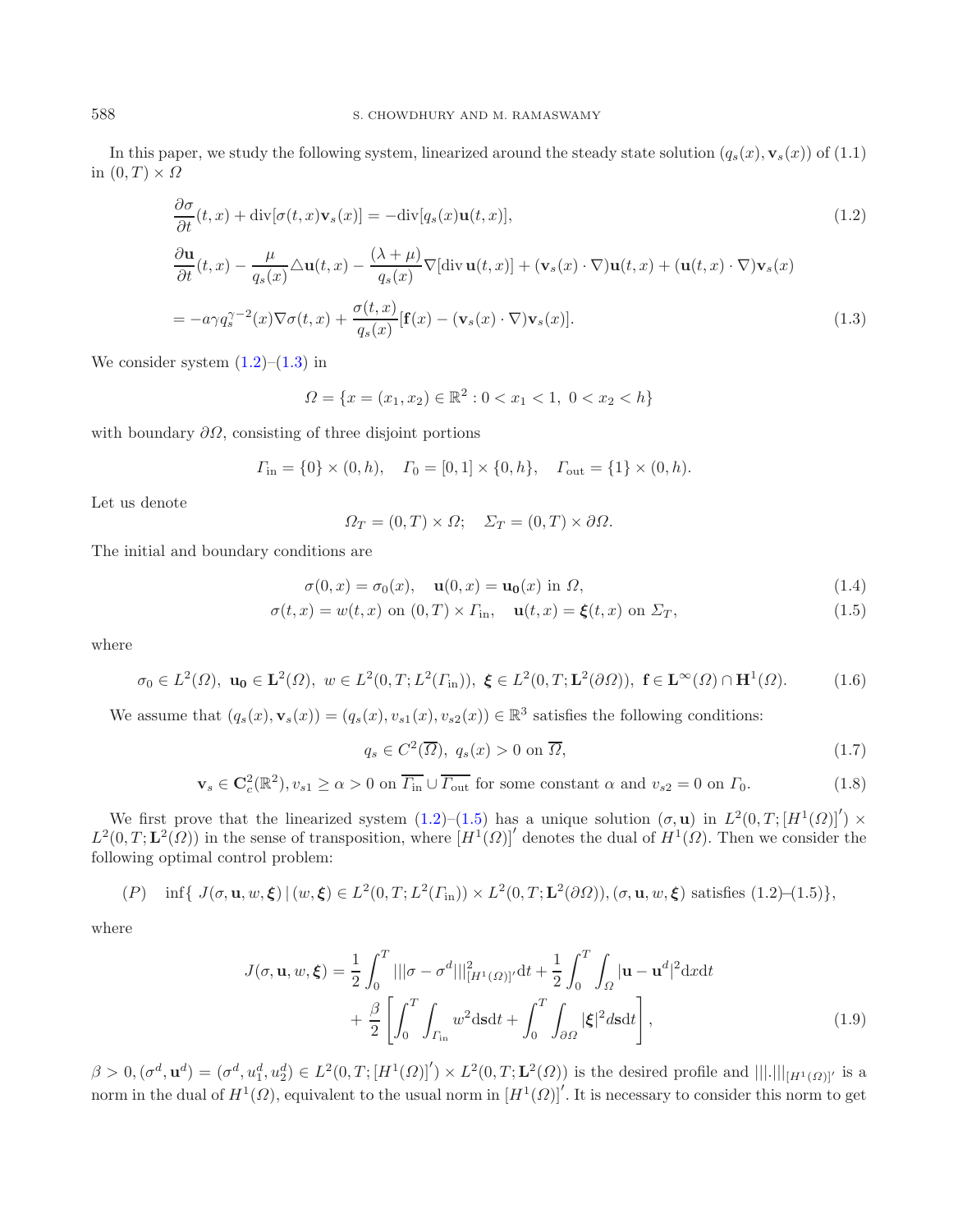In this paper, we study the following system, linearized around the steady state solution $(q_s(x), \mathbf{v}_s(x))$ of (1.1) in $(0,T) \times \Omega$

$$
\frac{\partial \sigma}{\partial t}(t,x) + \operatorname{div}[\sigma(t,x)\mathbf{v}_s(x)] = -\operatorname{div}[q_s(x)\mathbf{u}(t,x)], \tag{1.2}
$$

$$
\frac{\partial \mathbf{u}}{\partial t}(t,x) - \frac{\mu}{q_s(x)}\triangle \mathbf{u}(t,x) - \frac{(\lambda+\mu)}{q_s(x)}\nabla[\operatorname{div}\mathbf{u}(t,x)] + (\mathbf{v}_s(x)\cdot\nabla)\mathbf{u}(t,x) + (\mathbf{u}(t,x)\cdot\nabla)\mathbf{v}_s(x)
$$

$$
= -a\gamma q_s^{\gamma-2}(x)\nabla\sigma(t,x) + \frac{\sigma(t,x)}{q_s(x)}[\mathbf{f}(x) - (\mathbf{v}_s(x)\cdot\nabla)\mathbf{v}_s(x)]. \tag{1.3}
$$

We consider system (1.2)–(1.3) in

$$
\Omega = \{x = (x_1, x_2) \in \mathbb{R}^2 : 0 < x_1 < 1,\ 0 < x_2 < h\}
$$

with boundary $\partial\Omega$, consisting of three disjoint portions

$$
\Gamma_{\text{in}} = \{0\} \times (0,h), \quad \Gamma_0 = [0,1] \times \{0,h\}, \quad \Gamma_{\text{out}} = \{1\} \times (0,h).
$$

Let us denote

$$
\Omega_T = (0,T) \times \Omega; \quad \Sigma_T = (0,T) \times \partial\Omega.
$$

The initial and boundary conditions are

$$
\sigma(0,x) = \sigma_0(x), \quad \mathbf{u}(0,x) = \mathbf{u_0}(x) \text{ in } \Omega, \tag{1.4}
$$

$$
\sigma(t,x) = w(t,x) \text{ on } (0,T)\times\Gamma_{\text{in}}, \quad \mathbf{u}(t,x) = \boldsymbol{\xi}(t,x) \text{ on } \Sigma_T, \tag{1.5}
$$

where

$$
\sigma_0 \in L^2(\Omega),\ \mathbf{u_0} \in \mathbf{L}^2(\Omega),\ w \in L^2(0,T;L^2(\Gamma_{\text{in}})),\ \boldsymbol{\xi} \in L^2(0,T;\mathbf{L}^2(\partial\Omega)),\ \mathbf{f} \in \mathbf{L}^\infty(\Omega)\cap\mathbf{H}^1(\Omega). \tag{1.6}
$$

We assume that $(q_s(x), \mathbf{v}_s(x)) = (q_s(x), v_{s1}(x), v_{s2}(x)) \in \mathbb{R}^3$ satisfies the following conditions:

$$
q_s \in C^2(\overline{\Omega}),\ q_s(x) > 0 \text{ on } \overline{\Omega}, \tag{1.7}
$$

$$
\mathbf{v}_s \in \mathbf{C}_c^2(\mathbb{R}^2), v_{s1} \geq \alpha > 0 \text{ on } \overline{\Gamma_{\text{in}}} \cup \overline{\Gamma_{\text{out}}} \text{ for some constant } \alpha \text{ and } v_{s2} = 0 \text{ on } \Gamma_0. \tag{1.8}
$$

We first prove that the linearized system (1.2)–(1.5) has a unique solution $(\sigma, \mathbf{u})$ in $L^2(0,T;[H^1(\Omega)]') \times L^2(0,T;\mathbf{L}^2(\Omega))$ in the sense of transposition, where $[H^1(\Omega)]'$ denotes the dual of $H^1(\Omega)$. Then we consider the following optimal control problem:

$$
(P) \quad \inf\{\ J(\sigma,\mathbf{u},w,\boldsymbol{\xi}) \,|\, (w,\boldsymbol{\xi}) \in L^2(0,T;L^2(\Gamma_{\text{in}})) \times L^2(0,T;\mathbf{L}^2(\partial\Omega)), (\sigma,\mathbf{u},w,\boldsymbol{\xi}) \text{ satisfies (1.2)–(1.5)}\},
$$

where

$$
J(\sigma,\mathbf{u},w,\boldsymbol{\xi}) = \frac{1}{2}\int_0^T |||\sigma - \sigma^d|||^2_{[H^1(\Omega)]'}\mathrm{d}t + \frac{1}{2}\int_0^T\int_\Omega |\mathbf{u} - \mathbf{u}^d|^2 \mathrm{d}x\mathrm{d}t
$$

$$
+ \frac{\beta}{2}\left[\int_0^T\int_{\Gamma_{\text{in}}} w^2 \mathrm{d}\mathbf{s}\mathrm{d}t + \int_0^T\int_{\partial\Omega} |\boldsymbol{\xi}|^2 d\mathbf{s}\mathrm{d}t\right], \tag{1.9}
$$

$\beta > 0, (\sigma^d, \mathbf{u}^d) = (\sigma^d, u_1^d, u_2^d) \in L^2(0,T;[H^1(\Omega)]') \times L^2(0,T;\mathbf{L}^2(\Omega))$ is the desired profile and $|||.|||_{[H^1(\Omega)]'}$ is a norm in the dual of $H^1(\Omega)$, equivalent to the usual norm in $[H^1(\Omega)]'$. It is necessary to consider this norm to get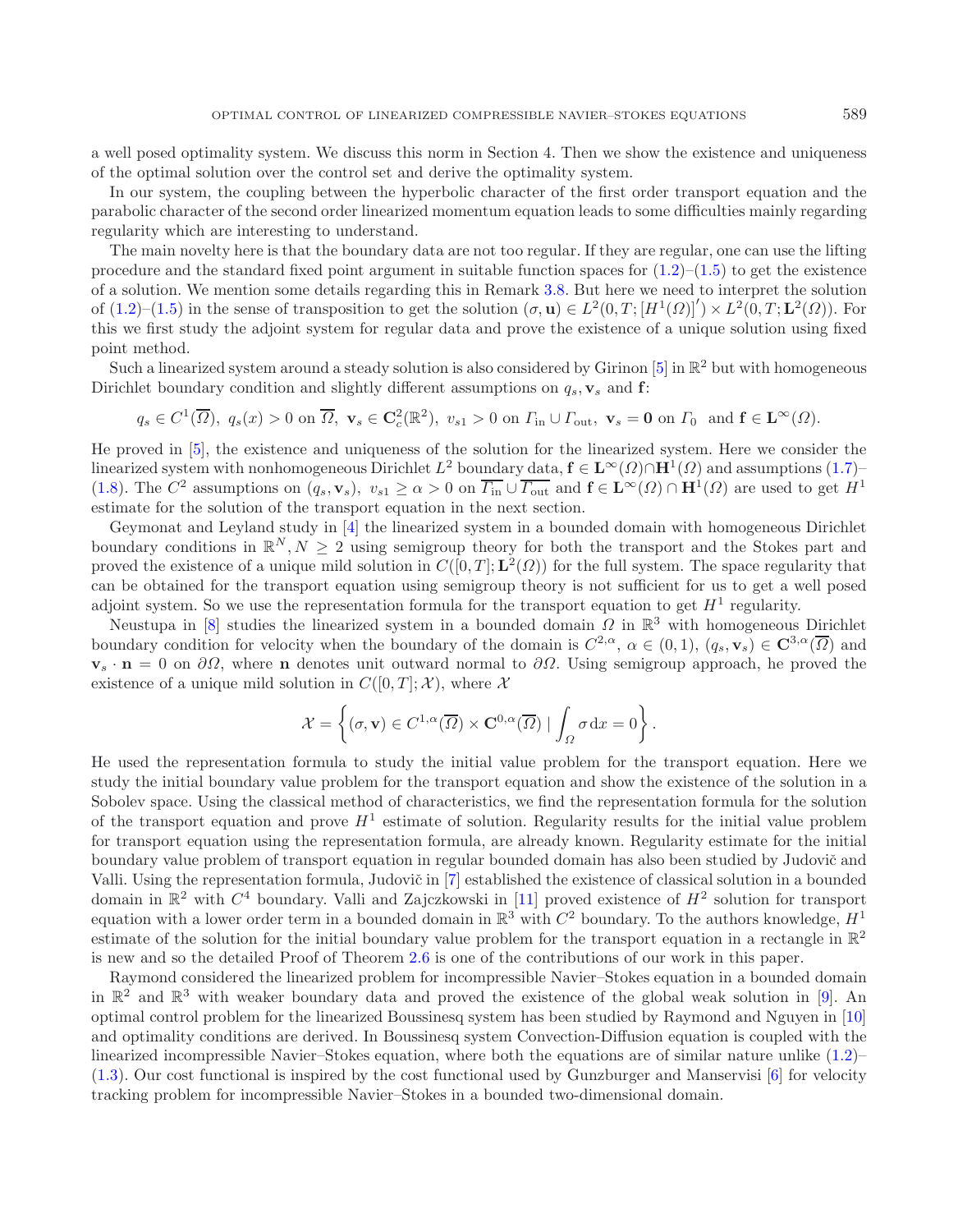a well posed optimality system. We discuss this norm in Section 4. Then we show the existence and uniqueness of the optimal solution over the control set and derive the optimality system.

In our system, the coupling between the hyperbolic character of the first order transport equation and the parabolic character of the second order linearized momentum equation leads to some difficulties mainly regarding regularity which are interesting to understand.

The main novelty here is that the boundary data are not too regular. If they are regular, one can use the lifting procedure and the standard fixed point argument in suitable function spaces for (1.2)–(1.5) to get the existence of a solution. We mention some details regarding this in Remark 3.8. But here we need to interpret the solution of (1.2)–(1.5) in the sense of transposition to get the solution $(\sigma, \mathbf{u}) \in L^2(0,T;[H^1(\Omega)]') \times L^2(0,T;\mathbf{L}^2(\Omega))$. For this we first study the adjoint system for regular data and prove the existence of a unique solution using fixed point method.

Such a linearized system around a steady solution is also considered by Girinon [5] in $\mathbb{R}^2$ but with homogeneous Dirichlet boundary condition and slightly different assumptions on $q_s, \mathbf{v}_s$ and $\mathbf{f}$:

$$q_s \in C^1(\overline{\Omega}),\ q_s(x) > 0 \text{ on } \overline{\Omega},\ \mathbf{v}_s \in \mathbf{C}^2_c(\mathbb{R}^2),\ v_{s1} > 0 \text{ on } \Gamma_{\text{in}} \cup \Gamma_{\text{out}},\ \mathbf{v}_s = \mathbf{0} \text{ on } \Gamma_0 \ \text{ and } \mathbf{f} \in \mathbf{L}^\infty(\Omega).$$

He proved in [5], the existence and uniqueness of the solution for the linearized system. Here we consider the linearized system with nonhomogeneous Dirichlet $L^2$ boundary data, $\mathbf{f} \in \mathbf{L}^\infty(\Omega) \cap \mathbf{H}^1(\Omega)$ and assumptions (1.7)–(1.8). The $C^2$ assumptions on $(q_s, \mathbf{v}_s)$, $v_{s1} \geq \alpha > 0$ on $\overline{\Gamma_{\text{in}}} \cup \overline{\Gamma_{\text{out}}}$ and $\mathbf{f} \in \mathbf{L}^\infty(\Omega) \cap \mathbf{H}^1(\Omega)$ are used to get $H^1$ estimate for the solution of the transport equation in the next section.

Geymonat and Leyland study in [4] the linearized system in a bounded domain with homogeneous Dirichlet boundary conditions in $\mathbb{R}^N, N \geq 2$ using semigroup theory for both the transport and the Stokes part and proved the existence of a unique mild solution in $C([0,T];\mathbf{L}^2(\Omega))$ for the full system. The space regularity that can be obtained for the transport equation using semigroup theory is not sufficient for us to get a well posed adjoint system. So we use the representation formula for the transport equation to get $H^1$ regularity.

Neustupa in [8] studies the linearized system in a bounded domain $\Omega$ in $\mathbb{R}^3$ with homogeneous Dirichlet boundary condition for velocity when the boundary of the domain is $C^{2,\alpha}$, $\alpha \in (0,1)$, $(q_s, \mathbf{v}_s) \in \mathbf{C}^{3,\alpha}(\overline{\Omega})$ and $\mathbf{v}_s \cdot \mathbf{n} = 0$ on $\partial\Omega$, where $\mathbf{n}$ denotes unit outward normal to $\partial\Omega$. Using semigroup approach, he proved the existence of a unique mild solution in $C([0,T];\mathcal{X})$, where $\mathcal{X}$

$$\mathcal{X} = \left\{ (\sigma, \mathbf{v}) \in C^{1,\alpha}(\overline{\Omega}) \times \mathbf{C}^{0,\alpha}(\overline{\Omega}) \mid \int_\Omega \sigma \,\mathrm{d}x = 0 \right\}.$$

He used the representation formula to study the initial value problem for the transport equation. Here we study the initial boundary value problem for the transport equation and show the existence of the solution in a Sobolev space. Using the classical method of characteristics, we find the representation formula for the solution of the transport equation and prove $H^1$ estimate of solution. Regularity results for the initial value problem for transport equation using the representation formula, are already known. Regularity estimate for the initial boundary value problem of transport equation in regular bounded domain has also been studied by Judovič and Valli. Using the representation formula, Judovič in [7] established the existence of classical solution in a bounded domain in $\mathbb{R}^2$ with $C^4$ boundary. Valli and Zajczkowski in [11] proved existence of $H^2$ solution for transport equation with a lower order term in a bounded domain in $\mathbb{R}^3$ with $C^2$ boundary. To the authors knowledge, $H^1$ estimate of the solution for the initial boundary value problem for the transport equation in a rectangle in $\mathbb{R}^2$ is new and so the detailed Proof of Theorem 2.6 is one of the contributions of our work in this paper.

Raymond considered the linearized problem for incompressible Navier–Stokes equation in a bounded domain in $\mathbb{R}^2$ and $\mathbb{R}^3$ with weaker boundary data and proved the existence of the global weak solution in [9]. An optimal control problem for the linearized Boussinesq system has been studied by Raymond and Nguyen in [10] and optimality conditions are derived. In Boussinesq system Convection-Diffusion equation is coupled with the linearized incompressible Navier–Stokes equation, where both the equations are of similar nature unlike (1.2)–(1.3). Our cost functional is inspired by the cost functional used by Gunzburger and Manservisi [6] for velocity tracking problem for incompressible Navier–Stokes in a bounded two-dimensional domain.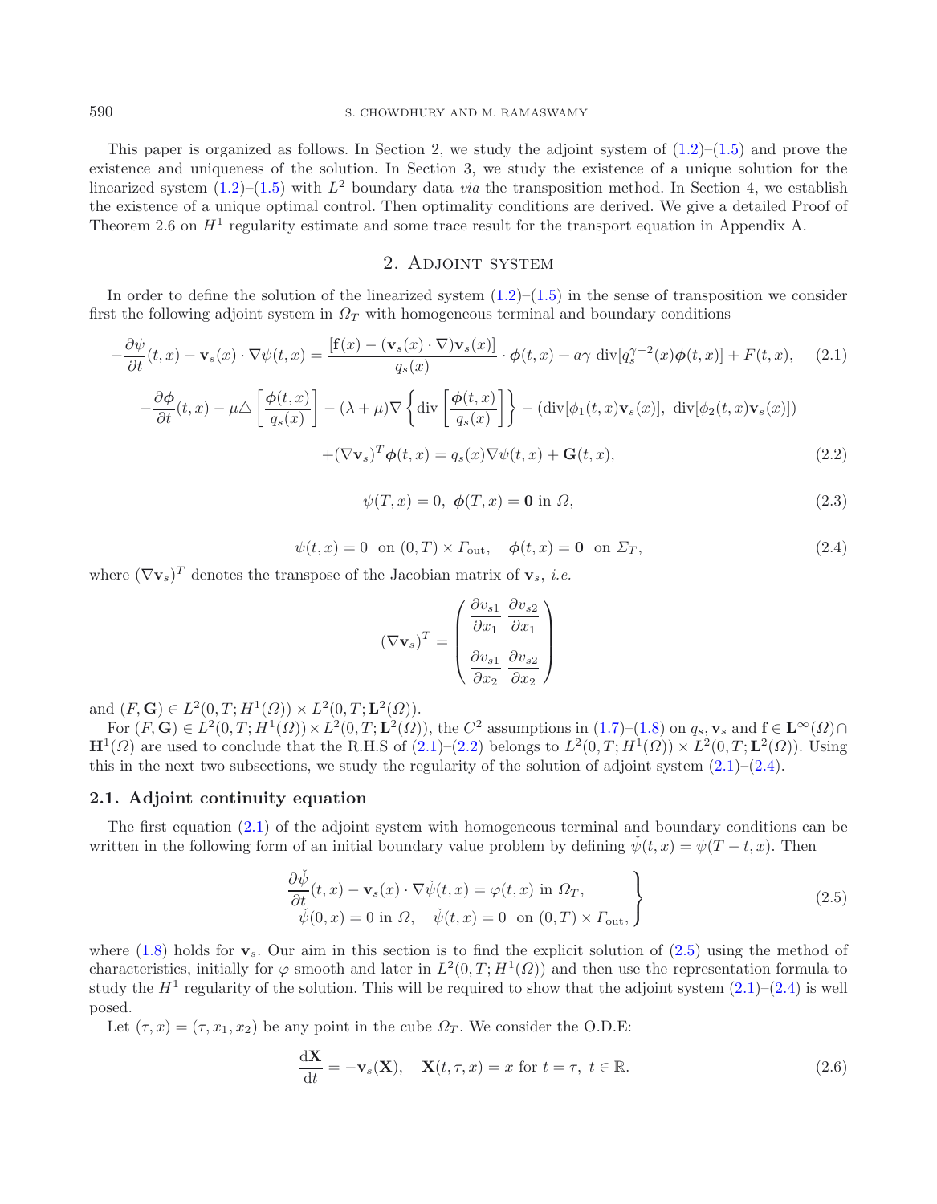This paper is organized as follows. In Section 2, we study the adjoint system of (1.2)–(1.5) and prove the existence and uniqueness of the solution. In Section 3, we study the existence of a unique solution for the linearized system (1.2)–(1.5) with $L^2$ boundary data *via* the transposition method. In Section 4, we establish the existence of a unique optimal control. Then optimality conditions are derived. We give a detailed Proof of Theorem 2.6 on $H^1$ regularity estimate and some trace result for the transport equation in Appendix A.

## 2. Adjoint system

In order to define the solution of the linearized system (1.2)–(1.5) in the sense of transposition we consider first the following adjoint system in $\Omega_T$ with homogeneous terminal and boundary conditions

$$-\frac{\partial\psi}{\partial t}(t,x) - \mathbf{v}_s(x)\cdot\nabla\psi(t,x) = \frac{[\mathbf{f}(x) - (\mathbf{v}_s(x)\cdot\nabla)\mathbf{v}_s(x)]}{q_s(x)}\cdot\boldsymbol{\phi}(t,x) + a\gamma\ \mathrm{div}[q_s^{\gamma-2}(x)\boldsymbol{\phi}(t,x)] + F(t,x), \tag{2.1}$$

$$-\frac{\partial\boldsymbol{\phi}}{\partial t}(t,x) - \mu\triangle\left[\frac{\boldsymbol{\phi}(t,x)}{q_s(x)}\right] - (\lambda+\mu)\nabla\left\{\mathrm{div}\left[\frac{\boldsymbol{\phi}(t,x)}{q_s(x)}\right]\right\} - (\mathrm{div}[\phi_1(t,x)\mathbf{v}_s(x)],\ \mathrm{div}[\phi_2(t,x)\mathbf{v}_s(x)])$$
$$+(\nabla\mathbf{v}_s)^T\boldsymbol{\phi}(t,x) = q_s(x)\nabla\psi(t,x) + \mathbf{G}(t,x), \tag{2.2}$$

$$\psi(T,x) = 0,\ \boldsymbol{\phi}(T,x) = \mathbf{0} \text{ in } \Omega, \tag{2.3}$$

$$\psi(t,x) = 0 \ \text{ on } (0,T)\times\Gamma_{\mathrm{out}}, \quad \boldsymbol{\phi}(t,x) = \mathbf{0} \ \text{ on } \Sigma_T, \tag{2.4}$$

where $(\nabla\mathbf{v}_s)^T$ denotes the transpose of the Jacobian matrix of $\mathbf{v}_s$, *i.e.*

$$(\nabla\mathbf{v}_s)^T = \begin{pmatrix} \dfrac{\partial v_{s1}}{\partial x_1} & \dfrac{\partial v_{s2}}{\partial x_1} \\[2ex] \dfrac{\partial v_{s1}}{\partial x_2} & \dfrac{\partial v_{s2}}{\partial x_2} \end{pmatrix}$$

and $(F,\mathbf{G}) \in L^2(0,T;H^1(\Omega)) \times L^2(0,T;\mathbf{L}^2(\Omega))$.

For $(F,\mathbf{G}) \in L^2(0,T;H^1(\Omega)) \times L^2(0,T;\mathbf{L}^2(\Omega))$, the $C^2$ assumptions in (1.7)–(1.8) on $q_s, \mathbf{v}_s$ and $\mathbf{f} \in \mathbf{L}^\infty(\Omega) \cap \mathbf{H}^1(\Omega)$ are used to conclude that the R.H.S of (2.1)–(2.2) belongs to $L^2(0,T;H^1(\Omega)) \times L^2(0,T;\mathbf{L}^2(\Omega))$. Using this in the next two subsections, we study the regularity of the solution of adjoint system (2.1)–(2.4).

### 2.1. Adjoint continuity equation

The first equation (2.1) of the adjoint system with homogeneous terminal and boundary conditions can be written in the following form of an initial boundary value problem by defining $\check{\psi}(t,x) = \psi(T-t,x)$. Then

$$\left.\begin{aligned} &\frac{\partial\check{\psi}}{\partial t}(t,x) - \mathbf{v}_s(x)\cdot\nabla\check{\psi}(t,x) = \varphi(t,x) \text{ in } \Omega_T, \\ &\check{\psi}(0,x) = 0 \text{ in } \Omega, \quad \check{\psi}(t,x) = 0 \ \text{ on } (0,T)\times\Gamma_{\mathrm{out}}, \end{aligned}\right\} \tag{2.5}$$

where (1.8) holds for $\mathbf{v}_s$. Our aim in this section is to find the explicit solution of (2.5) using the method of characteristics, initially for $\varphi$ smooth and later in $L^2(0,T;H^1(\Omega))$ and then use the representation formula to study the $H^1$ regularity of the solution. This will be required to show that the adjoint system (2.1)–(2.4) is well posed.

Let $(\tau,x) = (\tau,x_1,x_2)$ be any point in the cube $\Omega_T$. We consider the O.D.E:

$$\frac{\mathrm{d}\mathbf{X}}{\mathrm{d}t} = -\mathbf{v}_s(\mathbf{X}), \quad \mathbf{X}(t,\tau,x) = x \text{ for } t=\tau,\ t\in\mathbb{R}. \tag{2.6}$$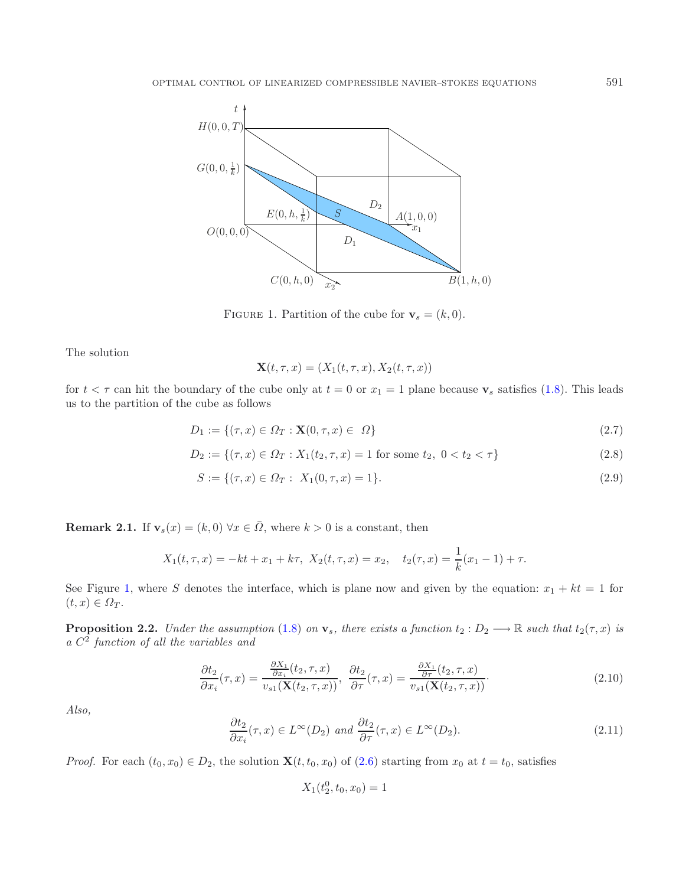FIGURE 1. Partition of the cube for $\mathbf{v}_s = (k, 0)$.

The solution

$$\mathbf{X}(t, \tau, x) = (X_1(t, \tau, x), X_2(t, \tau, x))$$

for $t < \tau$ can hit the boundary of the cube only at $t = 0$ or $x_1 = 1$ plane because $\mathbf{v}_s$ satisfies (1.8). This leads us to the partition of the cube as follows

$$D_1 := \{(\tau, x) \in \Omega_T : \mathbf{X}(0, \tau, x) \in \Omega\} \tag{2.7}$$

$$D_2 := \{(\tau, x) \in \Omega_T : X_1(t_2, \tau, x) = 1 \text{ for some } t_2,\ 0 < t_2 < \tau\} \tag{2.8}$$

$$S := \{(\tau, x) \in \Omega_T : \ X_1(0, \tau, x) = 1\}. \tag{2.9}$$

**Remark 2.1.** If $\mathbf{v}_s(x) = (k, 0)\ \forall x \in \bar{\Omega}$, where $k > 0$ is a constant, then

$$X_1(t, \tau, x) = -kt + x_1 + k\tau,\ X_2(t, \tau, x) = x_2, \quad t_2(\tau, x) = \frac{1}{k}(x_1 - 1) + \tau.$$

See Figure 1, where $S$ denotes the interface, which is plane now and given by the equation: $x_1 + kt = 1$ for $(t, x) \in \Omega_T$.

**Proposition 2.2.** *Under the assumption* (1.8) *on* $\mathbf{v}_s$*, there exists a function* $t_2 : D_2 \longrightarrow \mathbb{R}$ *such that* $t_2(\tau, x)$ *is a* $C^2$ *function of all the variables and*

$$\frac{\partial t_2}{\partial x_i}(\tau, x) = \frac{\frac{\partial X_1}{\partial x_i}(t_2, \tau, x)}{v_{s1}(\mathbf{X}(t_2, \tau, x))},\ \frac{\partial t_2}{\partial \tau}(\tau, x) = \frac{\frac{\partial X_1}{\partial \tau}(t_2, \tau, x)}{v_{s1}(\mathbf{X}(t_2, \tau, x))}. \tag{2.10}$$

*Also,*

$$\frac{\partial t_2}{\partial x_i}(\tau, x) \in L^\infty(D_2) \text{ and } \frac{\partial t_2}{\partial \tau}(\tau, x) \in L^\infty(D_2). \tag{2.11}$$

*Proof.* For each $(t_0, x_0) \in D_2$, the solution $\mathbf{X}(t, t_0, x_0)$ of (2.6) starting from $x_0$ at $t = t_0$, satisfies

$$X_1(t_2^0, t_0, x_0) = 1$$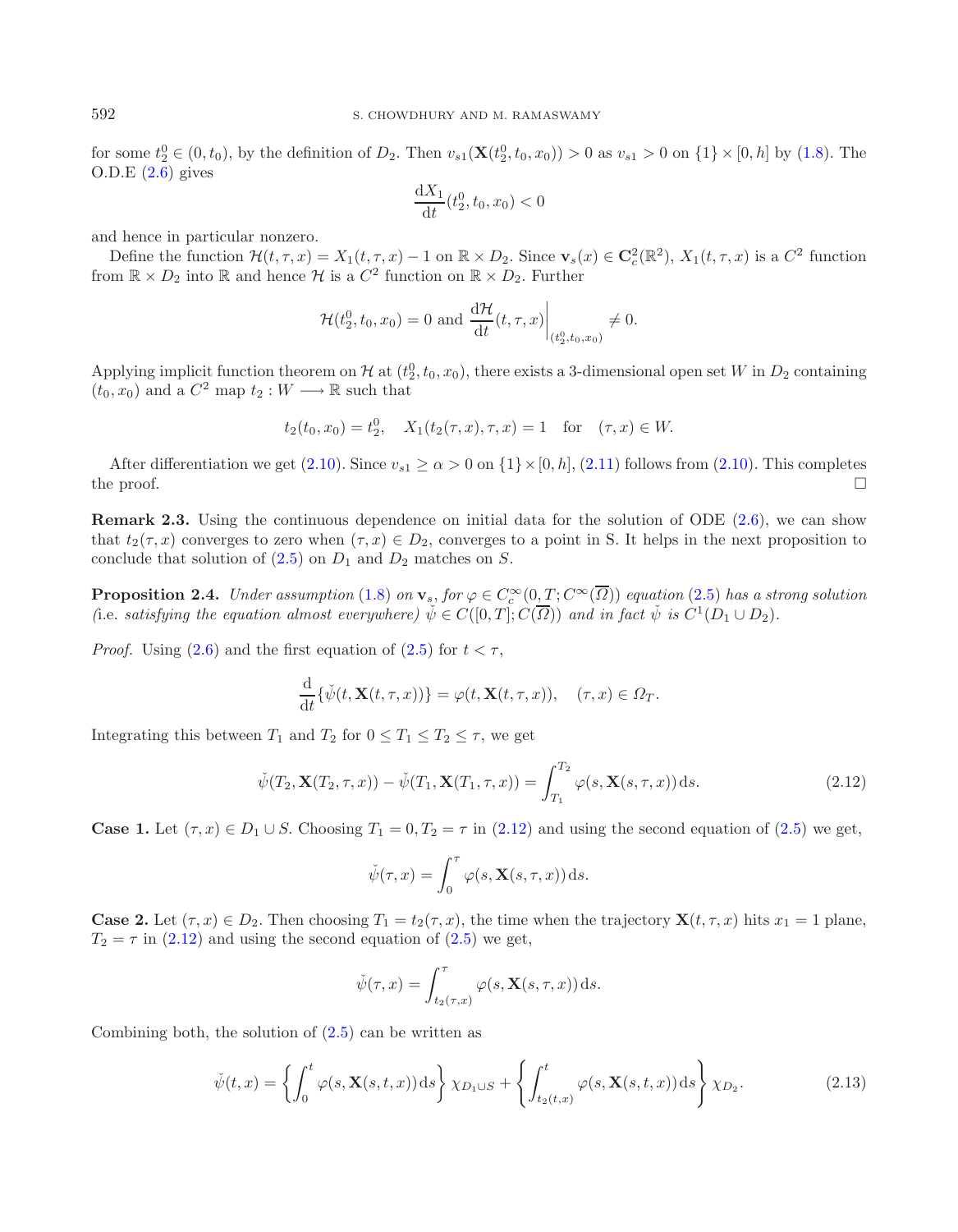for some $t_2^0 \in (0, t_0)$, by the definition of $D_2$. Then $v_{s1}(\mathbf{X}(t_2^0, t_0, x_0)) > 0$ as $v_{s1} > 0$ on $\{1\} \times [0, h]$ by (1.8). The O.D.E (2.6) gives

$$\frac{\mathrm{d}X_1}{\mathrm{d}t}(t_2^0, t_0, x_0) < 0$$

and hence in particular nonzero.

Define the function $\mathcal{H}(t, \tau, x) = X_1(t, \tau, x) - 1$ on $\mathbb{R} \times D_2$. Since $\mathbf{v}_s(x) \in \mathbf{C}_c^2(\mathbb{R}^2)$, $X_1(t, \tau, x)$ is a $C^2$ function from $\mathbb{R} \times D_2$ into $\mathbb{R}$ and hence $\mathcal{H}$ is a $C^2$ function on $\mathbb{R} \times D_2$. Further

$$\mathcal{H}(t_2^0, t_0, x_0) = 0 \text{ and } \left.\frac{\mathrm{d}\mathcal{H}}{\mathrm{d}t}(t, \tau, x)\right|_{(t_2^0, t_0, x_0)} \neq 0.$$

Applying implicit function theorem on $\mathcal{H}$ at $(t_2^0, t_0, x_0)$, there exists a 3-dimensional open set $W$ in $D_2$ containing $(t_0, x_0)$ and a $C^2$ map $t_2 : W \longrightarrow \mathbb{R}$ such that

$$t_2(t_0, x_0) = t_2^0, \quad X_1(t_2(\tau, x), \tau, x) = 1 \quad \text{for} \quad (\tau, x) \in W.$$

After differentiation we get (2.10). Since $v_{s1} \geq \alpha > 0$ on $\{1\} \times [0, h]$, (2.11) follows from (2.10). This completes the proof. $\square$

**Remark 2.3.** Using the continuous dependence on initial data for the solution of ODE (2.6), we can show that $t_2(\tau, x)$ converges to zero when $(\tau, x) \in D_2$, converges to a point in S. It helps in the next proposition to conclude that solution of (2.5) on $D_1$ and $D_2$ matches on $S$.

**Proposition 2.4.** *Under assumption (1.8) on $\mathbf{v}_s$, for $\varphi \in C_c^\infty(0, T; C^\infty(\overline{\Omega}))$ equation (2.5) has a strong solution (i.e. satisfying the equation almost everywhere) $\check{\psi} \in C([0, T]; C(\overline{\Omega}))$ and in fact $\check{\psi}$ is $C^1(D_1 \cup D_2)$.*

*Proof.* Using (2.6) and the first equation of (2.5) for $t < \tau$,

$$\frac{\mathrm{d}}{\mathrm{d}t}\{\check{\psi}(t, \mathbf{X}(t, \tau, x))\} = \varphi(t, \mathbf{X}(t, \tau, x)), \quad (\tau, x) \in \Omega_T.$$

Integrating this between $T_1$ and $T_2$ for $0 \leq T_1 \leq T_2 \leq \tau$, we get

$$\check{\psi}(T_2, \mathbf{X}(T_2, \tau, x)) - \check{\psi}(T_1, \mathbf{X}(T_1, \tau, x)) = \int_{T_1}^{T_2} \varphi(s, \mathbf{X}(s, \tau, x))\,\mathrm{d}s. \tag{2.12}$$

**Case 1.** Let $(\tau, x) \in D_1 \cup S$. Choosing $T_1 = 0, T_2 = \tau$ in (2.12) and using the second equation of (2.5) we get,

$$\check{\psi}(\tau, x) = \int_0^\tau \varphi(s, \mathbf{X}(s, \tau, x))\,\mathrm{d}s.$$

**Case 2.** Let $(\tau, x) \in D_2$. Then choosing $T_1 = t_2(\tau, x)$, the time when the trajectory $\mathbf{X}(t, \tau, x)$ hits $x_1 = 1$ plane, $T_2 = \tau$ in (2.12) and using the second equation of (2.5) we get,

$$\check{\psi}(\tau, x) = \int_{t_2(\tau, x)}^\tau \varphi(s, \mathbf{X}(s, \tau, x))\,\mathrm{d}s.$$

Combining both, the solution of (2.5) can be written as

$$\check{\psi}(t, x) = \left\{\int_0^t \varphi(s, \mathbf{X}(s, t, x))\,\mathrm{d}s\right\} \chi_{D_1 \cup S} + \left\{\int_{t_2(t, x)}^t \varphi(s, \mathbf{X}(s, t, x))\,\mathrm{d}s\right\} \chi_{D_2}. \tag{2.13}$$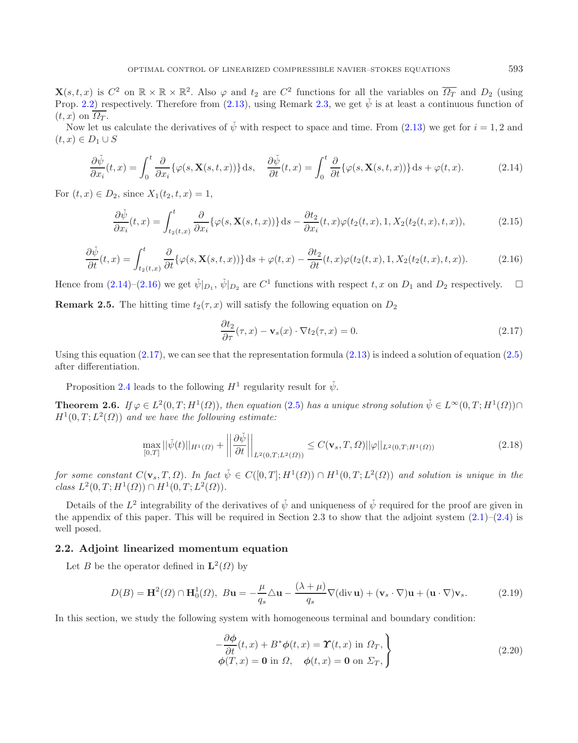$\mathbf{X}(s,t,x)$ is $C^2$ on $\mathbb{R} \times \mathbb{R} \times \mathbb{R}^2$. Also $\varphi$ and $t_2$ are $C^2$ functions for all the variables on $\overline{\Omega_T}$ and $D_2$ (using Prop. 2.2) respectively. Therefore from (2.13), using Remark 2.3, we get $\check{\psi}$ is at least a continuous function of $(t,x)$ on $\overline{\Omega_T}$.

Now let us calculate the derivatives of $\check{\psi}$ with respect to space and time. From (2.13) we get for $i = 1, 2$ and $(t,x) \in D_1 \cup S$

$$\frac{\partial \check{\psi}}{\partial x_i}(t,x) = \int_0^t \frac{\partial}{\partial x_i}\{\varphi(s, \mathbf{X}(s,t,x))\}\, \mathrm{d}s, \quad \frac{\partial \check{\psi}}{\partial t}(t,x) = \int_0^t \frac{\partial}{\partial t}\{\varphi(s, \mathbf{X}(s,t,x))\}\, \mathrm{d}s + \varphi(t,x). \tag{2.14}$$

For $(t,x) \in D_2$, since $X_1(t_2, t, x) = 1$,

$$\frac{\partial \check{\psi}}{\partial x_i}(t,x) = \int_{t_2(t,x)}^t \frac{\partial}{\partial x_i}\{\varphi(s, \mathbf{X}(s,t,x))\}\, \mathrm{d}s - \frac{\partial t_2}{\partial x_i}(t,x)\varphi(t_2(t,x), 1, X_2(t_2(t,x), t, x)), \tag{2.15}$$

$$\frac{\partial \check{\psi}}{\partial t}(t,x) = \int_{t_2(t,x)}^t \frac{\partial}{\partial t}\{\varphi(s, \mathbf{X}(s,t,x))\}\, \mathrm{d}s + \varphi(t,x) - \frac{\partial t_2}{\partial t}(t,x)\varphi(t_2(t,x), 1, X_2(t_2(t,x), t, x)). \tag{2.16}$$

Hence from (2.14)–(2.16) we get $\check{\psi}|_{D_1}$, $\check{\psi}|_{D_2}$ are $C^1$ functions with respect $t, x$ on $D_1$ and $D_2$ respectively. $\square$

**Remark 2.5.** The hitting time $t_2(\tau, x)$ will satisfy the following equation on $D_2$

$$\frac{\partial t_2}{\partial \tau}(\tau, x) - \mathbf{v}_s(x) \cdot \nabla t_2(\tau, x) = 0. \tag{2.17}$$

Using this equation (2.17), we can see that the representation formula (2.13) is indeed a solution of equation (2.5) after differentiation.

Proposition 2.4 leads to the following $H^1$ regularity result for $\check{\psi}$.

**Theorem 2.6.** *If $\varphi \in L^2(0,T; H^1(\Omega))$, then equation (2.5) has a unique strong solution $\check{\psi} \in L^\infty(0,T; H^1(\Omega)) \cap H^1(0,T; L^2(\Omega))$ and we have the following estimate:*

$$\max_{[0,T]} ||\check{\psi}(t)||_{H^1(\Omega)} + \left|\left|\frac{\partial \check{\psi}}{\partial t}\right|\right|_{L^2(0,T;L^2(\Omega))} \leq C(\mathbf{v}_s, T, \Omega)||\varphi||_{L^2(0,T;H^1(\Omega))} \tag{2.18}$$

*for some constant $C(\mathbf{v}_s, T, \Omega)$. In fact $\check{\psi} \in C([0,T]; H^1(\Omega)) \cap H^1(0,T; L^2(\Omega))$ and solution is unique in the class $L^2(0,T; H^1(\Omega)) \cap H^1(0,T; L^2(\Omega))$.*

Details of the $L^2$ integrability of the derivatives of $\check{\psi}$ and uniqueness of $\check{\psi}$ required for the proof are given in the appendix of this paper. This will be required in Section 2.3 to show that the adjoint system (2.1)–(2.4) is well posed.

## 2.2. Adjoint linearized momentum equation

Let $B$ be the operator defined in $\mathbf{L}^2(\Omega)$ by

$$D(B) = \mathbf{H}^2(\Omega) \cap \mathbf{H}^1_0(\Omega), \; B\mathbf{u} = -\frac{\mu}{q_s} \triangle \mathbf{u} - \frac{(\lambda + \mu)}{q_s} \nabla(\operatorname{div} \mathbf{u}) + (\mathbf{v}_s \cdot \nabla)\mathbf{u} + (\mathbf{u} \cdot \nabla)\mathbf{v}_s. \tag{2.19}$$

In this section, we study the following system with homogeneous terminal and boundary condition:

$$\left.\begin{aligned} -\frac{\partial \boldsymbol{\phi}}{\partial t}(t,x) + B^* \boldsymbol{\phi}(t,x) = \boldsymbol{\Upsilon}(t,x) \text{ in } \Omega_T, \\ \boldsymbol{\phi}(T,x) = \mathbf{0} \text{ in } \Omega, \quad \boldsymbol{\phi}(t,x) = \mathbf{0} \text{ on } \Sigma_T, \end{aligned}\right\} \tag{2.20}$$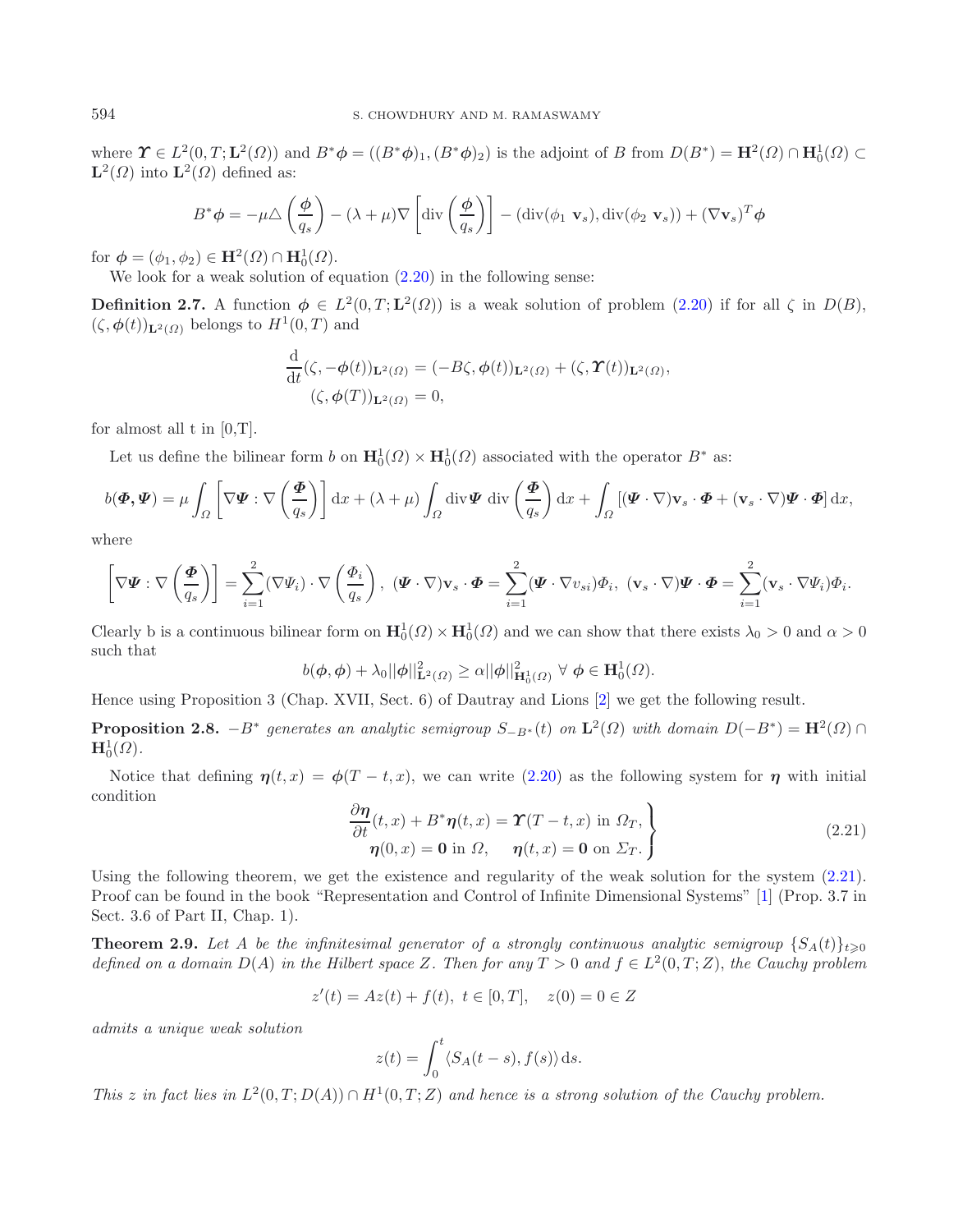where $\boldsymbol{\Upsilon} \in L^2(0,T;\mathbf{L}^2(\Omega))$ and $B^*\boldsymbol{\phi} = ((B^*\boldsymbol{\phi})_1, (B^*\boldsymbol{\phi})_2)$ is the adjoint of $B$ from $D(B^*) = \mathbf{H}^2(\Omega) \cap \mathbf{H}_0^1(\Omega) \subset \mathbf{L}^2(\Omega)$ into $\mathbf{L}^2(\Omega)$ defined as:

$$B^*\boldsymbol{\phi} = -\mu \triangle \left(\frac{\boldsymbol{\phi}}{q_s}\right) - (\lambda+\mu)\nabla\left[\operatorname{div}\left(\frac{\boldsymbol{\phi}}{q_s}\right)\right] - (\operatorname{div}(\phi_1\ \mathbf{v}_s), \operatorname{div}(\phi_2\ \mathbf{v}_s)) + (\nabla \mathbf{v}_s)^T\boldsymbol{\phi}$$

for $\boldsymbol{\phi} = (\phi_1, \phi_2) \in \mathbf{H}^2(\Omega) \cap \mathbf{H}_0^1(\Omega)$.

We look for a weak solution of equation (2.20) in the following sense:

**Definition 2.7.** A function $\boldsymbol{\phi} \in L^2(0,T;\mathbf{L}^2(\Omega))$ is a weak solution of problem (2.20) if for all $\zeta$ in $D(B)$, $(\zeta, \boldsymbol{\phi}(t))_{\mathbf{L}^2(\Omega)}$ belongs to $H^1(0,T)$ and

$$\begin{aligned}
&\frac{\mathrm{d}}{\mathrm{d}t}(\zeta, -\boldsymbol{\phi}(t))_{\mathbf{L}^2(\Omega)} = (-B\zeta, \boldsymbol{\phi}(t))_{\mathbf{L}^2(\Omega)} + (\zeta, \boldsymbol{\Upsilon}(t))_{\mathbf{L}^2(\Omega)},\\
&(\zeta, \boldsymbol{\phi}(T))_{\mathbf{L}^2(\Omega)} = 0,
\end{aligned}$$

for almost all t in [0,T].

Let us define the bilinear form $b$ on $\mathbf{H}_0^1(\Omega) \times \mathbf{H}_0^1(\Omega)$ associated with the operator $B^*$ as:

$$b(\boldsymbol{\Phi}, \boldsymbol{\Psi}) = \mu \int_\Omega \left[\nabla\boldsymbol{\Psi} : \nabla\left(\frac{\boldsymbol{\Phi}}{q_s}\right)\right]\mathrm{d}x + (\lambda+\mu)\int_\Omega \operatorname{div}\boldsymbol{\Psi}\ \operatorname{div}\left(\frac{\boldsymbol{\Phi}}{q_s}\right)\mathrm{d}x + \int_\Omega \left[(\boldsymbol{\Psi}\cdot\nabla)\mathbf{v}_s\cdot\boldsymbol{\Phi} + (\mathbf{v}_s\cdot\nabla)\boldsymbol{\Psi}\cdot\boldsymbol{\Phi}\right]\mathrm{d}x,$$

where

$$\left[\nabla\boldsymbol{\Psi} : \nabla\left(\frac{\boldsymbol{\Phi}}{q_s}\right)\right] = \sum_{i=1}^{2}(\nabla\Psi_i)\cdot\nabla\left(\frac{\Phi_i}{q_s}\right),\ (\boldsymbol{\Psi}\cdot\nabla)\mathbf{v}_s\cdot\boldsymbol{\Phi} = \sum_{i=1}^{2}(\boldsymbol{\Psi}\cdot\nabla v_{si})\Phi_i,\ (\mathbf{v}_s\cdot\nabla)\boldsymbol{\Psi}\cdot\boldsymbol{\Phi} = \sum_{i=1}^{2}(\mathbf{v}_s\cdot\nabla\Psi_i)\Phi_i.$$

Clearly b is a continuous bilinear form on $\mathbf{H}_0^1(\Omega) \times \mathbf{H}_0^1(\Omega)$ and we can show that there exists $\lambda_0 > 0$ and $\alpha > 0$ such that

$$b(\boldsymbol{\phi}, \boldsymbol{\phi}) + \lambda_0||\boldsymbol{\phi}||^2_{\mathbf{L}^2(\Omega)} \geq \alpha||\boldsymbol{\phi}||^2_{\mathbf{H}_0^1(\Omega)}\ \forall\ \boldsymbol{\phi} \in \mathbf{H}_0^1(\Omega).$$

Hence using Proposition 3 (Chap. XVII, Sect. 6) of Dautray and Lions [2] we get the following result.

**Proposition 2.8.** *$-B^*$ generates an analytic semigroup $S_{-B^*}(t)$ on $\mathbf{L}^2(\Omega)$ with domain $D(-B^*) = \mathbf{H}^2(\Omega) \cap \mathbf{H}_0^1(\Omega)$.*

Notice that defining $\boldsymbol{\eta}(t,x) = \boldsymbol{\phi}(T-t,x)$, we can write (2.20) as the following system for $\boldsymbol{\eta}$ with initial condition

$$\left.\begin{aligned}
&\frac{\partial\boldsymbol{\eta}}{\partial t}(t,x) + B^*\boldsymbol{\eta}(t,x) = \boldsymbol{\Upsilon}(T-t,x) \text{ in } \Omega_T,\\
&\boldsymbol{\eta}(0,x) = \mathbf{0} \text{ in } \Omega, \quad \boldsymbol{\eta}(t,x) = \mathbf{0} \text{ on } \Sigma_T.
\end{aligned}\right\} \tag{2.21}$$

Using the following theorem, we get the existence and regularity of the weak solution for the system (2.21). Proof can be found in the book "Representation and Control of Infinite Dimensional Systems" [1] (Prop. 3.7 in Sect. 3.6 of Part II, Chap. 1).

**Theorem 2.9.** *Let $A$ be the infinitesimal generator of a strongly continuous analytic semigroup $\{S_A(t)\}_{t\geqslant 0}$ defined on a domain $D(A)$ in the Hilbert space $Z$. Then for any $T > 0$ and $f \in L^2(0,T;Z)$, the Cauchy problem*

$$z'(t) = Az(t) + f(t),\ t \in [0,T], \quad z(0) = 0 \in Z$$

*admits a unique weak solution*

$$z(t) = \int_0^t \langle S_A(t-s), f(s)\rangle\,\mathrm{d}s.$$

*This $z$ in fact lies in $L^2(0,T;D(A)) \cap H^1(0,T;Z)$ and hence is a strong solution of the Cauchy problem.*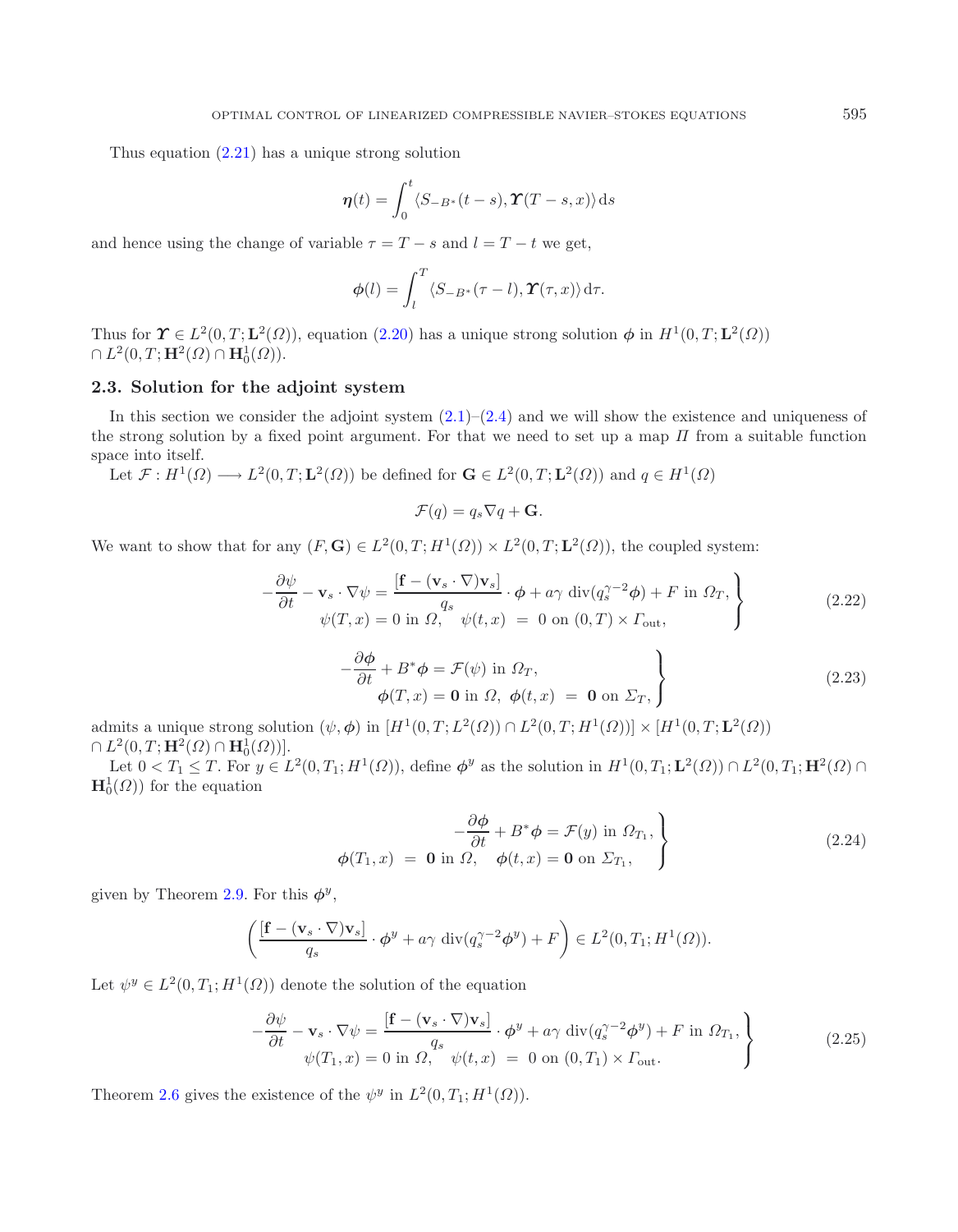Thus equation (2.21) has a unique strong solution

$$\boldsymbol{\eta}(t) = \int_0^t \langle S_{-B^*}(t-s), \boldsymbol{\Upsilon}(T-s,x)\rangle \,\mathrm{d}s$$

and hence using the change of variable $\tau = T - s$ and $l = T - t$ we get,

$$\boldsymbol{\phi}(l) = \int_l^T \langle S_{-B^*}(\tau - l), \boldsymbol{\Upsilon}(\tau, x)\rangle \,\mathrm{d}\tau.$$

Thus for $\boldsymbol{\Upsilon} \in L^2(0,T;\mathbf{L}^2(\Omega))$, equation (2.20) has a unique strong solution $\boldsymbol{\phi}$ in $H^1(0,T;\mathbf{L}^2(\Omega)) \cap L^2(0,T;\mathbf{H}^2(\Omega)\cap \mathbf{H}^1_0(\Omega))$.

### 2.3. Solution for the adjoint system

In this section we consider the adjoint system (2.1)–(2.4) and we will show the existence and uniqueness of the strong solution by a fixed point argument. For that we need to set up a map $\Pi$ from a suitable function space into itself.

Let $\mathcal{F} : H^1(\Omega) \longrightarrow L^2(0,T;\mathbf{L}^2(\Omega))$ be defined for $\mathbf{G} \in L^2(0,T;\mathbf{L}^2(\Omega))$ and $q \in H^1(\Omega)$

$$\mathcal{F}(q) = q_s \nabla q + \mathbf{G}.$$

We want to show that for any $(F, \mathbf{G}) \in L^2(0,T;H^1(\Omega)) \times L^2(0,T;\mathbf{L}^2(\Omega))$, the coupled system:

$$\left.\begin{aligned} -\frac{\partial \psi}{\partial t} - \mathbf{v}_s \cdot \nabla \psi &= \frac{[\mathbf{f} - (\mathbf{v}_s \cdot \nabla)\mathbf{v}_s]}{q_s} \cdot \boldsymbol{\phi} + a\gamma \,\operatorname{div}(q_s^{\gamma-2}\boldsymbol{\phi}) + F \text{ in } \Omega_T, \\ \psi(T,x) = 0 \text{ in } \Omega, \quad \psi(t,x) &= 0 \text{ on } (0,T)\times \Gamma_{\text{out}}, \end{aligned}\right\} \tag{2.22}$$

$$\left.\begin{aligned} -\frac{\partial \boldsymbol{\phi}}{\partial t} + B^*\boldsymbol{\phi} &= \mathcal{F}(\psi) \text{ in } \Omega_T, \\ \boldsymbol{\phi}(T,x) = \mathbf{0} \text{ in } \Omega, \ \boldsymbol{\phi}(t,x) &= \mathbf{0} \text{ on } \Sigma_T, \end{aligned}\right\} \tag{2.23}$$

admits a unique strong solution $(\psi, \boldsymbol{\phi})$ in $[H^1(0,T;L^2(\Omega)) \cap L^2(0,T;H^1(\Omega))] \times [H^1(0,T;\mathbf{L}^2(\Omega)) \cap L^2(0,T;\mathbf{H}^2(\Omega)\cap\mathbf{H}^1_0(\Omega))]$.

Let $0 < T_1 \leq T$. For $y \in L^2(0,T_1;H^1(\Omega))$, define $\boldsymbol{\phi}^y$ as the solution in $H^1(0,T_1;\mathbf{L}^2(\Omega)) \cap L^2(0,T_1;\mathbf{H}^2(\Omega)\cap \mathbf{H}^1_0(\Omega))$ for the equation

$$\left.\begin{aligned} -\frac{\partial \boldsymbol{\phi}}{\partial t} + B^*\boldsymbol{\phi} &= \mathcal{F}(y) \text{ in } \Omega_{T_1}, \\ \boldsymbol{\phi}(T_1,x) = \mathbf{0} \text{ in } \Omega, &\quad \boldsymbol{\phi}(t,x) = \mathbf{0} \text{ on } \Sigma_{T_1}, \end{aligned}\right\} \tag{2.24}$$

given by Theorem 2.9. For this $\boldsymbol{\phi}^y$,

$$\left(\frac{[\mathbf{f} - (\mathbf{v}_s \cdot \nabla)\mathbf{v}_s]}{q_s} \cdot \boldsymbol{\phi}^y + a\gamma \,\operatorname{div}(q_s^{\gamma-2}\boldsymbol{\phi}^y) + F\right) \in L^2(0,T_1;H^1(\Omega)).$$

Let $\psi^y \in L^2(0,T_1;H^1(\Omega))$ denote the solution of the equation

$$\left.\begin{aligned} -\frac{\partial \psi}{\partial t} - \mathbf{v}_s \cdot \nabla \psi &= \frac{[\mathbf{f} - (\mathbf{v}_s \cdot \nabla)\mathbf{v}_s]}{q_s} \cdot \boldsymbol{\phi}^y + a\gamma \,\operatorname{div}(q_s^{\gamma-2}\boldsymbol{\phi}^y) + F \text{ in } \Omega_{T_1}, \\ \psi(T_1,x) = 0 \text{ in } \Omega, \quad \psi(t,x) &= 0 \text{ on } (0,T_1)\times \Gamma_{\text{out}}. \end{aligned}\right\} \tag{2.25}$$

Theorem 2.6 gives the existence of the $\psi^y$ in $L^2(0,T_1;H^1(\Omega))$.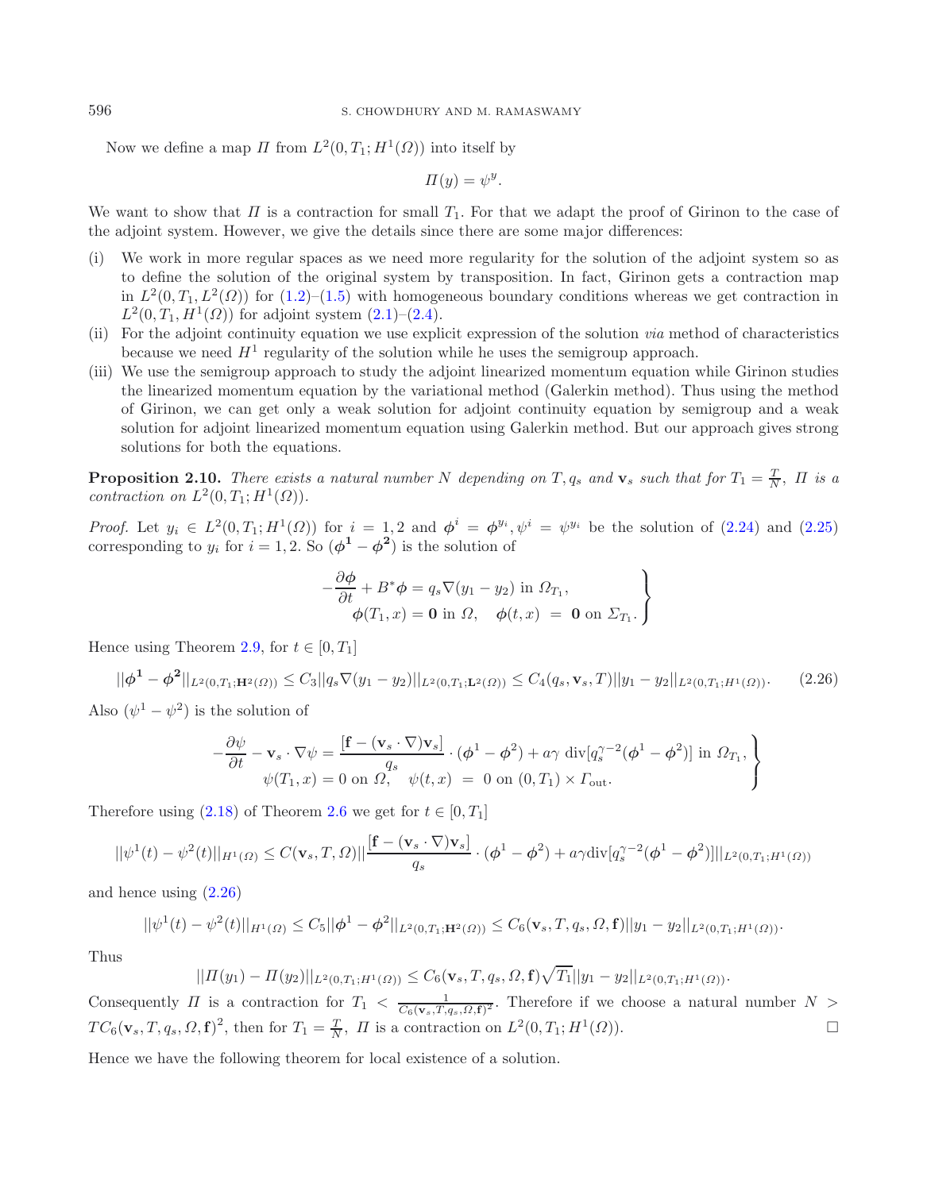Now we define a map $\Pi$ from $L^2(0,T_1;H^1(\Omega))$ into itself by

$$\Pi(y) = \psi^y.$$

We want to show that $\Pi$ is a contraction for small $T_1$. For that we adapt the proof of Girinon to the case of the adjoint system. However, we give the details since there are some major differences:

(i) We work in more regular spaces as we need more regularity for the solution of the adjoint system so as to define the solution of the original system by transposition. In fact, Girinon gets a contraction map in $L^2(0,T_1,L^2(\Omega))$ for (1.2)–(1.5) with homogeneous boundary conditions whereas we get contraction in $L^2(0,T_1,H^1(\Omega))$ for adjoint system (2.1)–(2.4).

(ii) For the adjoint continuity equation we use explicit expression of the solution *via* method of characteristics because we need $H^1$ regularity of the solution while he uses the semigroup approach.

(iii) We use the semigroup approach to study the adjoint linearized momentum equation while Girinon studies the linearized momentum equation by the variational method (Galerkin method). Thus using the method of Girinon, we can get only a weak solution for adjoint continuity equation by semigroup and a weak solution for adjoint linearized momentum equation using Galerkin method. But our approach gives strong solutions for both the equations.

**Proposition 2.10.** *There exists a natural number $N$ depending on $T, q_s$ and $\mathbf{v}_s$ such that for $T_1 = \frac{T}{N}$, $\Pi$ is a contraction on $L^2(0,T_1;H^1(\Omega))$.*

*Proof.* Let $y_i \in L^2(0,T_1;H^1(\Omega))$ for $i = 1,2$ and $\boldsymbol{\phi}^i = \boldsymbol{\phi}^{y_i}, \psi^i = \psi^{y_i}$ be the solution of (2.24) and (2.25) corresponding to $y_i$ for $i = 1,2$. So $(\boldsymbol{\phi}^1 - \boldsymbol{\phi}^2)$ is the solution of

$$\left.\begin{aligned} -\frac{\partial \boldsymbol{\phi}}{\partial t} + B^* \boldsymbol{\phi} &= q_s \nabla(y_1 - y_2) \text{ in } \Omega_{T_1}, \\ \boldsymbol{\phi}(T_1, x) = \mathbf{0} \text{ in } \Omega, \quad \boldsymbol{\phi}(t,x) &= \mathbf{0} \text{ on } \Sigma_{T_1}. \end{aligned}\right\}$$

Hence using Theorem 2.9, for $t \in [0,T_1]$

$$||\boldsymbol{\phi}^1 - \boldsymbol{\phi}^2||_{L^2(0,T_1;\mathbf{H}^2(\Omega))} \le C_3 ||q_s \nabla(y_1 - y_2)||_{L^2(0,T_1;\mathbf{L}^2(\Omega))} \le C_4(q_s, \mathbf{v}_s, T)||y_1 - y_2||_{L^2(0,T_1;H^1(\Omega))}. \tag{2.26}$$

Also $(\psi^1 - \psi^2)$ is the solution of

$$\left.\begin{aligned} -\frac{\partial \psi}{\partial t} - \mathbf{v}_s \cdot \nabla \psi &= \frac{[\mathbf{f} - (\mathbf{v}_s \cdot \nabla)\mathbf{v}_s]}{q_s} \cdot (\boldsymbol{\phi}^1 - \boldsymbol{\phi}^2) + a\gamma \ \mathrm{div}[q_s^{\gamma-2}(\boldsymbol{\phi}^1 - \boldsymbol{\phi}^2)] \text{ in } \Omega_{T_1}, \\ \psi(T_1, x) = 0 \text{ on } \Omega, \quad \psi(t,x) &= 0 \text{ on } (0,T_1) \times \Gamma_{\text{out}}. \end{aligned}\right\}$$

Therefore using (2.18) of Theorem 2.6 we get for $t \in [0,T_1]$

$$||\psi^1(t) - \psi^2(t)||_{H^1(\Omega)} \le C(\mathbf{v}_s, T, \Omega)||\frac{[\mathbf{f} - (\mathbf{v}_s \cdot \nabla)\mathbf{v}_s]}{q_s} \cdot (\boldsymbol{\phi}^1 - \boldsymbol{\phi}^2) + a\gamma \mathrm{div}[q_s^{\gamma-2}(\boldsymbol{\phi}^1 - \boldsymbol{\phi}^2)]||_{L^2(0,T_1;H^1(\Omega))}$$

and hence using (2.26)

$$||\psi^1(t) - \psi^2(t)||_{H^1(\Omega)} \le C_5 ||\boldsymbol{\phi}^1 - \boldsymbol{\phi}^2||_{L^2(0,T_1;\mathbf{H}^2(\Omega))} \le C_6(\mathbf{v}_s, T, q_s, \Omega, \mathbf{f})||y_1 - y_2||_{L^2(0,T_1;H^1(\Omega))}.$$

Thus

$$||\Pi(y_1) - \Pi(y_2)||_{L^2(0,T_1;H^1(\Omega))} \le C_6(\mathbf{v}_s, T, q_s, \Omega, \mathbf{f})\sqrt{T_1}||y_1 - y_2||_{L^2(0,T_1;H^1(\Omega))}.$$

Consequently $\Pi$ is a contraction for $T_1 < \frac{1}{C_6(\mathbf{v}_s, T, q_s, \Omega, \mathbf{f})^2}$. Therefore if we choose a natural number $N > TC_6(\mathbf{v}_s, T, q_s, \Omega, \mathbf{f})^2$, then for $T_1 = \frac{T}{N}$, $\Pi$ is a contraction on $L^2(0,T_1;H^1(\Omega))$. □

Hence we have the following theorem for local existence of a solution.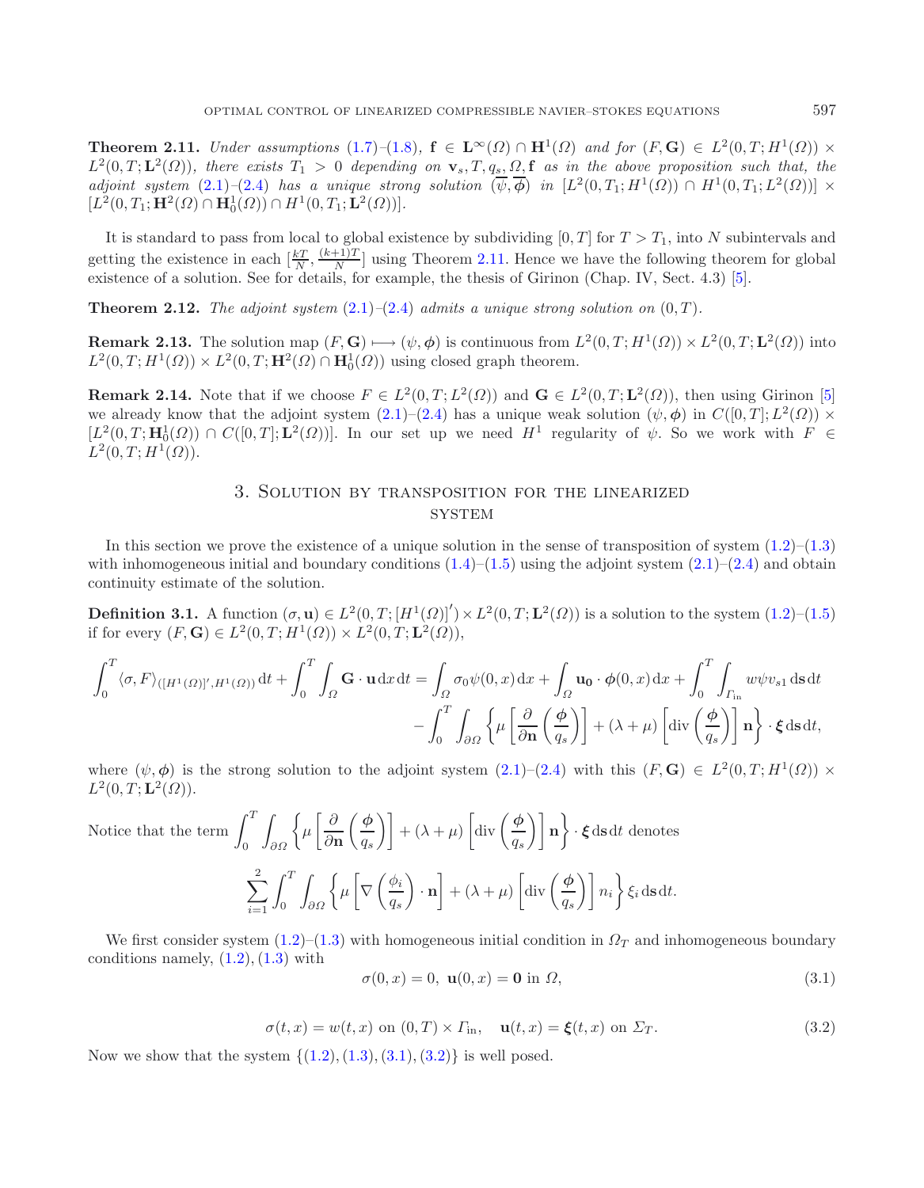**Theorem 2.11.** *Under assumptions* (1.7)–(1.8)*,* $\mathbf{f} \in \mathbf{L}^\infty(\Omega) \cap \mathbf{H}^1(\Omega)$ *and for* $(F, \mathbf{G}) \in L^2(0,T; H^1(\Omega)) \times L^2(0,T; \mathbf{L}^2(\Omega))$*, there exists* $T_1 > 0$ *depending on* $\mathbf{v}_s, T, q_s, \Omega, \mathbf{f}$ *as in the above proposition such that, the adjoint system* (2.1)–(2.4) *has a unique strong solution* $(\overline{\psi}, \overline{\boldsymbol{\phi}})$ *in* $[L^2(0,T_1; H^1(\Omega)) \cap H^1(0,T_1; L^2(\Omega))] \times [L^2(0,T_1; \mathbf{H}^2(\Omega) \cap \mathbf{H}^1_0(\Omega)) \cap H^1(0,T_1; \mathbf{L}^2(\Omega))]$.

It is standard to pass from local to global existence by subdividing $[0,T]$ for $T > T_1$, into $N$ subintervals and getting the existence in each $[\frac{kT}{N}, \frac{(k+1)T}{N}]$ using Theorem 2.11. Hence we have the following theorem for global existence of a solution. See for details, for example, the thesis of Girinon (Chap. IV, Sect. 4.3) [5].

**Theorem 2.12.** *The adjoint system* (2.1)–(2.4) *admits a unique strong solution on* $(0,T)$.

**Remark 2.13.** The solution map $(F, \mathbf{G}) \longmapsto (\psi, \boldsymbol{\phi})$ is continuous from $L^2(0,T; H^1(\Omega)) \times L^2(0,T; \mathbf{L}^2(\Omega))$ into $L^2(0,T; H^1(\Omega)) \times L^2(0,T; \mathbf{H}^2(\Omega) \cap \mathbf{H}^1_0(\Omega))$ using closed graph theorem.

**Remark 2.14.** Note that if we choose $F \in L^2(0,T; L^2(\Omega))$ and $\mathbf{G} \in L^2(0,T; \mathbf{L}^2(\Omega))$, then using Girinon [5] we already know that the adjoint system (2.1)–(2.4) has a unique weak solution $(\psi, \boldsymbol{\phi})$ in $C([0,T]; L^2(\Omega)) \times [L^2(0,T; \mathbf{H}^1_0(\Omega)) \cap C([0,T]; \mathbf{L}^2(\Omega))]$. In our set up we need $H^1$ regularity of $\psi$. So we work with $F \in L^2(0,T; H^1(\Omega))$.

## 3. Solution by transposition for the linearized system

In this section we prove the existence of a unique solution in the sense of transposition of system (1.2)–(1.3) with inhomogeneous initial and boundary conditions (1.4)–(1.5) using the adjoint system (2.1)–(2.4) and obtain continuity estimate of the solution.

**Definition 3.1.** A function $(\sigma, \mathbf{u}) \in L^2(0,T; [H^1(\Omega)]') \times L^2(0,T; \mathbf{L}^2(\Omega))$ is a solution to the system (1.2)–(1.5) if for every $(F, \mathbf{G}) \in L^2(0,T; H^1(\Omega)) \times L^2(0,T; \mathbf{L}^2(\Omega))$,

$$\int_0^T \langle \sigma, F \rangle_{([H^1(\Omega)]', H^1(\Omega))} \,\mathrm{d}t + \int_0^T \int_\Omega \mathbf{G} \cdot \mathbf{u} \,\mathrm{d}x\,\mathrm{d}t = \int_\Omega \sigma_0 \psi(0,x)\,\mathrm{d}x + \int_\Omega \mathbf{u_0} \cdot \boldsymbol{\phi}(0,x)\,\mathrm{d}x + \int_0^T \int_{\Gamma_{\text{in}}} w \psi v_{s1} \,\mathrm{d}s\,\mathrm{d}t$$
$$- \int_0^T \int_{\partial\Omega} \left\{ \mu \left[ \frac{\partial}{\partial \mathbf{n}} \left( \frac{\boldsymbol{\phi}}{q_s} \right) \right] + (\lambda + \mu) \left[ \mathrm{div} \left( \frac{\boldsymbol{\phi}}{q_s} \right) \right] \mathbf{n} \right\} \cdot \boldsymbol{\xi} \,\mathrm{d}s\,\mathrm{d}t,$$

where $(\psi, \boldsymbol{\phi})$ is the strong solution to the adjoint system (2.1)–(2.4) with this $(F, \mathbf{G}) \in L^2(0,T; H^1(\Omega)) \times L^2(0,T; \mathbf{L}^2(\Omega))$.

Notice that the term $\displaystyle\int_0^T \int_{\partial\Omega} \left\{ \mu \left[ \frac{\partial}{\partial \mathbf{n}} \left( \frac{\boldsymbol{\phi}}{q_s} \right) \right] + (\lambda + \mu) \left[ \mathrm{div} \left( \frac{\boldsymbol{\phi}}{q_s} \right) \right] \mathbf{n} \right\} \cdot \boldsymbol{\xi} \,\mathrm{d}s\,\mathrm{d}t$ denotes

$$\sum_{i=1}^2 \int_0^T \int_{\partial\Omega} \left\{ \mu \left[ \nabla \left( \frac{\phi_i}{q_s} \right) \cdot \mathbf{n} \right] + (\lambda + \mu) \left[ \mathrm{div} \left( \frac{\boldsymbol{\phi}}{q_s} \right) \right] n_i \right\} \xi_i \,\mathrm{d}s\,\mathrm{d}t.$$

We first consider system (1.2)–(1.3) with homogeneous initial condition in $\Omega_T$ and inhomogeneous boundary conditions namely, (1.2), (1.3) with

$$\sigma(0,x) = 0, \;\; \mathbf{u}(0,x) = \mathbf{0} \text{ in } \Omega, \tag{3.1}$$

$$\sigma(t,x) = w(t,x) \text{ on } (0,T) \times \Gamma_{\text{in}}, \quad \mathbf{u}(t,x) = \boldsymbol{\xi}(t,x) \text{ on } \Sigma_T. \tag{3.2}$$

Now we show that the system {(1.2), (1.3), (3.1), (3.2)} is well posed.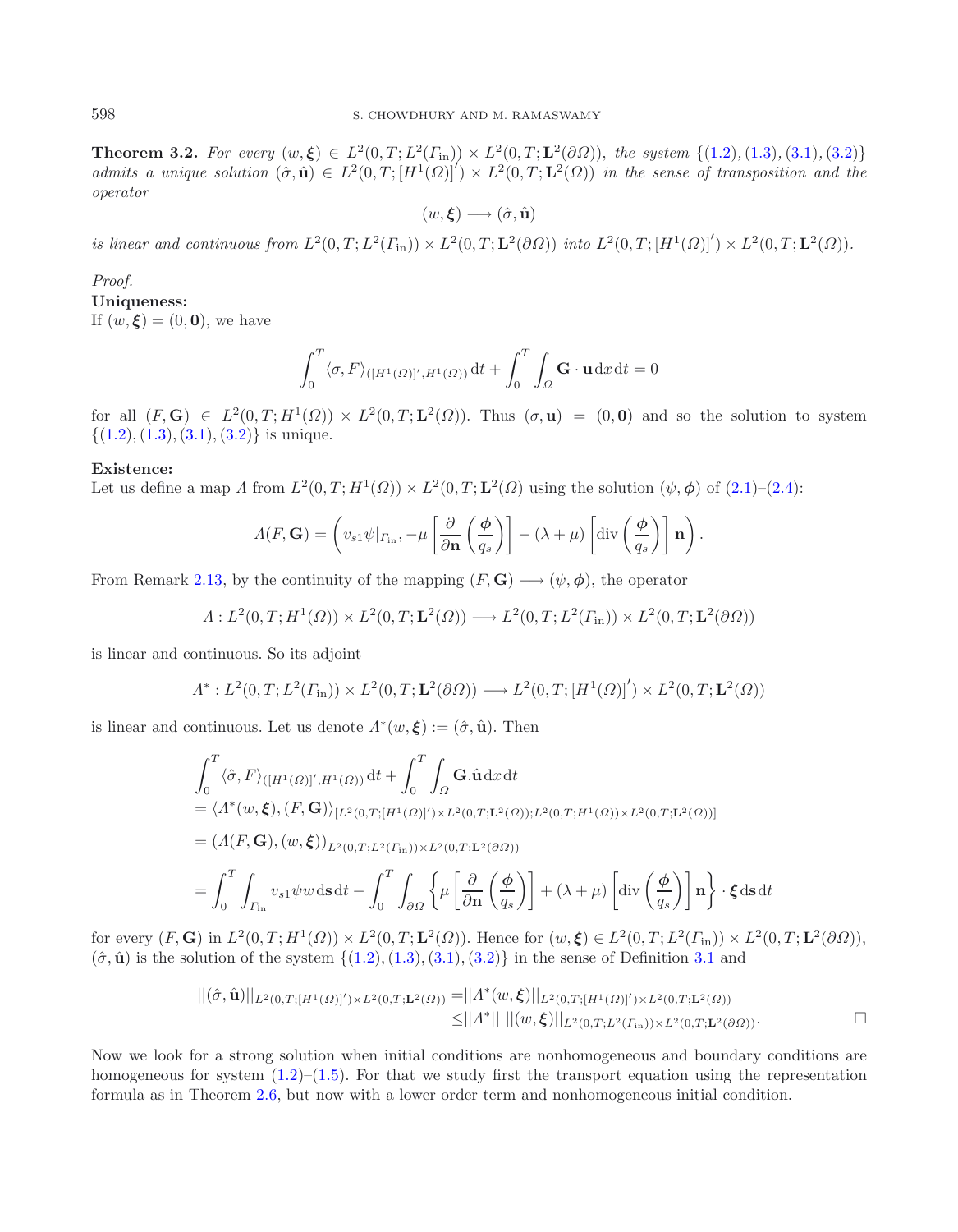**Theorem 3.2.** *For every $(w, \boldsymbol{\xi}) \in L^2(0,T;L^2(\Gamma_{\text{in}})) \times L^2(0,T;\mathbf{L}^2(\partial\Omega))$, the system $\{(1.2),(1.3),(3.1),(3.2)\}$ admits a unique solution $(\hat{\sigma}, \hat{\mathbf{u}}) \in L^2(0,T;[H^1(\Omega)]') \times L^2(0,T;\mathbf{L}^2(\Omega))$ in the sense of transposition and the operator*

$$(w, \boldsymbol{\xi}) \longrightarrow (\hat{\sigma}, \hat{\mathbf{u}})$$

*is linear and continuous from $L^2(0,T;L^2(\Gamma_{\text{in}})) \times L^2(0,T;\mathbf{L}^2(\partial\Omega))$ into $L^2(0,T;[H^1(\Omega)]') \times L^2(0,T;\mathbf{L}^2(\Omega))$.*

*Proof.*

**Uniqueness:**

If $(w, \boldsymbol{\xi}) = (0, \mathbf{0})$, we have

$$\int_0^T \langle \sigma, F \rangle_{([H^1(\Omega)]', H^1(\Omega))} \,\mathrm{d}t + \int_0^T \int_\Omega \mathbf{G} \cdot \mathbf{u} \,\mathrm{d}x \,\mathrm{d}t = 0$$

for all $(F, \mathbf{G}) \in L^2(0,T;H^1(\Omega)) \times L^2(0,T;\mathbf{L}^2(\Omega))$. Thus $(\sigma, \mathbf{u}) = (0, \mathbf{0})$ and so the solution to system $\{(1.2),(1.3),(3.1),(3.2)\}$ is unique.

**Existence:**

Let us define a map $\Lambda$ from $L^2(0,T;H^1(\Omega)) \times L^2(0,T;\mathbf{L}^2(\Omega))$ using the solution $(\psi, \boldsymbol{\phi})$ of (2.1)–(2.4):

$$\Lambda(F, \mathbf{G}) = \left( v_{s1}\psi|_{\Gamma_{\text{in}}}, -\mu \left[ \frac{\partial}{\partial \mathbf{n}} \left( \frac{\boldsymbol{\phi}}{q_s} \right) \right] - (\lambda + \mu) \left[ \operatorname{div} \left( \frac{\boldsymbol{\phi}}{q_s} \right) \right] \mathbf{n} \right).$$

From Remark 2.13, by the continuity of the mapping $(F, \mathbf{G}) \longrightarrow (\psi, \boldsymbol{\phi})$, the operator

$$\Lambda : L^2(0,T;H^1(\Omega)) \times L^2(0,T;\mathbf{L}^2(\Omega)) \longrightarrow L^2(0,T;L^2(\Gamma_{\text{in}})) \times L^2(0,T;\mathbf{L}^2(\partial\Omega))$$

is linear and continuous. So its adjoint

$$\Lambda^* : L^2(0,T;L^2(\Gamma_{\text{in}})) \times L^2(0,T;\mathbf{L}^2(\partial\Omega)) \longrightarrow L^2(0,T;[H^1(\Omega)]') \times L^2(0,T;\mathbf{L}^2(\Omega))$$

is linear and continuous. Let us denote $\Lambda^*(w, \boldsymbol{\xi}) := (\hat{\sigma}, \hat{\mathbf{u}})$. Then

$$\begin{aligned}
&\int_0^T \langle \hat{\sigma}, F \rangle_{([H^1(\Omega)]', H^1(\Omega))} \,\mathrm{d}t + \int_0^T \int_\Omega \mathbf{G} . \hat{\mathbf{u}} \,\mathrm{d}x \,\mathrm{d}t \\
&= \langle \Lambda^*(w, \boldsymbol{\xi}), (F, \mathbf{G}) \rangle_{[L^2(0,T;[H^1(\Omega)]') \times L^2(0,T;\mathbf{L}^2(\Omega)); L^2(0,T;H^1(\Omega)) \times L^2(0,T;\mathbf{L}^2(\Omega))]} \\
&= (\Lambda(F, \mathbf{G}), (w, \boldsymbol{\xi}))_{L^2(0,T;L^2(\Gamma_{\text{in}})) \times L^2(0,T;\mathbf{L}^2(\partial\Omega))} \\
&= \int_0^T \int_{\Gamma_{\text{in}}} v_{s1} \psi w \,\mathrm{d}\mathbf{s} \,\mathrm{d}t - \int_0^T \int_{\partial\Omega} \left\{ \mu \left[ \frac{\partial}{\partial \mathbf{n}} \left( \frac{\boldsymbol{\phi}}{q_s} \right) \right] + (\lambda + \mu) \left[ \operatorname{div} \left( \frac{\boldsymbol{\phi}}{q_s} \right) \right] \mathbf{n} \right\} \cdot \boldsymbol{\xi} \,\mathrm{d}\mathbf{s} \,\mathrm{d}t
\end{aligned}$$

for every $(F, \mathbf{G})$ in $L^2(0,T;H^1(\Omega)) \times L^2(0,T;\mathbf{L}^2(\Omega))$. Hence for $(w, \boldsymbol{\xi}) \in L^2(0,T;L^2(\Gamma_{\text{in}})) \times L^2(0,T;\mathbf{L}^2(\partial\Omega))$, $(\hat{\sigma}, \hat{\mathbf{u}})$ is the solution of the system $\{(1.2),(1.3),(3.1),(3.2)\}$ in the sense of Definition 3.1 and

$$\begin{aligned}
||(\hat{\sigma}, \hat{\mathbf{u}})||_{L^2(0,T;[H^1(\Omega)]') \times L^2(0,T;\mathbf{L}^2(\Omega))} &= ||\Lambda^*(w, \boldsymbol{\xi})||_{L^2(0,T;[H^1(\Omega)]') \times L^2(0,T;\mathbf{L}^2(\Omega))} \\
&\leq ||\Lambda^*|| \; ||(w, \boldsymbol{\xi})||_{L^2(0,T;L^2(\Gamma_{\text{in}})) \times L^2(0,T;\mathbf{L}^2(\partial\Omega))}.
\end{aligned}$$

□

Now we look for a strong solution when initial conditions are nonhomogeneous and boundary conditions are homogeneous for system (1.2)–(1.5). For that we study first the transport equation using the representation formula as in Theorem 2.6, but now with a lower order term and nonhomogeneous initial condition.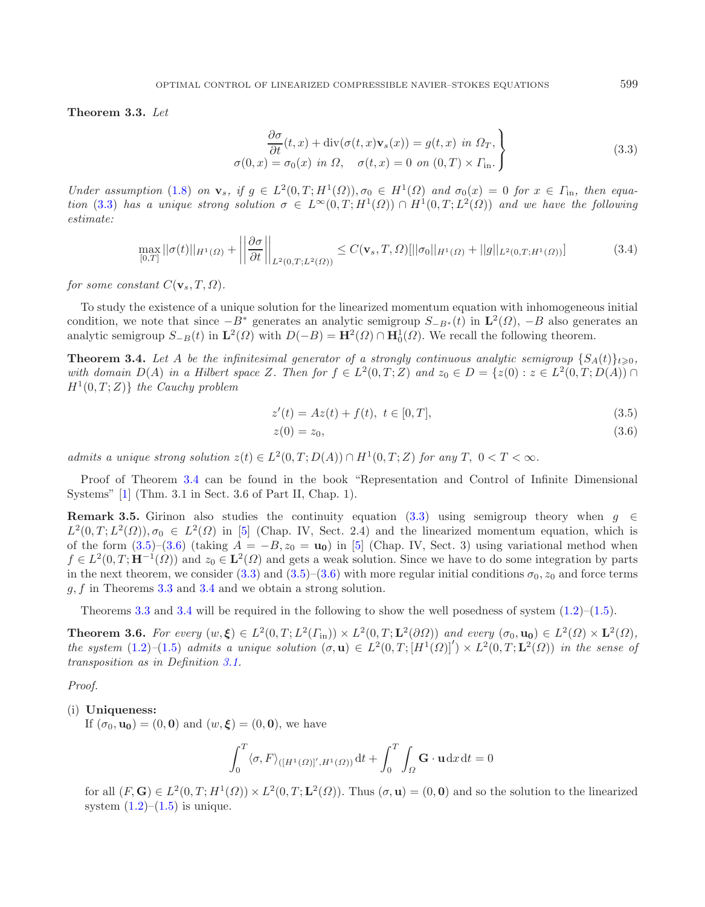**Theorem 3.3.** *Let*

$$
\left.\begin{aligned}
\frac{\partial \sigma}{\partial t}(t,x) + \operatorname{div}(\sigma(t,x)\mathbf{v}_s(x)) = g(t,x) \ \text{in} \ \Omega_T,\\
\sigma(0,x) = \sigma_0(x) \ \text{in} \ \Omega, \quad \sigma(t,x) = 0 \ \text{on} \ (0,T) \times \Gamma_{\text{in}}.
\end{aligned}\right\} \tag{3.3}
$$

*Under assumption* (1.8) *on* $\mathbf{v}_s$*, if* $g \in L^2(0,T;H^1(\Omega)), \sigma_0 \in H^1(\Omega)$ *and* $\sigma_0(x) = 0$ *for* $x \in \Gamma_{\text{in}}$*, then equation* (3.3) *has a unique strong solution* $\sigma \in L^\infty(0,T;H^1(\Omega)) \cap H^1(0,T;L^2(\Omega))$ *and we have the following estimate:*

$$
\max_{[0,T]} ||\sigma(t)||_{H^1(\Omega)} + \left|\left|\frac{\partial \sigma}{\partial t}\right|\right|_{L^2(0,T;L^2(\Omega))} \leq C(\mathbf{v}_s,T,\Omega)[||\sigma_0||_{H^1(\Omega)} + ||g||_{L^2(0,T;H^1(\Omega))}] \tag{3.4}
$$

*for some constant* $C(\mathbf{v}_s,T,\Omega)$*.*

To study the existence of a unique solution for the linearized momentum equation with inhomogeneous initial condition, we note that since $-B^*$ generates an analytic semigroup $S_{-B^*}(t)$ in $\mathbf{L}^2(\Omega)$, $-B$ also generates an analytic semigroup $S_{-B}(t)$ in $\mathbf{L}^2(\Omega)$ with $D(-B) = \mathbf{H}^2(\Omega) \cap \mathbf{H}^1_0(\Omega)$. We recall the following theorem.

**Theorem 3.4.** *Let* $A$ *be the infinitesimal generator of a strongly continuous analytic semigroup* $\{S_A(t)\}_{t\geqslant 0}$*, with domain* $D(A)$ *in a Hilbert space* $Z$*. Then for* $f \in L^2(0,T;Z)$ *and* $z_0 \in D = \{z(0) : z \in L^2(0,T;D(A)) \cap H^1(0,T;Z)\}$ *the Cauchy problem*

$$
z'(t) = Az(t) + f(t), \ t \in [0,T], \tag{3.5}
$$

$$
z(0) = z_0, \tag{3.6}
$$

*admits a unique strong solution* $z(t) \in L^2(0,T;D(A)) \cap H^1(0,T;Z)$ *for any* $T$*,* $0 < T < \infty$*.*

Proof of Theorem 3.4 can be found in the book "Representation and Control of Infinite Dimensional Systems" [1] (Thm. 3.1 in Sect. 3.6 of Part II, Chap. 1).

**Remark 3.5.** Girinon also studies the continuity equation (3.3) using semigroup theory when $g \in L^2(0,T;L^2(\Omega)), \sigma_0 \in L^2(\Omega)$ in [5] (Chap. IV, Sect. 2.4) and the linearized momentum equation, which is of the form (3.5)–(3.6) (taking $A = -B, z_0 = \mathbf{u_0}$) in [5] (Chap. IV, Sect. 3) using variational method when $f \in L^2(0,T;\mathbf{H}^{-1}(\Omega))$ and $z_0 \in \mathbf{L}^2(\Omega)$ and gets a weak solution. Since we have to do some integration by parts in the next theorem, we consider (3.3) and (3.5)–(3.6) with more regular initial conditions $\sigma_0, z_0$ and force terms $g, f$ in Theorems 3.3 and 3.4 and we obtain a strong solution.

Theorems 3.3 and 3.4 will be required in the following to show the well posedness of system (1.2)–(1.5).

**Theorem 3.6.** *For every* $(w,\boldsymbol{\xi}) \in L^2(0,T;L^2(\Gamma_{\text{in}})) \times L^2(0,T;\mathbf{L}^2(\partial\Omega))$ *and every* $(\sigma_0,\mathbf{u_0}) \in L^2(\Omega) \times \mathbf{L}^2(\Omega)$*, the system* (1.2)–(1.5) *admits a unique solution* $(\sigma,\mathbf{u}) \in L^2(0,T;[H^1(\Omega)]') \times L^2(0,T;\mathbf{L}^2(\Omega))$ *in the sense of transposition as in Definition 3.1.*

*Proof.*

(i) **Uniqueness:**
If $(\sigma_0,\mathbf{u_0}) = (0,\mathbf{0})$ and $(w,\boldsymbol{\xi}) = (0,\mathbf{0})$, we have

$$
\int_0^T \langle \sigma, F\rangle_{([H^1(\Omega)]',H^1(\Omega))}\,\mathrm{d}t + \int_0^T\int_\Omega \mathbf{G}\cdot\mathbf{u}\,\mathrm{d}x\,\mathrm{d}t = 0
$$

for all $(F,\mathbf{G}) \in L^2(0,T;H^1(\Omega)) \times L^2(0,T;\mathbf{L}^2(\Omega))$. Thus $(\sigma,\mathbf{u}) = (0,\mathbf{0})$ and so the solution to the linearized system (1.2)–(1.5) is unique.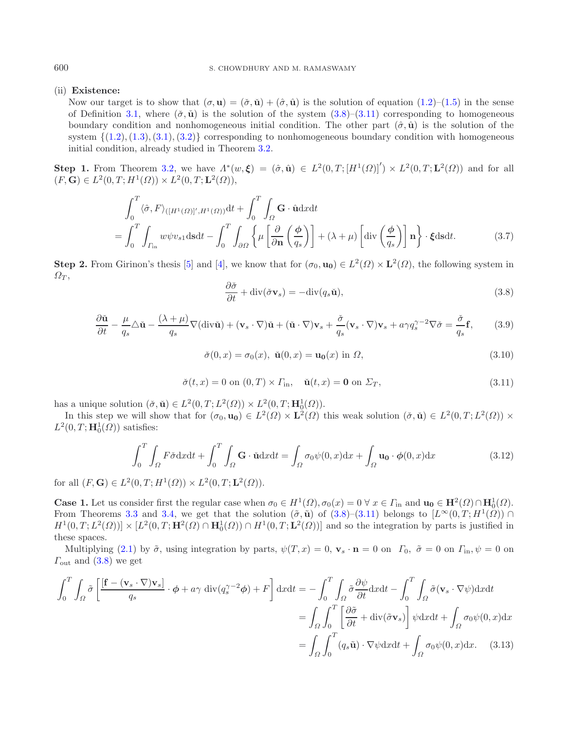(ii) **Existence:**

Now our target is to show that $(\sigma, \mathbf{u}) = (\check{\sigma}, \check{\mathbf{u}}) + (\hat{\sigma}, \hat{\mathbf{u}})$ is the solution of equation (1.2)–(1.5) in the sense of Definition 3.1, where $(\check{\sigma}, \check{\mathbf{u}})$ is the solution of the system (3.8)–(3.11) corresponding to homogeneous boundary condition and nonhomogeneous initial condition. The other part $(\hat{\sigma}, \hat{\mathbf{u}})$ is the solution of the system $\{(1.2), (1.3), (3.1), (3.2)\}$ corresponding to nonhomogeneous boundary condition with homogeneous initial condition, already studied in Theorem 3.2.

**Step 1.** From Theorem 3.2, we have $\Lambda^*(w, \boldsymbol{\xi}) = (\hat{\sigma}, \hat{\mathbf{u}}) \in L^2(0,T;[H^1(\Omega)]') \times L^2(0,T;\mathbf{L}^2(\Omega))$ and for all $(F, \mathbf{G}) \in L^2(0,T;H^1(\Omega)) \times L^2(0,T;\mathbf{L}^2(\Omega))$,

$$\int_0^T \langle \hat{\sigma}, F\rangle_{([H^1(\Omega)]', H^1(\Omega))} \mathrm{d}t + \int_0^T \int_\Omega \mathbf{G} \cdot \hat{\mathbf{u}} \mathrm{d}x\mathrm{d}t$$
$$= \int_0^T \int_{\Gamma_{\text{in}}} w\psi v_{s1} \mathrm{d}s\mathrm{d}t - \int_0^T \int_{\partial\Omega} \left\{ \mu \left[\frac{\partial}{\partial \mathbf{n}} \left(\frac{\boldsymbol{\phi}}{q_s}\right)\right] + (\lambda + \mu) \left[\mathrm{div}\left(\frac{\boldsymbol{\phi}}{q_s}\right)\right] \mathbf{n} \right\} \cdot \boldsymbol{\xi} \mathrm{d}s\mathrm{d}t. \tag{3.7}$$

**Step 2.** From Girinon's thesis [5] and [4], we know that for $(\sigma_0, \mathbf{u_0}) \in L^2(\Omega) \times \mathbf{L}^2(\Omega)$, the following system in $\Omega_T$,

$$\frac{\partial \check{\sigma}}{\partial t} + \mathrm{div}(\check{\sigma}\mathbf{v}_s) = -\mathrm{div}(q_s \check{\mathbf{u}}), \tag{3.8}$$

$$\frac{\partial \check{\mathbf{u}}}{\partial t} - \frac{\mu}{q_s} \triangle \check{\mathbf{u}} - \frac{(\lambda + \mu)}{q_s} \nabla(\mathrm{div}\check{\mathbf{u}}) + (\mathbf{v}_s \cdot \nabla)\check{\mathbf{u}} + (\check{\mathbf{u}} \cdot \nabla)\mathbf{v}_s + \frac{\check{\sigma}}{q_s}(\mathbf{v}_s \cdot \nabla)\mathbf{v}_s + a\gamma q_s^{\gamma-2} \nabla \check{\sigma} = \frac{\check{\sigma}}{q_s} \mathbf{f}, \tag{3.9}$$

$$\check{\sigma}(0,x) = \sigma_0(x),\ \check{\mathbf{u}}(0,x) = \mathbf{u_0}(x) \text{ in } \Omega, \tag{3.10}$$

$$\check{\sigma}(t,x) = 0 \text{ on } (0,T) \times \Gamma_{\text{in}}, \quad \check{\mathbf{u}}(t,x) = \mathbf{0} \text{ on } \Sigma_T, \tag{3.11}$$

has a unique solution $(\check{\sigma}, \check{\mathbf{u}}) \in L^2(0,T;L^2(\Omega)) \times L^2(0,T;\mathbf{H}_0^1(\Omega))$.

In this step we will show that for $(\sigma_0, \mathbf{u_0}) \in L^2(\Omega) \times \mathbf{L}^2(\Omega)$ this weak solution $(\check{\sigma}, \check{\mathbf{u}}) \in L^2(0,T;L^2(\Omega)) \times L^2(0,T;\mathbf{H}_0^1(\Omega))$ satisfies:

$$\int_0^T \int_\Omega F\check{\sigma} \mathrm{d}x\mathrm{d}t + \int_0^T \int_\Omega \mathbf{G} \cdot \check{\mathbf{u}} \mathrm{d}x\mathrm{d}t = \int_\Omega \sigma_0 \psi(0,x) \mathrm{d}x + \int_\Omega \mathbf{u_0} \cdot \boldsymbol{\phi}(0,x) \mathrm{d}x \tag{3.12}$$

for all $(F, \mathbf{G}) \in L^2(0,T;H^1(\Omega)) \times L^2(0,T;\mathbf{L}^2(\Omega))$.

**Case 1.** Let us consider first the regular case when $\sigma_0 \in H^1(\Omega), \sigma_0(x) = 0\ \forall\ x \in \Gamma_{\text{in}}$ and $\mathbf{u_0} \in \mathbf{H}^2(\Omega) \cap \mathbf{H}_0^1(\Omega)$. From Theorems 3.3 and 3.4, we get that the solution $(\check{\sigma}, \check{\mathbf{u}})$ of (3.8)–(3.11) belongs to $[L^\infty(0,T;H^1(\Omega)) \cap H^1(0,T;L^2(\Omega))] \times [L^2(0,T;\mathbf{H}^2(\Omega) \cap \mathbf{H}_0^1(\Omega)) \cap H^1(0,T;\mathbf{L}^2(\Omega))]$ and so the integration by parts is justified in these spaces.

Multiplying (2.1) by $\check{\sigma}$, using integration by parts, $\psi(T,x) = 0$, $\mathbf{v}_s \cdot \mathbf{n} = 0$ on $\Gamma_0$, $\check{\sigma} = 0$ on $\Gamma_{\text{in}}, \psi = 0$ on $\Gamma_{\text{out}}$ and (3.8) we get

$$\int_0^T \int_\Omega \check{\sigma} \left[\frac{[\mathbf{f} - (\mathbf{v}_s \cdot \nabla)\mathbf{v}_s]}{q_s} \cdot \boldsymbol{\phi} + a\gamma\ \mathrm{div}(q_s^{\gamma-2}\boldsymbol{\phi}) + F\right] \mathrm{d}x\mathrm{d}t = -\int_0^T \int_\Omega \check{\sigma} \frac{\partial \psi}{\partial t} \mathrm{d}x\mathrm{d}t - \int_0^T \int_\Omega \check{\sigma}(\mathbf{v}_s \cdot \nabla\psi) \mathrm{d}x\mathrm{d}t$$
$$= \int_\Omega \int_0^T \left[\frac{\partial \check{\sigma}}{\partial t} + \mathrm{div}(\check{\sigma}\mathbf{v}_s)\right] \psi \mathrm{d}x\mathrm{d}t + \int_\Omega \sigma_0 \psi(0,x) \mathrm{d}x$$
$$= \int_\Omega \int_0^T (q_s \check{\mathbf{u}}) \cdot \nabla\psi \mathrm{d}x\mathrm{d}t + \int_\Omega \sigma_0 \psi(0,x) \mathrm{d}x. \tag{3.13}$$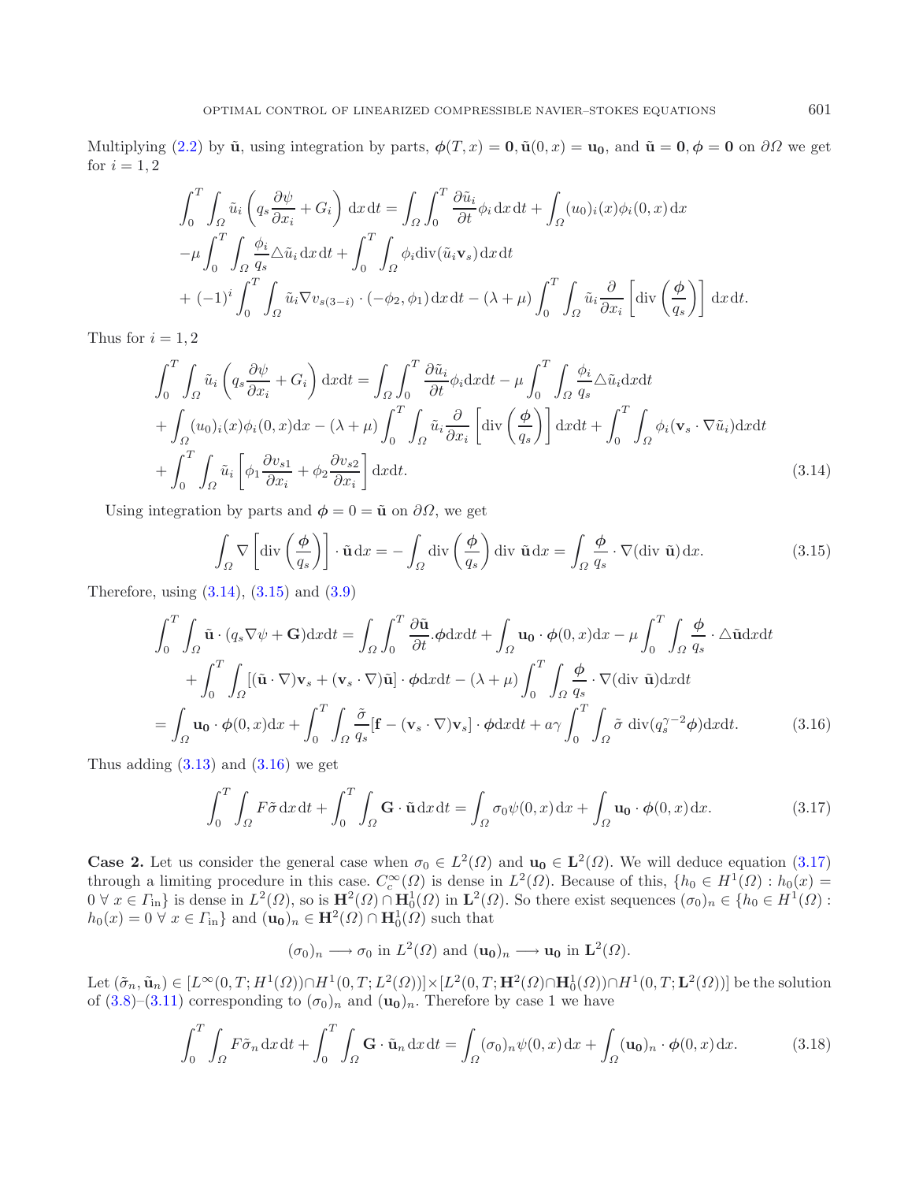Multiplying (2.2) by $\tilde{\mathbf{u}}$, using integration by parts, $\boldsymbol{\phi}(T,x) = \mathbf{0}, \tilde{\mathbf{u}}(0,x) = \mathbf{u_0}$, and $\tilde{\mathbf{u}} = \mathbf{0}, \boldsymbol{\phi} = \mathbf{0}$ on $\partial\Omega$ we get for $i = 1, 2$

$$
\begin{aligned}
&\int_0^T \int_\Omega \tilde{u}_i \left( q_s \frac{\partial \psi}{\partial x_i} + G_i \right) \mathrm{d}x\,\mathrm{d}t = \int_\Omega \int_0^T \frac{\partial \tilde{u}_i}{\partial t} \phi_i \,\mathrm{d}x\,\mathrm{d}t + \int_\Omega (u_0)_i(x) \phi_i(0,x)\,\mathrm{d}x \\
&-\mu \int_0^T \int_\Omega \frac{\phi_i}{q_s} \triangle \tilde{u}_i \,\mathrm{d}x\,\mathrm{d}t + \int_0^T \int_\Omega \phi_i \mathrm{div}(\tilde{u}_i \mathbf{v}_s)\,\mathrm{d}x\,\mathrm{d}t \\
&+ (-1)^i \int_0^T \int_\Omega \tilde{u}_i \nabla v_{s(3-i)} \cdot (-\phi_2, \phi_1)\,\mathrm{d}x\,\mathrm{d}t - (\lambda + \mu) \int_0^T \int_\Omega \tilde{u}_i \frac{\partial}{\partial x_i} \left[ \mathrm{div}\left( \frac{\boldsymbol{\phi}}{q_s} \right) \right] \mathrm{d}x\,\mathrm{d}t.
\end{aligned}
$$

Thus for $i = 1, 2$

$$
\begin{aligned}
&\int_0^T \int_\Omega \tilde{u}_i \left( q_s \frac{\partial \psi}{\partial x_i} + G_i \right) \mathrm{d}x\mathrm{d}t = \int_\Omega \int_0^T \frac{\partial \tilde{u}_i}{\partial t} \phi_i \mathrm{d}x\mathrm{d}t - \mu \int_0^T \int_\Omega \frac{\phi_i}{q_s} \triangle \tilde{u}_i \mathrm{d}x\mathrm{d}t \\
&+ \int_\Omega (u_0)_i(x) \phi_i(0,x)\mathrm{d}x - (\lambda + \mu) \int_0^T \int_\Omega \tilde{u}_i \frac{\partial}{\partial x_i} \left[ \mathrm{div}\left( \frac{\boldsymbol{\phi}}{q_s} \right) \right] \mathrm{d}x\mathrm{d}t + \int_0^T \int_\Omega \phi_i (\mathbf{v}_s \cdot \nabla \tilde{u}_i)\mathrm{d}x\mathrm{d}t \\
&+ \int_0^T \int_\Omega \tilde{u}_i \left[ \phi_1 \frac{\partial v_{s1}}{\partial x_i} + \phi_2 \frac{\partial v_{s2}}{\partial x_i} \right] \mathrm{d}x\mathrm{d}t.
\end{aligned} \tag{3.14}
$$

Using integration by parts and $\boldsymbol{\phi} = 0 = \tilde{\mathbf{u}}$ on $\partial\Omega$, we get

$$
\int_\Omega \nabla \left[ \mathrm{div}\left( \frac{\boldsymbol{\phi}}{q_s} \right) \right] \cdot \tilde{\mathbf{u}}\,\mathrm{d}x = - \int_\Omega \mathrm{div}\left( \frac{\boldsymbol{\phi}}{q_s} \right) \mathrm{div}\ \tilde{\mathbf{u}}\,\mathrm{d}x = \int_\Omega \frac{\boldsymbol{\phi}}{q_s} \cdot \nabla(\mathrm{div}\ \tilde{\mathbf{u}})\,\mathrm{d}x. \tag{3.15}
$$

Therefore, using (3.14), (3.15) and (3.9)

$$
\begin{aligned}
\int_0^T \int_\Omega \tilde{\mathbf{u}} \cdot (q_s \nabla \psi + \mathbf{G})\mathrm{d}x\mathrm{d}t &= \int_\Omega \int_0^T \frac{\partial \tilde{\mathbf{u}}}{\partial t} . \boldsymbol{\phi} \mathrm{d}x\mathrm{d}t + \int_\Omega \mathbf{u_0} \cdot \boldsymbol{\phi}(0,x)\mathrm{d}x - \mu \int_0^T \int_\Omega \frac{\boldsymbol{\phi}}{q_s} \cdot \triangle \tilde{\mathbf{u}} \mathrm{d}x\mathrm{d}t \\
&+ \int_0^T \int_\Omega [(\tilde{\mathbf{u}} \cdot \nabla)\mathbf{v}_s + (\mathbf{v}_s \cdot \nabla)\tilde{\mathbf{u}}] \cdot \boldsymbol{\phi} \mathrm{d}x\mathrm{d}t - (\lambda + \mu) \int_0^T \int_\Omega \frac{\boldsymbol{\phi}}{q_s} \cdot \nabla(\mathrm{div}\ \tilde{\mathbf{u}})\mathrm{d}x\mathrm{d}t \\
&= \int_\Omega \mathbf{u_0} \cdot \boldsymbol{\phi}(0,x)\mathrm{d}x + \int_0^T \int_\Omega \frac{\tilde{\sigma}}{q_s} [\mathbf{f} - (\mathbf{v}_s \cdot \nabla)\mathbf{v}_s] \cdot \boldsymbol{\phi} \mathrm{d}x\mathrm{d}t + a\gamma \int_0^T \int_\Omega \tilde{\sigma}\ \mathrm{div}(q_s^{\gamma-2} \boldsymbol{\phi})\mathrm{d}x\mathrm{d}t.
\end{aligned} \tag{3.16}
$$

Thus adding (3.13) and (3.16) we get

$$
\int_0^T \int_\Omega F \tilde{\sigma}\,\mathrm{d}x\,\mathrm{d}t + \int_0^T \int_\Omega \mathbf{G} \cdot \tilde{\mathbf{u}}\,\mathrm{d}x\,\mathrm{d}t = \int_\Omega \sigma_0 \psi(0,x)\,\mathrm{d}x + \int_\Omega \mathbf{u_0} \cdot \boldsymbol{\phi}(0,x)\,\mathrm{d}x. \tag{3.17}
$$

**Case 2.** Let us consider the general case when $\sigma_0 \in L^2(\Omega)$ and $\mathbf{u_0} \in \mathbf{L}^2(\Omega)$. We will deduce equation (3.17) through a limiting procedure in this case. $C_c^\infty(\Omega)$ is dense in $L^2(\Omega)$. Because of this, $\{h_0 \in H^1(\Omega) : h_0(x) = 0\ \forall\ x \in \Gamma_{\mathrm{in}}\}$ is dense in $L^2(\Omega)$, so is $\mathbf{H}^2(\Omega) \cap \mathbf{H}_0^1(\Omega)$ in $\mathbf{L}^2(\Omega)$. So there exist sequences $(\sigma_0)_n \in \{h_0 \in H^1(\Omega) : h_0(x) = 0\ \forall\ x \in \Gamma_{\mathrm{in}}\}$ and $(\mathbf{u_0})_n \in \mathbf{H}^2(\Omega) \cap \mathbf{H}_0^1(\Omega)$ such that

$$
(\sigma_0)_n \longrightarrow \sigma_0 \text{ in } L^2(\Omega) \text{ and } (\mathbf{u_0})_n \longrightarrow \mathbf{u_0} \text{ in } \mathbf{L}^2(\Omega).
$$

Let $(\tilde{\sigma}_n, \tilde{\mathbf{u}}_n) \in [L^\infty(0,T; H^1(\Omega)) \cap H^1(0,T; L^2(\Omega))] \times [L^2(0,T; \mathbf{H}^2(\Omega) \cap \mathbf{H}_0^1(\Omega)) \cap H^1(0,T; \mathbf{L}^2(\Omega))]$ be the solution of (3.8)–(3.11) corresponding to $(\sigma_0)_n$ and $(\mathbf{u_0})_n$. Therefore by case 1 we have

$$
\int_0^T \int_\Omega F \tilde{\sigma}_n\,\mathrm{d}x\,\mathrm{d}t + \int_0^T \int_\Omega \mathbf{G} \cdot \tilde{\mathbf{u}}_n\,\mathrm{d}x\,\mathrm{d}t = \int_\Omega (\sigma_0)_n \psi(0,x)\,\mathrm{d}x + \int_\Omega (\mathbf{u_0})_n \cdot \boldsymbol{\phi}(0,x)\,\mathrm{d}x. \tag{3.18}
$$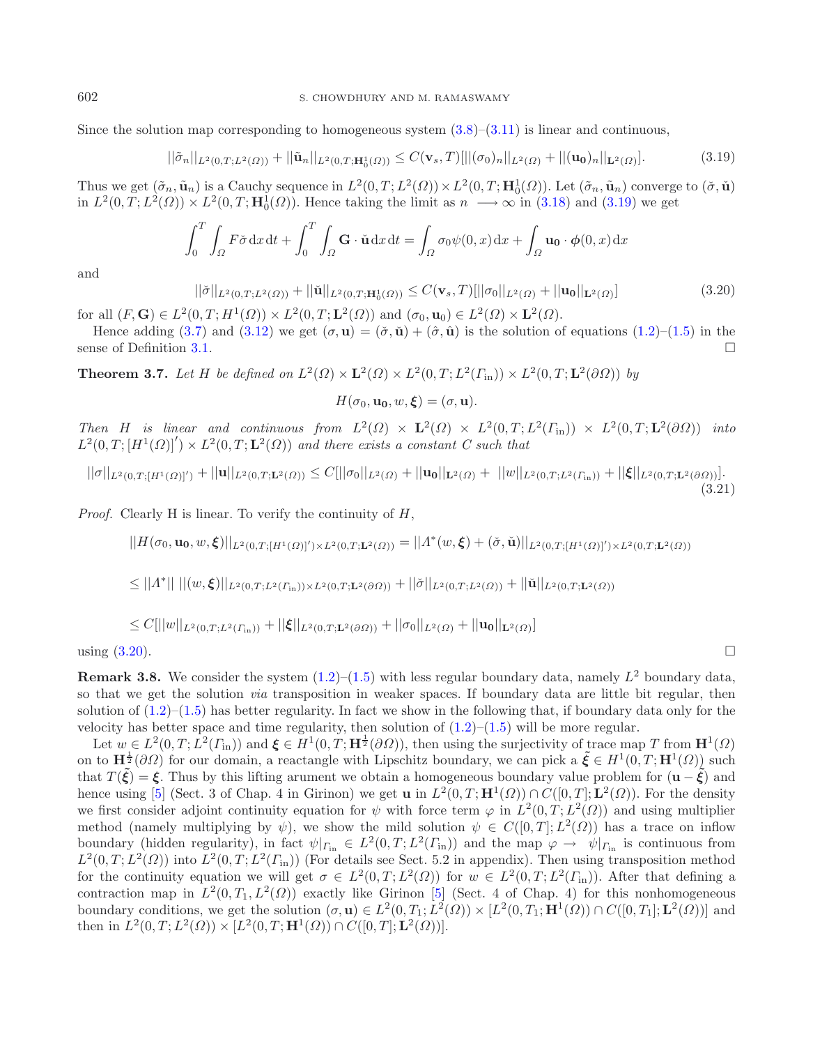Since the solution map corresponding to homogeneous system (3.8)–(3.11) is linear and continuous,

$$||\tilde{\sigma}_n||_{L^2(0,T;L^2(\Omega))} + ||\tilde{\mathbf{u}}_n||_{L^2(0,T;\mathbf{H}_0^1(\Omega))} \leq C(\mathbf{v}_s, T)[||(\sigma_0)_n||_{L^2(\Omega)} + ||(\mathbf{u_0})_n||_{\mathbf{L}^2(\Omega)}]. \tag{3.19}$$

Thus we get $(\tilde{\sigma}_n, \tilde{\mathbf{u}}_n)$ is a Cauchy sequence in $L^2(0,T;L^2(\Omega)) \times L^2(0,T;\mathbf{H}_0^1(\Omega))$. Let $(\tilde{\sigma}_n, \tilde{\mathbf{u}}_n)$ converge to $(\check{\sigma}, \check{\mathbf{u}})$ in $L^2(0,T;L^2(\Omega)) \times L^2(0,T;\mathbf{H}_0^1(\Omega))$. Hence taking the limit as $n \longrightarrow \infty$ in (3.18) and (3.19) we get

$$\int_0^T \int_\Omega F\check{\sigma}\,\mathrm{d}x\,\mathrm{d}t + \int_0^T \int_\Omega \mathbf{G}\cdot\check{\mathbf{u}}\,\mathrm{d}x\,\mathrm{d}t = \int_\Omega \sigma_0 \psi(0,x)\,\mathrm{d}x + \int_\Omega \mathbf{u_0}\cdot\boldsymbol{\phi}(0,x)\,\mathrm{d}x$$

and

$$||\check{\sigma}||_{L^2(0,T;L^2(\Omega))} + ||\check{\mathbf{u}}||_{L^2(0,T;\mathbf{H}_0^1(\Omega))} \leq C(\mathbf{v}_s, T)[||\sigma_0||_{L^2(\Omega)} + ||\mathbf{u_0}||_{\mathbf{L}^2(\Omega)}] \tag{3.20}$$

for all $(F, \mathbf{G}) \in L^2(0,T;H^1(\Omega)) \times L^2(0,T;\mathbf{L}^2(\Omega))$ and $(\sigma_0, \mathbf{u}_0) \in L^2(\Omega) \times \mathbf{L}^2(\Omega)$.

Hence adding (3.7) and (3.12) we get $(\sigma, \mathbf{u}) = (\check{\sigma}, \check{\mathbf{u}}) + (\hat{\sigma}, \hat{\mathbf{u}})$ is the solution of equations (1.2)–(1.5) in the sense of Definition 3.1. □

**Theorem 3.7.** *Let $H$ be defined on $L^2(\Omega) \times \mathbf{L}^2(\Omega) \times L^2(0,T;L^2(\Gamma_{\text{in}})) \times L^2(0,T;\mathbf{L}^2(\partial\Omega))$ by*

$$H(\sigma_0, \mathbf{u_0}, w, \boldsymbol{\xi}) = (\sigma, \mathbf{u}).$$

*Then $H$ is linear and continuous from $L^2(\Omega) \times \mathbf{L}^2(\Omega) \times L^2(0,T;L^2(\Gamma_{\text{in}})) \times L^2(0,T;\mathbf{L}^2(\partial\Omega))$ into $L^2(0,T;[H^1(\Omega)]') \times L^2(0,T;\mathbf{L}^2(\Omega))$ and there exists a constant $C$ such that*

$$||\sigma||_{L^2(0,T;[H^1(\Omega)]')} + ||\mathbf{u}||_{L^2(0,T;\mathbf{L}^2(\Omega))} \leq C[||\sigma_0||_{L^2(\Omega)} + ||\mathbf{u_0}||_{\mathbf{L}^2(\Omega)} + ||w||_{L^2(0,T;L^2(\Gamma_{\text{in}}))} + ||\boldsymbol{\xi}||_{L^2(0,T;\mathbf{L}^2(\partial\Omega))}]. \tag{3.21}$$

*Proof.* Clearly H is linear. To verify the continuity of $H$,

$$||H(\sigma_0, \mathbf{u_0}, w, \boldsymbol{\xi})||_{L^2(0,T;[H^1(\Omega)]')\times L^2(0,T;\mathbf{L}^2(\Omega))} = ||\Lambda^*(w,\boldsymbol{\xi}) + (\check{\sigma}, \check{\mathbf{u}})||_{L^2(0,T;[H^1(\Omega)]')\times L^2(0,T;\mathbf{L}^2(\Omega))}$$

$$\leq ||\Lambda^*||\ ||(w,\boldsymbol{\xi})||_{L^2(0,T;L^2(\Gamma_{\text{in}}))\times L^2(0,T;\mathbf{L}^2(\partial\Omega))} + ||\check{\sigma}||_{L^2(0,T;L^2(\Omega))} + ||\check{\mathbf{u}}||_{L^2(0,T;\mathbf{L}^2(\Omega))}$$

$$\leq C[||w||_{L^2(0,T;L^2(\Gamma_{\text{in}}))} + ||\boldsymbol{\xi}||_{L^2(0,T;\mathbf{L}^2(\partial\Omega))} + ||\sigma_0||_{L^2(\Omega)} + ||\mathbf{u_0}||_{\mathbf{L}^2(\Omega)}]$$

using (3.20). □

**Remark 3.8.** We consider the system (1.2)–(1.5) with less regular boundary data, namely $L^2$ boundary data, so that we get the solution *via* transposition in weaker spaces. If boundary data are little bit regular, then solution of (1.2)–(1.5) has better regularity. In fact we show in the following that, if boundary data only for the velocity has better space and time regularity, then solution of (1.2)–(1.5) will be more regular.

Let $w \in L^2(0,T;L^2(\Gamma_{\text{in}}))$ and $\boldsymbol{\xi} \in H^1(0,T;\mathbf{H}^{\frac{1}{2}}(\partial\Omega))$, then using the surjectivity of trace map $T$ from $\mathbf{H}^1(\Omega)$ on to $\mathbf{H}^{\frac{1}{2}}(\partial\Omega)$ for our domain, a reactangle with Lipschitz boundary, we can pick a $\tilde{\boldsymbol{\xi}} \in H^1(0,T;\mathbf{H}^1(\Omega))$ such that $T(\tilde{\boldsymbol{\xi}}) = \boldsymbol{\xi}$. Thus by this lifting arument we obtain a homogeneous boundary value problem for $(\mathbf{u} - \tilde{\boldsymbol{\xi}})$ and hence using [5] (Sect. 3 of Chap. 4 in Girinon) we get $\mathbf{u}$ in $L^2(0,T;\mathbf{H}^1(\Omega)) \cap C([0,T];\mathbf{L}^2(\Omega))$. For the density we first consider adjoint continuity equation for $\psi$ with force term $\varphi$ in $L^2(0,T;L^2(\Omega))$ and using multiplier method (namely multiplying by $\psi$), we show the mild solution $\psi \in C([0,T];L^2(\Omega))$ has a trace on inflow boundary (hidden regularity), in fact $\psi|_{\Gamma_{\text{in}}} \in L^2(0,T;L^2(\Gamma_{\text{in}}))$ and the map $\varphi \rightarrow \psi|_{\Gamma_{\text{in}}}$ is continuous from $L^2(0,T;L^2(\Omega))$ into $L^2(0,T;L^2(\Gamma_{\text{in}}))$ (For details see Sect. 5.2 in appendix). Then using transposition method for the continuity equation we will get $\sigma \in L^2(0,T;L^2(\Omega))$ for $w \in L^2(0,T;L^2(\Gamma_{\text{in}}))$. After that defining a contraction map in $L^2(0,T_1,L^2(\Omega))$ exactly like Girinon [5] (Sect. 4 of Chap. 4) for this nonhomogeneous boundary conditions, we get the solution $(\sigma, \mathbf{u}) \in L^2(0,T_1;L^2(\Omega)) \times [L^2(0,T_1;\mathbf{H}^1(\Omega)) \cap C([0,T_1];\mathbf{L}^2(\Omega))]$ and then in $L^2(0,T;L^2(\Omega)) \times [L^2(0,T;\mathbf{H}^1(\Omega)) \cap C([0,T];\mathbf{L}^2(\Omega))]$.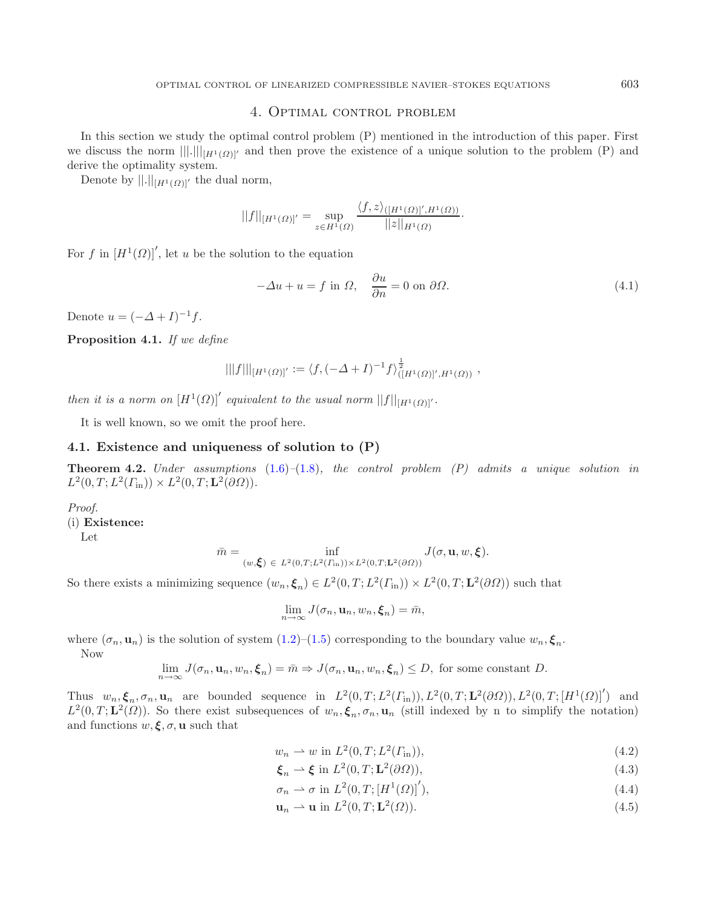## 4. Optimal control problem

In this section we study the optimal control problem (P) mentioned in the introduction of this paper. First we discuss the norm $|||.|||_{[H^1(\Omega)]'}$ and then prove the existence of a unique solution to the problem (P) and derive the optimality system.

Denote by $||.||_{[H^1(\Omega)]'}$ the dual norm,

$$||f||_{[H^1(\Omega)]'} = \sup_{z \in H^1(\Omega)} \frac{\langle f, z \rangle_{([H^1(\Omega)]', H^1(\Omega))}}{||z||_{H^1(\Omega)}}.$$

For $f$ in $[H^1(\Omega)]'$, let $u$ be the solution to the equation

$$-\Delta u + u = f \text{ in } \Omega, \quad \frac{\partial u}{\partial n} = 0 \text{ on } \partial\Omega. \tag{4.1}$$

Denote $u = (-\Delta + I)^{-1} f$.

**Proposition 4.1.** *If we define*

$$|||f|||_{[H^1(\Omega)]'} := \langle f, (-\Delta + I)^{-1} f \rangle^{\frac{1}{2}}_{([H^1(\Omega)]', H^1(\Omega))},$$

*then it is a norm on* $[H^1(\Omega)]'$ *equivalent to the usual norm* $||f||_{[H^1(\Omega)]'}$.

It is well known, so we omit the proof here.

### 4.1. Existence and uniqueness of solution to (P)

**Theorem 4.2.** *Under assumptions* (1.6)–(1.8)*, the control problem (P) admits a unique solution in* $L^2(0, T; L^2(\Gamma_{\text{in}})) \times L^2(0, T; \mathbf{L}^2(\partial\Omega))$.

*Proof.*
(i) **Existence:**
Let

$$\bar{m} = \inf_{(w, \boldsymbol{\xi}) \in L^2(0,T;L^2(\Gamma_{\text{in}})) \times L^2(0,T;\mathbf{L}^2(\partial\Omega))} J(\sigma, \mathbf{u}, w, \boldsymbol{\xi}).$$

So there exists a minimizing sequence $(w_n, \boldsymbol{\xi}_n) \in L^2(0, T; L^2(\Gamma_{\text{in}})) \times L^2(0, T; \mathbf{L}^2(\partial\Omega))$ such that

$$\lim_{n \to \infty} J(\sigma_n, \mathbf{u}_n, w_n, \boldsymbol{\xi}_n) = \bar{m},$$

where $(\sigma_n, \mathbf{u}_n)$ is the solution of system (1.2)–(1.5) corresponding to the boundary value $w_n, \boldsymbol{\xi}_n$.

Now

$$\lim_{n \to \infty} J(\sigma_n, \mathbf{u}_n, w_n, \boldsymbol{\xi}_n) = \bar{m} \Rightarrow J(\sigma_n, \mathbf{u}_n, w_n, \boldsymbol{\xi}_n) \leq D, \text{ for some constant } D.$$

Thus $w_n, \boldsymbol{\xi}_n, \sigma_n, \mathbf{u}_n$ are bounded sequence in $L^2(0, T; L^2(\Gamma_{\text{in}})), L^2(0, T; \mathbf{L}^2(\partial\Omega)), L^2(0, T; [H^1(\Omega)]')$ and $L^2(0, T; \mathbf{L}^2(\Omega))$. So there exist subsequences of $w_n, \boldsymbol{\xi}_n, \sigma_n, \mathbf{u}_n$ (still indexed by n to simplify the notation) and functions $w, \boldsymbol{\xi}, \sigma, \mathbf{u}$ such that

$$w_n \rightharpoonup w \text{ in } L^2(0, T; L^2(\Gamma_{\text{in}})), \tag{4.2}$$

$$\boldsymbol{\xi}_n \rightharpoonup \boldsymbol{\xi} \text{ in } L^2(0, T; \mathbf{L}^2(\partial\Omega)), \tag{4.3}$$

$$\sigma_n \rightharpoonup \sigma \text{ in } L^2(0, T; [H^1(\Omega)]'), \tag{4.4}$$

$$\mathbf{u}_n \rightharpoonup \mathbf{u} \text{ in } L^2(0, T; \mathbf{L}^2(\Omega)). \tag{4.5}$$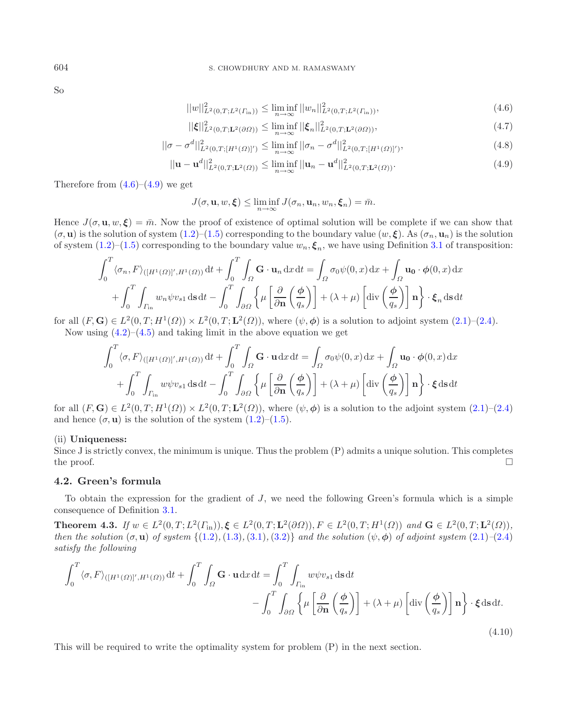So

$$||w||^2_{L^2(0,T;L^2(\Gamma_{\rm in}))} \leq \liminf_{n\to\infty} ||w_n||^2_{L^2(0,T;L^2(\Gamma_{\rm in}))}, \tag{4.6}$$

$$||\boldsymbol{\xi}||^2_{L^2(0,T;\mathbf{L}^2(\partial\Omega))} \leq \liminf_{n\to\infty} ||\boldsymbol{\xi}_n||^2_{L^2(0,T;\mathbf{L}^2(\partial\Omega))}, \tag{4.7}$$

$$||\sigma - \sigma^d||^2_{L^2(0,T;[H^1(\Omega)]')} \leq \liminf_{n\to\infty} ||\sigma_n - \sigma^d||^2_{L^2(0,T;[H^1(\Omega)]')}, \tag{4.8}$$

$$||\mathbf{u} - \mathbf{u}^d||^2_{L^2(0,T;\mathbf{L}^2(\Omega))} \leq \liminf_{n\to\infty} ||\mathbf{u}_n - \mathbf{u}^d||^2_{L^2(0,T;\mathbf{L}^2(\Omega))}. \tag{4.9}$$

Therefore from (4.6)–(4.9) we get

$$J(\sigma, \mathbf{u}, w, \boldsymbol{\xi}) \leq \liminf_{n\to\infty} J(\sigma_n, \mathbf{u}_n, w_n, \boldsymbol{\xi}_n) = \bar{m}.$$

Hence $J(\sigma, \mathbf{u}, w, \boldsymbol{\xi}) = \bar{m}$. Now the proof of existence of optimal solution will be complete if we can show that $(\sigma, \mathbf{u})$ is the solution of system (1.2)–(1.5) corresponding to the boundary value $(w, \boldsymbol{\xi})$. As $(\sigma_n, \mathbf{u}_n)$ is the solution of system (1.2)–(1.5) corresponding to the boundary value $w_n, \boldsymbol{\xi}_n$, we have using Definition 3.1 of transposition:

$$\int_0^T \langle \sigma_n, F\rangle_{([H^1(\Omega)]',H^1(\Omega))}\,\mathrm{d}t + \int_0^T\int_\Omega \mathbf{G}\cdot\mathbf{u}_n\,\mathrm{d}x\,\mathrm{d}t = \int_\Omega \sigma_0\psi(0,x)\,\mathrm{d}x + \int_\Omega \mathbf{u_0}\cdot\boldsymbol{\phi}(0,x)\,\mathrm{d}x$$
$$+ \int_0^T\int_{\Gamma_{\rm in}} w_n\psi v_{s1}\,\mathrm{d}\mathbf{s}\,\mathrm{d}t - \int_0^T\int_{\partial\Omega}\left\{\mu\left[\frac{\partial}{\partial\mathbf{n}}\left(\frac{\boldsymbol{\phi}}{q_s}\right)\right] + (\lambda+\mu)\left[\mathrm{div}\left(\frac{\boldsymbol{\phi}}{q_s}\right)\right]\mathbf{n}\right\}\cdot\boldsymbol{\xi}_n\,\mathrm{d}\mathbf{s}\,\mathrm{d}t$$

for all $(F, \mathbf{G}) \in L^2(0,T;H^1(\Omega)) \times L^2(0,T;\mathbf{L}^2(\Omega))$, where $(\psi, \boldsymbol{\phi})$ is a solution to adjoint system (2.1)–(2.4).

Now using (4.2)–(4.5) and taking limit in the above equation we get

$$\int_0^T \langle \sigma, F\rangle_{([H^1(\Omega)]',H^1(\Omega))}\,\mathrm{d}t + \int_0^T\int_\Omega \mathbf{G}\cdot\mathbf{u}\,\mathrm{d}x\,\mathrm{d}t = \int_\Omega \sigma_0\psi(0,x)\,\mathrm{d}x + \int_\Omega \mathbf{u_0}\cdot\boldsymbol{\phi}(0,x)\,\mathrm{d}x$$
$$+ \int_0^T\int_{\Gamma_{\rm in}} w\psi v_{s1}\,\mathrm{d}\mathbf{s}\,\mathrm{d}t - \int_0^T\int_{\partial\Omega}\left\{\mu\left[\frac{\partial}{\partial\mathbf{n}}\left(\frac{\boldsymbol{\phi}}{q_s}\right)\right] + (\lambda+\mu)\left[\mathrm{div}\left(\frac{\boldsymbol{\phi}}{q_s}\right)\right]\mathbf{n}\right\}\cdot\boldsymbol{\xi}\,\mathrm{d}\mathbf{s}\,\mathrm{d}t$$

for all $(F, \mathbf{G}) \in L^2(0,T;H^1(\Omega)) \times L^2(0,T;\mathbf{L}^2(\Omega))$, where $(\psi, \boldsymbol{\phi})$ is a solution to the adjoint system (2.1)–(2.4) and hence $(\sigma, \mathbf{u})$ is the solution of the system (1.2)–(1.5).

(ii) **Uniqueness:**
Since J is strictly convex, the minimum is unique. Thus the problem (P) admits a unique solution. This completes the proof. $\square$

### 4.2. Green's formula

To obtain the expression for the gradient of $J$, we need the following Green's formula which is a simple consequence of Definition 3.1.

**Theorem 4.3.** *If $w \in L^2(0,T;L^2(\Gamma_{\rm in})), \boldsymbol{\xi} \in L^2(0,T;\mathbf{L}^2(\partial\Omega)), F \in L^2(0,T;H^1(\Omega))$ and $\mathbf{G} \in L^2(0,T;\mathbf{L}^2(\Omega))$, then the solution $(\sigma, \mathbf{u})$ of system $\{(1.2), (1.3), (3.1), (3.2)\}$ and the solution $(\psi, \boldsymbol{\phi})$ of adjoint system (2.1)–(2.4) satisfy the following*

$$\int_0^T \langle \sigma, F\rangle_{([H^1(\Omega)]',H^1(\Omega))}\,\mathrm{d}t + \int_0^T\int_\Omega \mathbf{G}\cdot\mathbf{u}\,\mathrm{d}x\,\mathrm{d}t = \int_0^T\int_{\Gamma_{\rm in}} w\psi v_{s1}\,\mathrm{d}\mathbf{s}\,\mathrm{d}t$$
$$- \int_0^T\int_{\partial\Omega}\left\{\mu\left[\frac{\partial}{\partial\mathbf{n}}\left(\frac{\boldsymbol{\phi}}{q_s}\right)\right] + (\lambda+\mu)\left[\mathrm{div}\left(\frac{\boldsymbol{\phi}}{q_s}\right)\right]\mathbf{n}\right\}\cdot\boldsymbol{\xi}\,\mathrm{d}\mathbf{s}\,\mathrm{d}t. \tag{4.10}$$

This will be required to write the optimality system for problem (P) in the next section.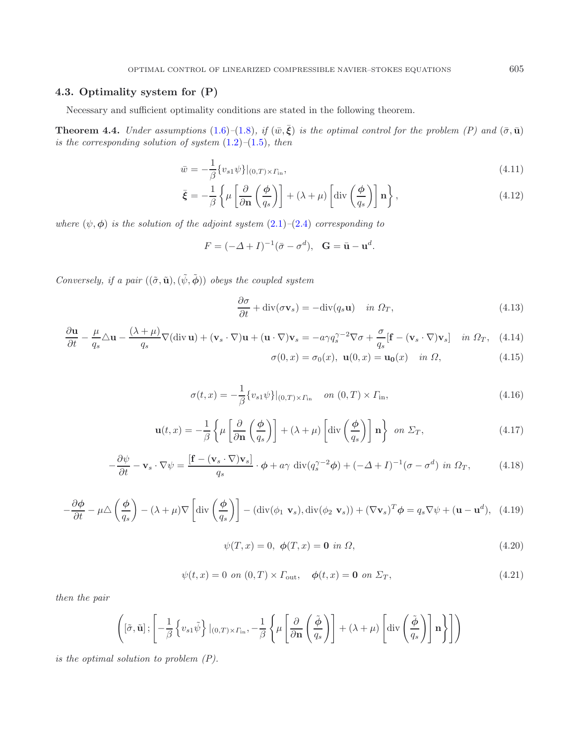### 4.3. Optimality system for (P)

Necessary and sufficient optimality conditions are stated in the following theorem.

**Theorem 4.4.** *Under assumptions* (1.6)–(1.8)*, if* $(\bar{w}, \bar{\boldsymbol{\xi}})$ *is the optimal control for the problem (P) and* $(\bar{\sigma}, \bar{\mathbf{u}})$ *is the corresponding solution of system* (1.2)–(1.5)*, then*

$$\bar{w} = -\frac{1}{\beta}\{v_{s1}\psi\}|_{(0,T)\times\Gamma_{\text{in}}}, \tag{4.11}$$

$$\bar{\boldsymbol{\xi}} = -\frac{1}{\beta}\left\{\mu\left[\frac{\partial}{\partial \mathbf{n}}\left(\frac{\boldsymbol{\phi}}{q_s}\right)\right] + (\lambda+\mu)\left[\operatorname{div}\left(\frac{\boldsymbol{\phi}}{q_s}\right)\right]\mathbf{n}\right\}, \tag{4.12}$$

*where* $(\psi, \boldsymbol{\phi})$ *is the solution of the adjoint system* (2.1)–(2.4) *corresponding to*

$$F = (-\Delta + I)^{-1}(\bar{\sigma} - \sigma^d), \quad \mathbf{G} = \bar{\mathbf{u}} - \mathbf{u}^d.$$

*Conversely, if a pair* $((\tilde{\sigma}, \tilde{\mathbf{u}}), (\tilde{\psi}, \tilde{\boldsymbol{\phi}}))$ *obeys the coupled system*

$$\frac{\partial \sigma}{\partial t} + \operatorname{div}(\sigma \mathbf{v}_s) = -\operatorname{div}(q_s \mathbf{u}) \quad \text{in } \Omega_T, \tag{4.13}$$

$$\frac{\partial \mathbf{u}}{\partial t} - \frac{\mu}{q_s}\triangle \mathbf{u} - \frac{(\lambda+\mu)}{q_s}\nabla(\operatorname{div}\mathbf{u}) + (\mathbf{v}_s\cdot\nabla)\mathbf{u} + (\mathbf{u}\cdot\nabla)\mathbf{v}_s = -a\gamma q_s^{\gamma-2}\nabla\sigma + \frac{\sigma}{q_s}[\mathbf{f} - (\mathbf{v}_s\cdot\nabla)\mathbf{v}_s] \quad \text{in } \Omega_T, \tag{4.14}$$

$$\sigma(0,x) = \sigma_0(x), \;\; \mathbf{u}(0,x) = \mathbf{u_0}(x) \quad \text{in } \Omega, \tag{4.15}$$

$$\sigma(t,x) = -\frac{1}{\beta}\{v_{s1}\psi\}|_{(0,T)\times\Gamma_{\text{in}}} \quad \text{on } (0,T)\times\Gamma_{\text{in}}, \tag{4.16}$$

$$\mathbf{u}(t,x) = -\frac{1}{\beta}\left\{\mu\left[\frac{\partial}{\partial \mathbf{n}}\left(\frac{\boldsymbol{\phi}}{q_s}\right)\right] + (\lambda+\mu)\left[\operatorname{div}\left(\frac{\boldsymbol{\phi}}{q_s}\right)\right]\mathbf{n}\right\} \;\; \text{on } \Sigma_T, \tag{4.17}$$

$$-\frac{\partial \psi}{\partial t} - \mathbf{v}_s\cdot\nabla\psi = \frac{[\mathbf{f} - (\mathbf{v}_s\cdot\nabla)\mathbf{v}_s]}{q_s}\cdot\boldsymbol{\phi} + a\gamma\;\operatorname{div}(q_s^{\gamma-2}\boldsymbol{\phi}) + (-\Delta+I)^{-1}(\sigma - \sigma^d) \;\text{in } \Omega_T, \tag{4.18}$$

$$-\frac{\partial \boldsymbol{\phi}}{\partial t} - \mu\triangle\left(\frac{\boldsymbol{\phi}}{q_s}\right) - (\lambda+\mu)\nabla\left[\operatorname{div}\left(\frac{\boldsymbol{\phi}}{q_s}\right)\right] - (\operatorname{div}(\phi_1\;\mathbf{v}_s), \operatorname{div}(\phi_2\;\mathbf{v}_s)) + (\nabla\mathbf{v}_s)^T\boldsymbol{\phi} = q_s\nabla\psi + (\mathbf{u} - \mathbf{u}^d), \tag{4.19}$$

$$\psi(T,x) = 0, \;\; \boldsymbol{\phi}(T,x) = \mathbf{0} \;\text{in } \Omega, \tag{4.20}$$

$$\psi(t,x) = 0 \;\text{on } (0,T)\times\Gamma_{\text{out}}, \quad \boldsymbol{\phi}(t,x) = \mathbf{0} \;\text{on } \Sigma_T, \tag{4.21}$$

*then the pair*

$$\left([\tilde{\sigma}, \tilde{\mathbf{u}}]\,;\left[-\frac{1}{\beta}\left\{v_{s1}\tilde{\psi}\right\}|_{(0,T)\times\Gamma_{\text{in}}}, -\frac{1}{\beta}\left\{\mu\left[\frac{\partial}{\partial\mathbf{n}}\left(\frac{\tilde{\boldsymbol{\phi}}}{q_s}\right)\right] + (\lambda+\mu)\left[\operatorname{div}\left(\frac{\tilde{\boldsymbol{\phi}}}{q_s}\right)\right]\mathbf{n}\right\}\right]\right)$$

*is the optimal solution to problem (P).*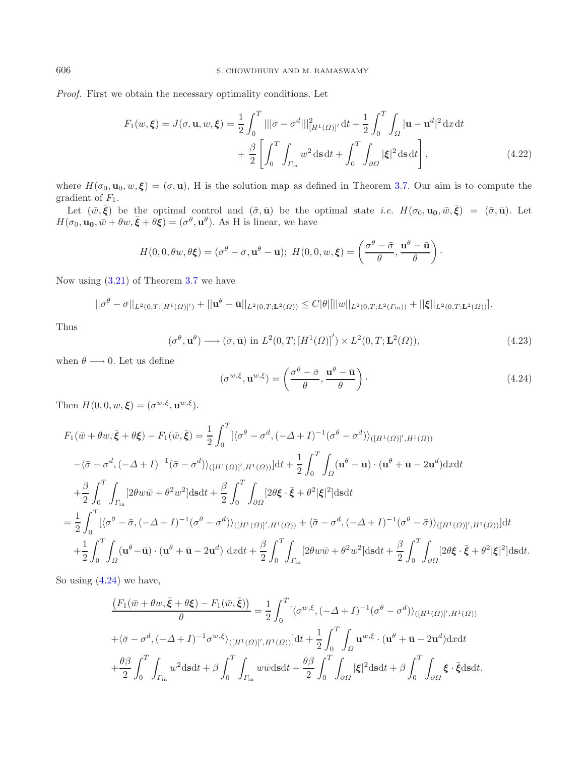*Proof.* First we obtain the necessary optimality conditions. Let

$$
\begin{aligned}
F_1(w,\boldsymbol{\xi}) = J(\sigma,\mathbf{u},w,\boldsymbol{\xi}) &= \frac{1}{2}\int_0^T |||\sigma-\sigma^d|||^2_{[H^1(\Omega)]'}\,\mathrm{d}t + \frac{1}{2}\int_0^T\int_\Omega |\mathbf{u}-\mathbf{u}^d|^2\,\mathrm{d}x\,\mathrm{d}t \\
&\quad + \frac{\beta}{2}\left[\int_0^T\int_{\Gamma_{\text{in}}} w^2\,\mathrm{d}\mathbf{s}\,\mathrm{d}t + \int_0^T\int_{\partial\Omega}|\boldsymbol{\xi}|^2\,\mathrm{d}\mathbf{s}\,\mathrm{d}t\right],
\end{aligned}
\tag{4.22}
$$

where $H(\sigma_0,\mathbf{u}_0,w,\boldsymbol{\xi}) = (\sigma,\mathbf{u})$, H is the solution map as defined in Theorem 3.7. Our aim is to compute the gradient of $F_1$.

Let $(\bar{w},\bar{\boldsymbol{\xi}})$ be the optimal control and $(\bar{\sigma},\bar{\mathbf{u}})$ be the optimal state *i.e.* $H(\sigma_0,\mathbf{u_0},\bar{w},\bar{\boldsymbol{\xi}}) = (\bar{\sigma},\bar{\mathbf{u}})$. Let $H(\sigma_0,\mathbf{u_0},\bar{w}+\theta w,\bar{\boldsymbol{\xi}}+\theta\boldsymbol{\xi}) = (\sigma^\theta,\mathbf{u}^\theta)$. As H is linear, we have

$$
H(0,0,\theta w,\theta\boldsymbol{\xi}) = (\sigma^\theta-\bar{\sigma},\mathbf{u}^\theta-\bar{\mathbf{u}});\ H(0,0,w,\boldsymbol{\xi}) = \left(\frac{\sigma^\theta-\bar{\sigma}}{\theta},\frac{\mathbf{u}^\theta-\bar{\mathbf{u}}}{\theta}\right)\cdot
$$

Now using (3.21) of Theorem 3.7 we have

$$
||\sigma^\theta-\bar{\sigma}||_{L^2(0,T;[H^1(\Omega)]')} + ||\mathbf{u}^\theta-\bar{\mathbf{u}}||_{L^2(0,T;\mathbf{L}^2(\Omega))} \leq C|\theta|[||w||_{L^2(0,T;L^2(\Gamma_{\text{in}}))} + ||\boldsymbol{\xi}||_{L^2(0,T;\mathbf{L}^2(\Omega))}].
$$

Thus

$$
(\sigma^\theta,\mathbf{u}^\theta) \longrightarrow (\bar{\sigma},\bar{\mathbf{u}}) \text{ in } L^2(0,T;[H^1(\Omega)]') \times L^2(0,T;\mathbf{L}^2(\Omega)),
\tag{4.23}
$$

when $\theta\longrightarrow 0$. Let us define

$$
(\sigma^{w,\xi},\mathbf{u}^{w,\xi}) = \left(\frac{\sigma^\theta-\bar{\sigma}}{\theta},\frac{\mathbf{u}^\theta-\bar{\mathbf{u}}}{\theta}\right)\cdot
\tag{4.24}
$$

Then $H(0,0,w,\boldsymbol{\xi}) = (\sigma^{w,\xi},\mathbf{u}^{w,\xi})$.

$$
\begin{aligned}
&F_1(\bar{w}+\theta w,\bar{\boldsymbol{\xi}}+\theta\boldsymbol{\xi}) - F_1(\bar{w},\bar{\boldsymbol{\xi}}) = \frac{1}{2}\int_0^T[\langle\sigma^\theta-\sigma^d,(-\Delta+I)^{-1}(\sigma^\theta-\sigma^d)\rangle_{([H^1(\Omega)]',H^1(\Omega))} \\
&-\langle\bar{\sigma}-\sigma^d,(-\Delta+I)^{-1}(\bar{\sigma}-\sigma^d)\rangle_{([H^1(\Omega)]',H^1(\Omega))}]\mathrm{d}t + \frac{1}{2}\int_0^T\int_\Omega(\mathbf{u}^\theta-\bar{\mathbf{u}})\cdot(\mathbf{u}^\theta+\bar{\mathbf{u}}-2\mathbf{u}^d)\mathrm{d}x\mathrm{d}t \\
&+\frac{\beta}{2}\int_0^T\int_{\Gamma_{\text{in}}}[2\theta w\bar{w}+\theta^2w^2]\mathrm{d}\mathbf{s}\mathrm{d}t + \frac{\beta}{2}\int_0^T\int_{\partial\Omega}[2\theta\boldsymbol{\xi}\cdot\bar{\boldsymbol{\xi}}+\theta^2|\boldsymbol{\xi}|^2]\mathrm{d}\mathbf{s}\mathrm{d}t \\
&= \frac{1}{2}\int_0^T[\langle\sigma^\theta-\bar{\sigma},(-\Delta+I)^{-1}(\sigma^\theta-\sigma^d)\rangle_{([H^1(\Omega)]',H^1(\Omega))} + \langle\bar{\sigma}-\sigma^d,(-\Delta+I)^{-1}(\sigma^\theta-\bar{\sigma})\rangle_{([H^1(\Omega)]',H^1(\Omega))}]\mathrm{d}t \\
&+\frac{1}{2}\int_0^T\int_\Omega(\mathbf{u}^\theta-\bar{\mathbf{u}})\cdot(\mathbf{u}^\theta+\bar{\mathbf{u}}-2\mathbf{u}^d)\ \mathrm{d}x\mathrm{d}t + \frac{\beta}{2}\int_0^T\int_{\Gamma_{\text{in}}}[2\theta w\bar{w}+\theta^2w^2]\mathrm{d}\mathbf{s}\mathrm{d}t + \frac{\beta}{2}\int_0^T\int_{\partial\Omega}[2\theta\boldsymbol{\xi}\cdot\bar{\boldsymbol{\xi}}+\theta^2|\boldsymbol{\xi}|^2]\mathrm{d}\mathbf{s}\mathrm{d}t.
\end{aligned}
$$

So using (4.24) we have,

$$
\begin{aligned}
&\frac{\left(F_1(\bar{w}+\theta w,\bar{\boldsymbol{\xi}}+\theta\boldsymbol{\xi}) - F_1(\bar{w},\bar{\boldsymbol{\xi}})\right)}{\theta} = \frac{1}{2}\int_0^T[\langle\sigma^{w,\xi},(-\Delta+I)^{-1}(\sigma^\theta-\sigma^d)\rangle_{([H^1(\Omega)]',H^1(\Omega))} \\
&+\langle\bar{\sigma}-\sigma^d,(-\Delta+I)^{-1}\sigma^{w,\xi}\rangle_{([H^1(\Omega)]',H^1(\Omega))}]\mathrm{d}t + \frac{1}{2}\int_0^T\int_\Omega\mathbf{u}^{w,\xi}\cdot(\mathbf{u}^\theta+\bar{\mathbf{u}}-2\mathbf{u}^d)\mathrm{d}x\mathrm{d}t \\
&+\frac{\theta\beta}{2}\int_0^T\int_{\Gamma_{\text{in}}}w^2\mathrm{d}\mathbf{s}\mathrm{d}t + \beta\int_0^T\int_{\Gamma_{\text{in}}}w\bar{w}\mathrm{d}\mathbf{s}\mathrm{d}t + \frac{\theta\beta}{2}\int_0^T\int_{\partial\Omega}|\boldsymbol{\xi}|^2\mathrm{d}\mathbf{s}\mathrm{d}t + \beta\int_0^T\int_{\partial\Omega}\boldsymbol{\xi}\cdot\bar{\boldsymbol{\xi}}\mathrm{d}\mathbf{s}\mathrm{d}t.
\end{aligned}
$$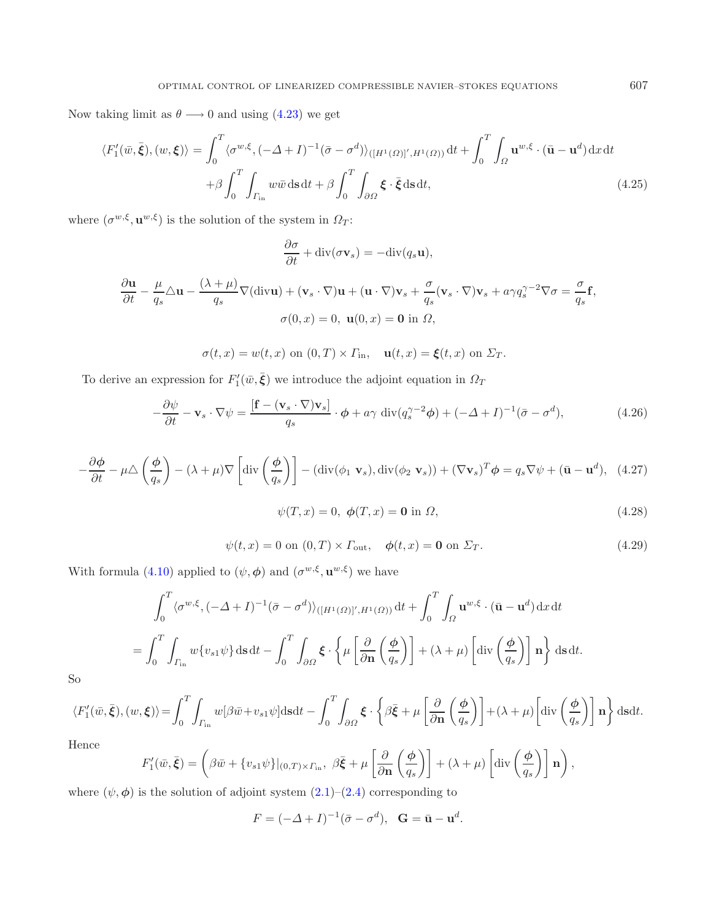Now taking limit as $\theta \longrightarrow 0$ and using (4.23) we get

$$
\langle F_1'(\bar{w},\bar{\boldsymbol{\xi}}),(w,\boldsymbol{\xi})\rangle = \int_0^T \langle \sigma^{w,\xi}, (-\Delta+I)^{-1}(\bar{\sigma}-\sigma^d)\rangle_{([H^1(\Omega)]',H^1(\Omega))}\,\mathrm{d}t + \int_0^T\int_\Omega \mathbf{u}^{w,\xi}\cdot(\bar{\mathbf{u}}-\mathbf{u}^d)\,\mathrm{d}x\,\mathrm{d}t
+\beta\int_0^T\int_{\Gamma_{\rm in}} w\bar{w}\,\mathrm{d}\mathbf{s}\,\mathrm{d}t + \beta\int_0^T\int_{\partial\Omega}\boldsymbol{\xi}\cdot\bar{\boldsymbol{\xi}}\,\mathrm{d}\mathbf{s}\,\mathrm{d}t, \tag{4.25}
$$

where $(\sigma^{w,\xi},\mathbf{u}^{w,\xi})$ is the solution of the system in $\Omega_T$:

$$
\frac{\partial\sigma}{\partial t} + \mathrm{div}(\sigma\mathbf{v}_s) = -\mathrm{div}(q_s\mathbf{u}),
$$

$$
\frac{\partial\mathbf{u}}{\partial t} - \frac{\mu}{q_s}\triangle\mathbf{u} - \frac{(\lambda+\mu)}{q_s}\nabla(\mathrm{div}\mathbf{u}) + (\mathbf{v}_s\cdot\nabla)\mathbf{u} + (\mathbf{u}\cdot\nabla)\mathbf{v}_s + \frac{\sigma}{q_s}(\mathbf{v}_s\cdot\nabla)\mathbf{v}_s + a\gamma q_s^{\gamma-2}\nabla\sigma = \frac{\sigma}{q_s}\mathbf{f},
$$

$$
\sigma(0,x)=0,\ \mathbf{u}(0,x)=\mathbf{0}\ \text{in}\ \Omega,
$$

$$
\sigma(t,x)=w(t,x)\ \text{on}\ (0,T)\times\Gamma_{\rm in},\quad \mathbf{u}(t,x)=\boldsymbol{\xi}(t,x)\ \text{on}\ \Sigma_T.
$$

To derive an expression for $F_1'(\bar{w},\bar{\boldsymbol{\xi}})$ we introduce the adjoint equation in $\Omega_T$

$$
-\frac{\partial\psi}{\partial t} - \mathbf{v}_s\cdot\nabla\psi = \frac{[\mathbf{f}-(\mathbf{v}_s\cdot\nabla)\mathbf{v}_s]}{q_s}\cdot\boldsymbol{\phi} + a\gamma\ \mathrm{div}(q_s^{\gamma-2}\boldsymbol{\phi}) + (-\Delta+I)^{-1}(\bar{\sigma}-\sigma^d), \tag{4.26}
$$

$$
-\frac{\partial\boldsymbol{\phi}}{\partial t} - \mu\triangle\left(\frac{\boldsymbol{\phi}}{q_s}\right) - (\lambda+\mu)\nabla\left[\mathrm{div}\left(\frac{\boldsymbol{\phi}}{q_s}\right)\right] - (\mathrm{div}(\phi_1\ \mathbf{v}_s),\mathrm{div}(\phi_2\ \mathbf{v}_s)) + (\nabla\mathbf{v}_s)^T\boldsymbol{\phi} = q_s\nabla\psi + (\bar{\mathbf{u}}-\mathbf{u}^d), \tag{4.27}
$$

$$
\psi(T,x)=0,\ \boldsymbol{\phi}(T,x)=\mathbf{0}\ \text{in}\ \Omega, \tag{4.28}
$$

$$
\psi(t,x)=0\ \text{on}\ (0,T)\times\Gamma_{\rm out},\quad \boldsymbol{\phi}(t,x)=\mathbf{0}\ \text{on}\ \Sigma_T. \tag{4.29}
$$

With formula (4.10) applied to $(\psi,\boldsymbol{\phi})$ and $(\sigma^{w,\xi},\mathbf{u}^{w,\xi})$ we have

$$
\int_0^T \langle \sigma^{w,\xi}, (-\Delta+I)^{-1}(\bar{\sigma}-\sigma^d)\rangle_{([H^1(\Omega)]',H^1(\Omega))}\,\mathrm{d}t + \int_0^T\int_\Omega \mathbf{u}^{w,\xi}\cdot(\bar{\mathbf{u}}-\mathbf{u}^d)\,\mathrm{d}x\,\mathrm{d}t
$$

$$
= \int_0^T\int_{\Gamma_{\rm in}} w\{v_{s1}\psi\}\,\mathrm{d}\mathbf{s}\,\mathrm{d}t - \int_0^T\int_{\partial\Omega}\boldsymbol{\xi}\cdot\left\{\mu\left[\frac{\partial}{\partial\mathbf{n}}\left(\frac{\boldsymbol{\phi}}{q_s}\right)\right] + (\lambda+\mu)\left[\mathrm{div}\left(\frac{\boldsymbol{\phi}}{q_s}\right)\right]\mathbf{n}\right\}\,\mathrm{d}\mathbf{s}\,\mathrm{d}t.
$$

So

$$
\langle F_1'(\bar{w},\bar{\boldsymbol{\xi}}),(w,\boldsymbol{\xi})\rangle = \int_0^T\int_{\Gamma_{\rm in}} w[\beta\bar{w}+v_{s1}\psi]\mathrm{d}\mathbf{s}\mathrm{d}t - \int_0^T\int_{\partial\Omega}\boldsymbol{\xi}\cdot\left\{\beta\bar{\boldsymbol{\xi}} + \mu\left[\frac{\partial}{\partial\mathbf{n}}\left(\frac{\boldsymbol{\phi}}{q_s}\right)\right] + (\lambda+\mu)\left[\mathrm{div}\left(\frac{\boldsymbol{\phi}}{q_s}\right)\right]\mathbf{n}\right\}\mathrm{d}\mathbf{s}\mathrm{d}t.
$$

Hence

$$
F_1'(\bar{w},\bar{\boldsymbol{\xi}}) = \left(\beta\bar{w} + \{v_{s1}\psi\}|_{(0,T)\times\Gamma_{\rm in}},\ \beta\bar{\boldsymbol{\xi}} + \mu\left[\frac{\partial}{\partial\mathbf{n}}\left(\frac{\boldsymbol{\phi}}{q_s}\right)\right] + (\lambda+\mu)\left[\mathrm{div}\left(\frac{\boldsymbol{\phi}}{q_s}\right)\right]\mathbf{n}\right),
$$

where $(\psi,\boldsymbol{\phi})$ is the solution of adjoint system (2.1)–(2.4) corresponding to

$$
F = (-\Delta+I)^{-1}(\bar{\sigma}-\sigma^d),\quad \mathbf{G} = \bar{\mathbf{u}}-\mathbf{u}^d.
$$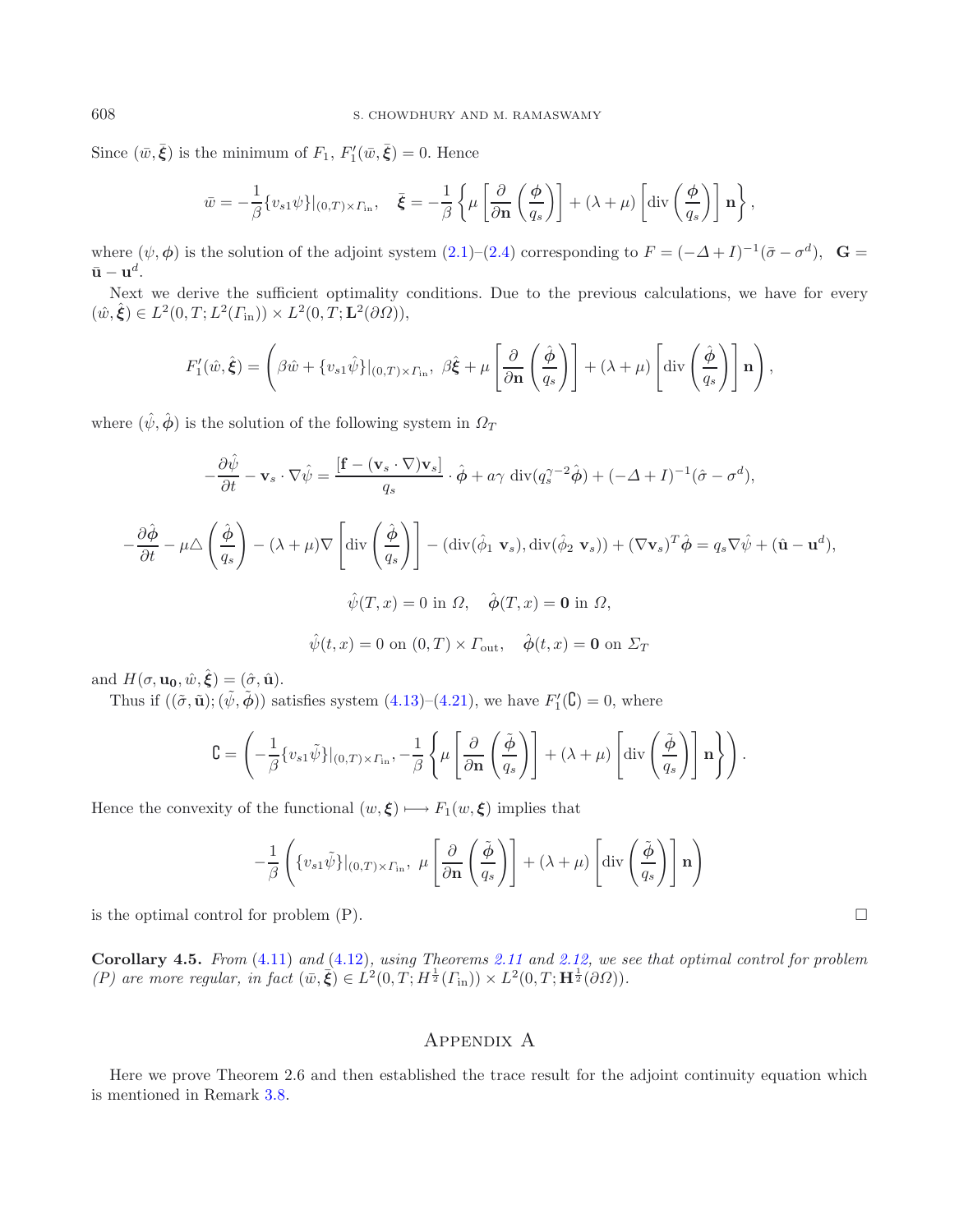Since $(\bar{w}, \bar{\boldsymbol{\xi}})$ is the minimum of $F_1$, $F_1'(\bar{w}, \bar{\boldsymbol{\xi}}) = 0$. Hence

$$\bar{w} = -\frac{1}{\beta}\{v_{s1}\psi\}|_{(0,T)\times\Gamma_{\text{in}}}, \quad \bar{\boldsymbol{\xi}} = -\frac{1}{\beta}\left\{\mu\left[\frac{\partial}{\partial \mathbf{n}}\left(\frac{\boldsymbol{\phi}}{q_s}\right)\right] + (\lambda+\mu)\left[\text{div}\left(\frac{\boldsymbol{\phi}}{q_s}\right)\right]\mathbf{n}\right\},$$

where $(\psi, \boldsymbol{\phi})$ is the solution of the adjoint system (2.1)–(2.4) corresponding to $F = (-\Delta + I)^{-1}(\bar{\sigma} - \sigma^d)$, $\mathbf{G} = \bar{\mathbf{u}} - \mathbf{u}^d$.

Next we derive the sufficient optimality conditions. Due to the previous calculations, we have for every $(\hat{w}, \hat{\boldsymbol{\xi}}) \in L^2(0,T; L^2(\Gamma_{\text{in}})) \times L^2(0,T; \mathbf{L}^2(\partial\Omega))$,

$$F_1'(\hat{w}, \hat{\boldsymbol{\xi}}) = \left(\beta\hat{w} + \{v_{s1}\hat{\psi}\}|_{(0,T)\times\Gamma_{\text{in}}},\ \beta\hat{\boldsymbol{\xi}} + \mu\left[\frac{\partial}{\partial \mathbf{n}}\left(\frac{\hat{\boldsymbol{\phi}}}{q_s}\right)\right] + (\lambda+\mu)\left[\text{div}\left(\frac{\hat{\boldsymbol{\phi}}}{q_s}\right)\right]\mathbf{n}\right),$$

where $(\hat{\psi}, \hat{\boldsymbol{\phi}})$ is the solution of the following system in $\Omega_T$

$$-\frac{\partial\hat{\psi}}{\partial t} - \mathbf{v}_s\cdot\nabla\hat{\psi} = \frac{[\mathbf{f} - (\mathbf{v}_s\cdot\nabla)\mathbf{v}_s]}{q_s}\cdot\hat{\boldsymbol{\phi}} + a\gamma\ \text{div}(q_s^{\gamma-2}\hat{\boldsymbol{\phi}}) + (-\Delta+I)^{-1}(\hat{\sigma} - \sigma^d),$$

$$-\frac{\partial\hat{\boldsymbol{\phi}}}{\partial t} - \mu\triangle\left(\frac{\hat{\boldsymbol{\phi}}}{q_s}\right) - (\lambda+\mu)\nabla\left[\text{div}\left(\frac{\hat{\boldsymbol{\phi}}}{q_s}\right)\right] - (\text{div}(\hat{\phi}_1\ \mathbf{v}_s), \text{div}(\hat{\phi}_2\ \mathbf{v}_s)) + (\nabla\mathbf{v}_s)^T\hat{\boldsymbol{\phi}} = q_s\nabla\hat{\psi} + (\hat{\mathbf{u}} - \mathbf{u}^d),$$

$$\hat{\psi}(T,x) = 0 \text{ in } \Omega, \quad \hat{\boldsymbol{\phi}}(T,x) = \mathbf{0} \text{ in } \Omega,$$

$$\hat{\psi}(t,x) = 0 \text{ on } (0,T)\times\Gamma_{\text{out}}, \quad \hat{\boldsymbol{\phi}}(t,x) = \mathbf{0} \text{ on } \Sigma_T$$

and $H(\sigma, \mathbf{u_0}, \hat{w}, \hat{\boldsymbol{\xi}}) = (\hat{\sigma}, \hat{\mathbf{u}})$.

Thus if $((\tilde{\sigma}, \tilde{\mathbf{u}}); (\tilde{\psi}, \tilde{\boldsymbol{\phi}}))$ satisfies system (4.13)–(4.21), we have $F_1'(\mathtt{C}) = 0$, where

$$\mathtt{C} = \left(-\frac{1}{\beta}\{v_{s1}\tilde{\psi}\}|_{(0,T)\times\Gamma_{\text{in}}}, -\frac{1}{\beta}\left\{\mu\left[\frac{\partial}{\partial \mathbf{n}}\left(\frac{\tilde{\boldsymbol{\phi}}}{q_s}\right)\right] + (\lambda+\mu)\left[\text{div}\left(\frac{\tilde{\boldsymbol{\phi}}}{q_s}\right)\right]\mathbf{n}\right\}\right).$$

Hence the convexity of the functional $(w, \boldsymbol{\xi}) \longmapsto F_1(w, \boldsymbol{\xi})$ implies that

$$-\frac{1}{\beta}\left(\{v_{s1}\tilde{\psi}\}|_{(0,T)\times\Gamma_{\text{in}}},\ \mu\left[\frac{\partial}{\partial \mathbf{n}}\left(\frac{\tilde{\boldsymbol{\phi}}}{q_s}\right)\right] + (\lambda+\mu)\left[\text{div}\left(\frac{\tilde{\boldsymbol{\phi}}}{q_s}\right)\right]\mathbf{n}\right)$$

is the optimal control for problem (P). □

**Corollary 4.5.** *From* (4.11) *and* (4.12)*, using Theorems 2.11 and 2.12, we see that optimal control for problem (P) are more regular, in fact* $(\bar{w}, \bar{\boldsymbol{\xi}}) \in L^2(0,T; H^{\frac{1}{2}}(\Gamma_{\text{in}})) \times L^2(0,T; \mathbf{H}^{\frac{1}{2}}(\partial\Omega))$.

# Appendix A

Here we prove Theorem 2.6 and then established the trace result for the adjoint continuity equation which is mentioned in Remark 3.8.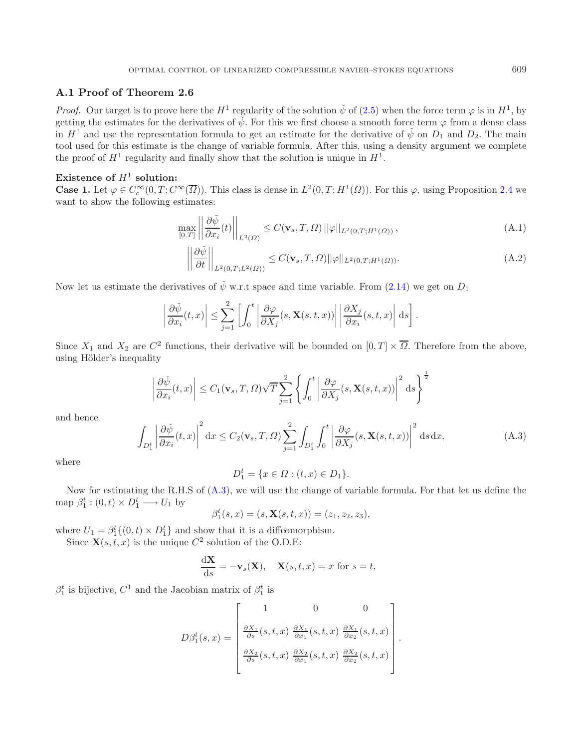## A.1 Proof of Theorem 2.6

*Proof.* Our target is to prove here the $H^1$ regularity of the solution $\check{\psi}$ of (2.5) when the force term $\varphi$ is in $H^1$, by getting the estimates for the derivatives of $\check{\psi}$. For this we first choose a smooth force term $\varphi$ from a dense class in $H^1$ and use the representation formula to get an estimate for the derivative of $\check{\psi}$ on $D_1$ and $D_2$. The main tool used for this estimate is the change of variable formula. After this, using a density argument we complete the proof of $H^1$ regularity and finally show that the solution is unique in $H^1$.

**Existence of $H^1$ solution:**

**Case 1.** Let $\varphi \in C_c^\infty(0,T;C^\infty(\overline{\Omega}))$. This class is dense in $L^2(0,T;H^1(\Omega))$. For this $\varphi$, using Proposition 2.4 we want to show the following estimates:

$$\max_{[0,T]} \left\| \frac{\partial \check{\psi}}{\partial x_i}(t) \right\|_{L^2(\Omega)} \leq C(\mathbf{v}_s, T, \Omega) \, ||\varphi||_{L^2(0,T;H^1(\Omega))}, \tag{A.1}$$

$$\left\| \frac{\partial \check{\psi}}{\partial t} \right\|_{L^2(0,T;L^2(\Omega))} \leq C(\mathbf{v}_s, T, \Omega) ||\varphi||_{L^2(0,T;H^1(\Omega))}. \tag{A.2}$$

Now let us estimate the derivatives of $\check{\psi}$ w.r.t space and time variable. From (2.14) we get on $D_1$

$$\left| \frac{\partial \check{\psi}}{\partial x_i}(t,x) \right| \leq \sum_{j=1}^{2} \left[ \int_0^t \left| \frac{\partial \varphi}{\partial X_j}(s, \mathbf{X}(s,t,x)) \right| \left| \frac{\partial X_j}{\partial x_i}(s,t,x) \right| \mathrm{d}s \right].$$

Since $X_1$ and $X_2$ are $C^2$ functions, their derivative will be bounded on $[0,T] \times \overline{\Omega}$. Therefore from the above, using Hölder's inequality

$$\left| \frac{\partial \check{\psi}}{\partial x_i}(t,x) \right| \leq C_1(\mathbf{v}_s, T, \Omega) \sqrt{T} \sum_{j=1}^{2} \left\{ \int_0^t \left| \frac{\partial \varphi}{\partial X_j}(s, \mathbf{X}(s,t,x)) \right|^2 \mathrm{d}s \right\}^{\frac{1}{2}}$$

and hence

$$\int_{D_1^t} \left| \frac{\partial \check{\psi}}{\partial x_i}(t,x) \right|^2 \mathrm{d}x \leq C_2(\mathbf{v}_s, T, \Omega) \sum_{j=1}^{2} \int_{D_1^t} \int_0^t \left| \frac{\partial \varphi}{\partial X_j}(s, \mathbf{X}(s,t,x)) \right|^2 \mathrm{d}s \, \mathrm{d}x, \tag{A.3}$$

where

$$D_1^t = \{x \in \Omega : (t,x) \in D_1\}.$$

Now for estimating the R.H.S of (A.3), we will use the change of variable formula. For that let us define the map $\beta_1^t : (0,t) \times D_1^t \longrightarrow U_1$ by

$$\beta_1^t(s,x) = (s, \mathbf{X}(s,t,x)) = (z_1, z_2, z_3),$$

where $U_1 = \beta_1^t\{(0,t) \times D_1^t\}$ and show that it is a diffeomorphism.

Since $\mathbf{X}(s,t,x)$ is the unique $C^2$ solution of the O.D.E:

$$\frac{\mathrm{d}\mathbf{X}}{\mathrm{d}s} = -\mathbf{v}_s(\mathbf{X}), \quad \mathbf{X}(s,t,x) = x \text{ for } s = t,$$

$\beta_1^t$ is bijective, $C^1$ and the Jacobian matrix of $\beta_1^t$ is

$$D\beta_1^t(s,x) = \begin{bmatrix} 1 & 0 & 0 \\ \frac{\partial X_1}{\partial s}(s,t,x) & \frac{\partial X_1}{\partial x_1}(s,t,x) & \frac{\partial X_1}{\partial x_2}(s,t,x) \\ \frac{\partial X_2}{\partial s}(s,t,x) & \frac{\partial X_2}{\partial x_1}(s,t,x) & \frac{\partial X_2}{\partial x_2}(s,t,x) \end{bmatrix}.$$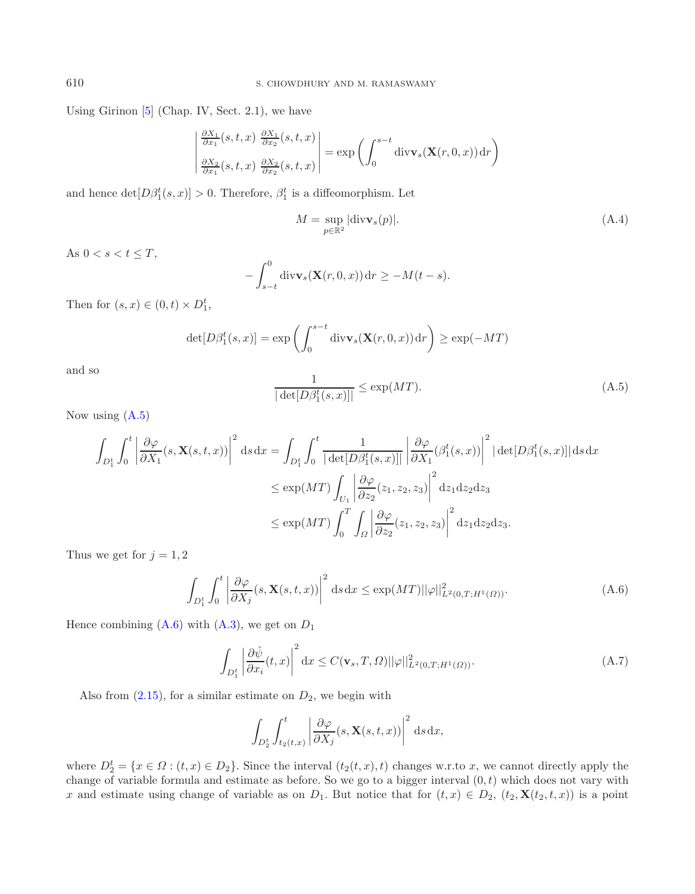Using Girinon [5] (Chap. IV, Sect. 2.1), we have

$$\begin{vmatrix} \frac{\partial X_1}{\partial x_1}(s,t,x) & \frac{\partial X_1}{\partial x_2}(s,t,x) \\ \frac{\partial X_2}{\partial x_1}(s,t,x) & \frac{\partial X_2}{\partial x_2}(s,t,x) \end{vmatrix} = \exp\left(\int_0^{s-t} \mathrm{div}\mathbf{v}_s(\mathbf{X}(r,0,x))\,\mathrm{d}r\right)$$

and hence $\det[D\beta_1^t(s,x)] > 0$. Therefore, $\beta_1^t$ is a diffeomorphism. Let

$$M = \sup_{p\in\mathbb{R}^2} |\mathrm{div}\mathbf{v}_s(p)|. \tag{A.4}$$

As $0 < s < t \leq T$,

$$-\int_{s-t}^0 \mathrm{div}\mathbf{v}_s(\mathbf{X}(r,0,x))\,\mathrm{d}r \geq -M(t-s).$$

Then for $(s,x) \in (0,t) \times D_1^t$,

$$\det[D\beta_1^t(s,x)] = \exp\left(\int_0^{s-t} \mathrm{div}\mathbf{v}_s(\mathbf{X}(r,0,x))\,\mathrm{d}r\right) \geq \exp(-MT)$$

and so

$$\frac{1}{|\det[D\beta_1^t(s,x)]|} \leq \exp(MT). \tag{A.5}$$

Now using (A.5)

$$\begin{aligned}
\int_{D_1^t}\int_0^t \left|\frac{\partial \varphi}{\partial X_1}(s,\mathbf{X}(s,t,x))\right|^2 \mathrm{d}s\,\mathrm{d}x &= \int_{D_1^t}\int_0^t \frac{1}{|\det[D\beta_1^t(s,x)]|}\left|\frac{\partial \varphi}{\partial X_1}(\beta_1^t(s,x))\right|^2 |\det[D\beta_1^t(s,x)]|\,\mathrm{d}s\,\mathrm{d}x \\
&\leq \exp(MT)\int_{U_1}\left|\frac{\partial \varphi}{\partial z_2}(z_1,z_2,z_3)\right|^2 \mathrm{d}z_1\mathrm{d}z_2\mathrm{d}z_3 \\
&\leq \exp(MT)\int_0^T\int_{\Omega}\left|\frac{\partial \varphi}{\partial z_2}(z_1,z_2,z_3)\right|^2 \mathrm{d}z_1\mathrm{d}z_2\mathrm{d}z_3.
\end{aligned}$$

Thus we get for $j = 1, 2$

$$\int_{D_1^t}\int_0^t \left|\frac{\partial \varphi}{\partial X_j}(s,\mathbf{X}(s,t,x))\right|^2 \mathrm{d}s\,\mathrm{d}x \leq \exp(MT)||\varphi||^2_{L^2(0,T;H^1(\Omega))}. \tag{A.6}$$

Hence combining (A.6) with (A.3), we get on $D_1$

$$\int_{D_1^t}\left|\frac{\partial \check{\psi}}{\partial x_i}(t,x)\right|^2 \mathrm{d}x \leq C(\mathbf{v}_s, T, \Omega)||\varphi||^2_{L^2(0,T;H^1(\Omega))}. \tag{A.7}$$

Also from (2.15), for a similar estimate on $D_2$, we begin with

$$\int_{D_2^t}\int_{t_2(t,x)}^t \left|\frac{\partial \varphi}{\partial X_j}(s,\mathbf{X}(s,t,x))\right|^2 \mathrm{d}s\,\mathrm{d}x,$$

where $D_2^t = \{x \in \Omega : (t,x) \in D_2\}$. Since the interval $(t_2(t,x), t)$ changes w.r.to $x$, we cannot directly apply the change of variable formula and estimate as before. So we go to a bigger interval $(0,t)$ which does not vary with $x$ and estimate using change of variable as on $D_1$. But notice that for $(t,x) \in D_2$, $(t_2, \mathbf{X}(t_2,t,x))$ is a point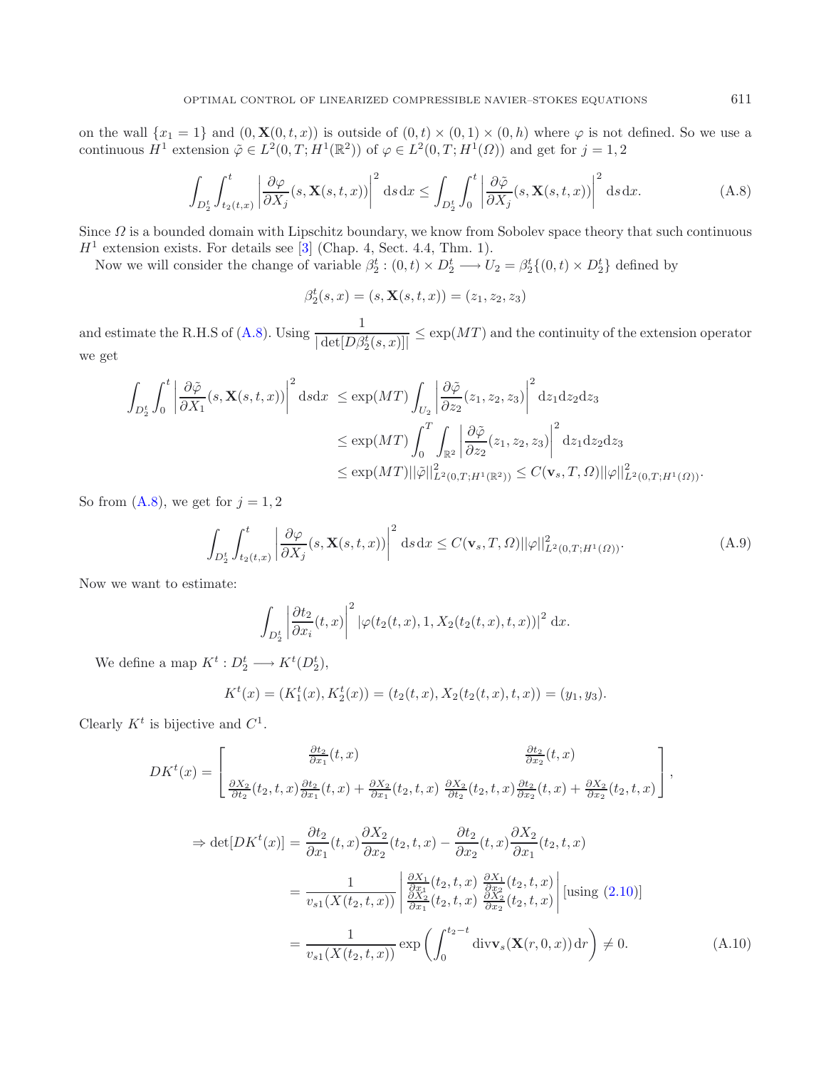on the wall $\{x_1 = 1\}$ and $(0, \mathbf{X}(0,t,x))$ is outside of $(0,t) \times (0,1) \times (0,h)$ where $\varphi$ is not defined. So we use a continuous $H^1$ extension $\tilde{\varphi} \in L^2(0,T;H^1(\mathbb{R}^2))$ of $\varphi \in L^2(0,T;H^1(\Omega))$ and get for $j = 1,2$

$$\int_{D_2^t} \int_{t_2(t,x)}^t \left| \frac{\partial \varphi}{\partial X_j}(s, \mathbf{X}(s,t,x)) \right|^2 \mathrm{d}s\,\mathrm{d}x \leq \int_{D_2^t} \int_0^t \left| \frac{\partial \tilde{\varphi}}{\partial X_j}(s, \mathbf{X}(s,t,x)) \right|^2 \mathrm{d}s\,\mathrm{d}x. \tag{A.8}$$

Since $\Omega$ is a bounded domain with Lipschitz boundary, we know from Sobolev space theory that such continuous $H^1$ extension exists. For details see [3] (Chap. 4, Sect. 4.4, Thm. 1).

Now we will consider the change of variable $\beta_2^t : (0,t) \times D_2^t \longrightarrow U_2 = \beta_2^t\{(0,t) \times D_2^t\}$ defined by

$$\beta_2^t(s,x) = (s, \mathbf{X}(s,t,x)) = (z_1, z_2, z_3)$$

and estimate the R.H.S of (A.8). Using $\dfrac{1}{|\det[D\beta_2^t(s,x)]|} \leq \exp(MT)$ and the continuity of the extension operator we get

$$\begin{aligned}
\int_{D_2^t} \int_0^t \left| \frac{\partial \tilde{\varphi}}{\partial X_1}(s, \mathbf{X}(s,t,x)) \right|^2 \mathrm{d}s\mathrm{d}x &\leq \exp(MT) \int_{U_2} \left| \frac{\partial \tilde{\varphi}}{\partial z_2}(z_1, z_2, z_3) \right|^2 \mathrm{d}z_1\mathrm{d}z_2\mathrm{d}z_3 \\
&\leq \exp(MT) \int_0^T \int_{\mathbb{R}^2} \left| \frac{\partial \tilde{\varphi}}{\partial z_2}(z_1, z_2, z_3) \right|^2 \mathrm{d}z_1\mathrm{d}z_2\mathrm{d}z_3 \\
&\leq \exp(MT) ||\tilde{\varphi}||^2_{L^2(0,T;H^1(\mathbb{R}^2))} \leq C(\mathbf{v}_s, T, \Omega) ||\varphi||^2_{L^2(0,T;H^1(\Omega))}.
\end{aligned}$$

So from (A.8), we get for $j = 1,2$

$$\int_{D_2^t} \int_{t_2(t,x)}^t \left| \frac{\partial \varphi}{\partial X_j}(s, \mathbf{X}(s,t,x)) \right|^2 \mathrm{d}s\,\mathrm{d}x \leq C(\mathbf{v}_s, T, \Omega) ||\varphi||^2_{L^2(0,T;H^1(\Omega))}. \tag{A.9}$$

Now we want to estimate:

$$\int_{D_2^t} \left| \frac{\partial t_2}{\partial x_i}(t,x) \right|^2 |\varphi(t_2(t,x), 1, X_2(t_2(t,x),t,x))|^2 \,\mathrm{d}x.$$

We define a map $K^t : D_2^t \longrightarrow K^t(D_2^t)$,

$$K^t(x) = (K_1^t(x), K_2^t(x)) = (t_2(t,x), X_2(t_2(t,x),t,x)) = (y_1, y_3).$$

Clearly $K^t$ is bijective and $C^1$.

$$DK^t(x) = \begin{bmatrix} \frac{\partial t_2}{\partial x_1}(t,x) & \frac{\partial t_2}{\partial x_2}(t,x) \\ \frac{\partial X_2}{\partial t_2}(t_2,t,x)\frac{\partial t_2}{\partial x_1}(t,x) + \frac{\partial X_2}{\partial x_1}(t_2,t,x) & \frac{\partial X_2}{\partial t_2}(t_2,t,x)\frac{\partial t_2}{\partial x_2}(t,x) + \frac{\partial X_2}{\partial x_2}(t_2,t,x) \end{bmatrix},$$

$$\begin{aligned}
\Rightarrow \det[DK^t(x)] &= \frac{\partial t_2}{\partial x_1}(t,x) \frac{\partial X_2}{\partial x_2}(t_2,t,x) - \frac{\partial t_2}{\partial x_2}(t,x) \frac{\partial X_2}{\partial x_1}(t_2,t,x) \\
&= \frac{1}{v_{s1}(X(t_2,t,x))} \begin{vmatrix} \frac{\partial X_1}{\partial x_1}(t_2,t,x) & \frac{\partial X_1}{\partial x_2}(t_2,t,x) \\ \frac{\partial X_2}{\partial x_1}(t_2,t,x) & \frac{\partial X_2}{\partial x_2}(t_2,t,x) \end{vmatrix} [\text{using (2.10)}] \\
&= \frac{1}{v_{s1}(X(t_2,t,x))} \exp\left( \int_0^{t_2 - t} \mathrm{div}\mathbf{v}_s(\mathbf{X}(r,0,x))\,\mathrm{d}r \right) \neq 0.
\end{aligned} \tag{A.10}$$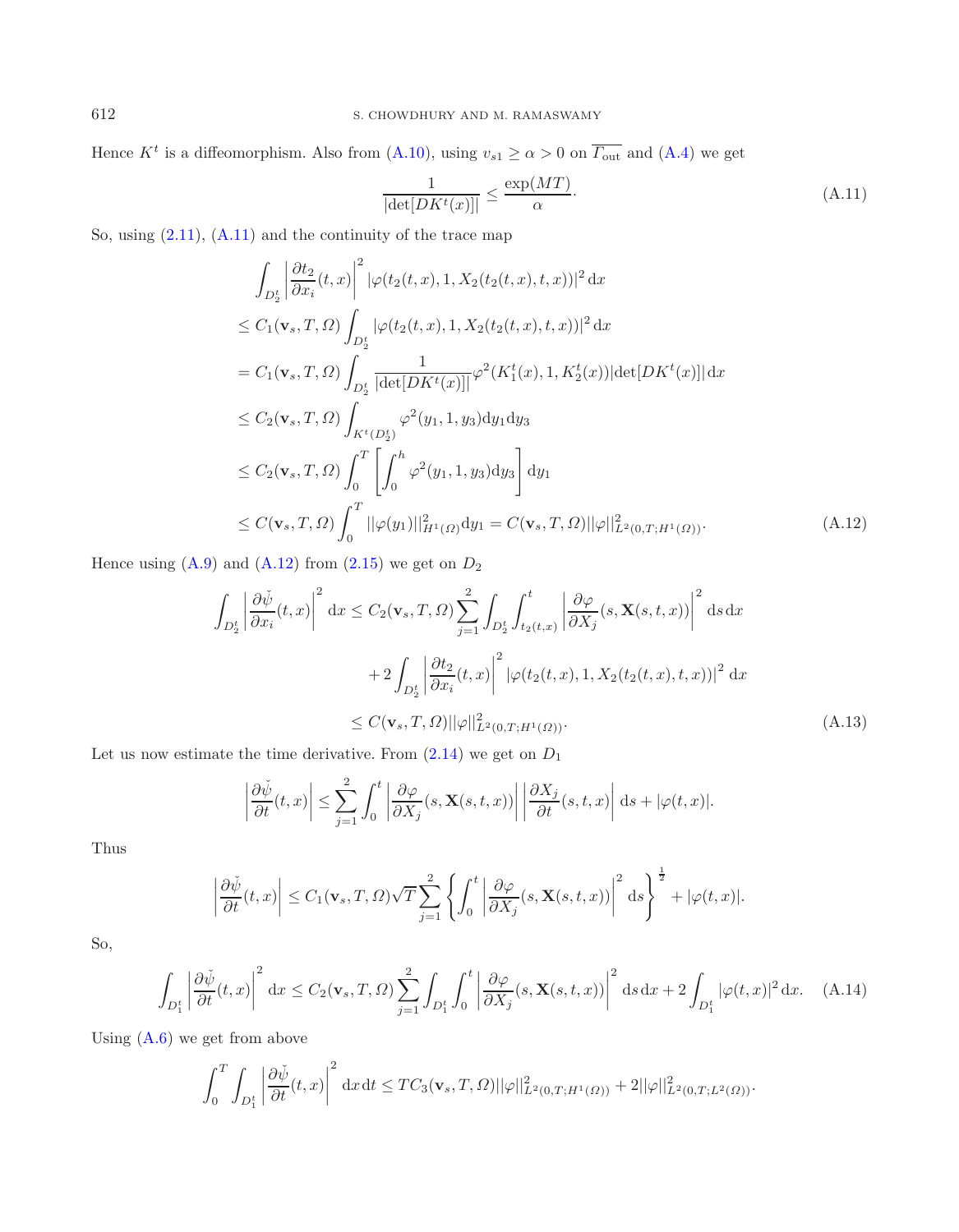Hence $K^t$ is a diffeomorphism. Also from (A.10), using $v_{s1} \geq \alpha > 0$ on $\overline{\Gamma_{\text{out}}}$ and (A.4) we get

$$\frac{1}{|\det[DK^t(x)]|} \leq \frac{\exp(MT)}{\alpha}. \tag{A.11}$$

So, using (2.11), (A.11) and the continuity of the trace map

$$\begin{aligned}
&\int_{D_2^t} \left|\frac{\partial t_2}{\partial x_i}(t,x)\right|^2 |\varphi(t_2(t,x),1,X_2(t_2(t,x),t,x))|^2 \,\mathrm{d}x \\
&\leq C_1(\mathbf{v}_s,T,\Omega)\int_{D_2^t} |\varphi(t_2(t,x),1,X_2(t_2(t,x),t,x))|^2 \,\mathrm{d}x \\
&= C_1(\mathbf{v}_s,T,\Omega)\int_{D_2^t} \frac{1}{|\det[DK^t(x)]|}\varphi^2(K_1^t(x),1,K_2^t(x))|\det[DK^t(x)]|\,\mathrm{d}x \\
&\leq C_2(\mathbf{v}_s,T,\Omega)\int_{K^t(D_2^t)} \varphi^2(y_1,1,y_3)\mathrm{d}y_1\mathrm{d}y_3 \\
&\leq C_2(\mathbf{v}_s,T,\Omega)\int_0^T \left[\int_0^h \varphi^2(y_1,1,y_3)\mathrm{d}y_3\right]\mathrm{d}y_1 \\
&\leq C(\mathbf{v}_s,T,\Omega)\int_0^T ||\varphi(y_1)||^2_{H^1(\Omega)}\mathrm{d}y_1 = C(\mathbf{v}_s,T,\Omega)||\varphi||^2_{L^2(0,T;H^1(\Omega))}.
\end{aligned} \tag{A.12}$$

Hence using (A.9) and (A.12) from (2.15) we get on $D_2$

$$\begin{aligned}
\int_{D_2^t}\left|\frac{\partial\check{\psi}}{\partial x_i}(t,x)\right|^2 \mathrm{d}x &\leq C_2(\mathbf{v}_s,T,\Omega)\sum_{j=1}^{2}\int_{D_2^t}\int_{t_2(t,x)}^{t}\left|\frac{\partial\varphi}{\partial X_j}(s,\mathbf{X}(s,t,x))\right|^2\mathrm{d}s\,\mathrm{d}x \\
&\quad + 2\int_{D_2^t}\left|\frac{\partial t_2}{\partial x_i}(t,x)\right|^2 |\varphi(t_2(t,x),1,X_2(t_2(t,x),t,x))|^2 \,\mathrm{d}x \\
&\leq C(\mathbf{v}_s,T,\Omega)||\varphi||^2_{L^2(0,T;H^1(\Omega))}.
\end{aligned} \tag{A.13}$$

Let us now estimate the time derivative. From (2.14) we get on $D_1$

$$\left|\frac{\partial\check{\psi}}{\partial t}(t,x)\right| \leq \sum_{j=1}^{2}\int_0^t\left|\frac{\partial\varphi}{\partial X_j}(s,\mathbf{X}(s,t,x))\right|\left|\frac{\partial X_j}{\partial t}(s,t,x)\right|\mathrm{d}s + |\varphi(t,x)|.$$

Thus

$$\left|\frac{\partial\check{\psi}}{\partial t}(t,x)\right| \leq C_1(\mathbf{v}_s,T,\Omega)\sqrt{T}\sum_{j=1}^{2}\left\{\int_0^t\left|\frac{\partial\varphi}{\partial X_j}(s,\mathbf{X}(s,t,x))\right|^2\mathrm{d}s\right\}^{\frac{1}{2}} + |\varphi(t,x)|.$$

So,

$$\int_{D_1^t}\left|\frac{\partial\check{\psi}}{\partial t}(t,x)\right|^2\mathrm{d}x \leq C_2(\mathbf{v}_s,T,\Omega)\sum_{j=1}^{2}\int_{D_1^t}\int_0^t\left|\frac{\partial\varphi}{\partial X_j}(s,\mathbf{X}(s,t,x))\right|^2\mathrm{d}s\,\mathrm{d}x + 2\int_{D_1^t}|\varphi(t,x)|^2\,\mathrm{d}x. \tag{A.14}$$

Using (A.6) we get from above

$$\int_0^T\int_{D_1^t}\left|\frac{\partial\check{\psi}}{\partial t}(t,x)\right|^2\mathrm{d}x\,\mathrm{d}t \leq TC_3(\mathbf{v}_s,T,\Omega)||\varphi||^2_{L^2(0,T;H^1(\Omega))} + 2||\varphi||^2_{L^2(0,T;L^2(\Omega))}.$$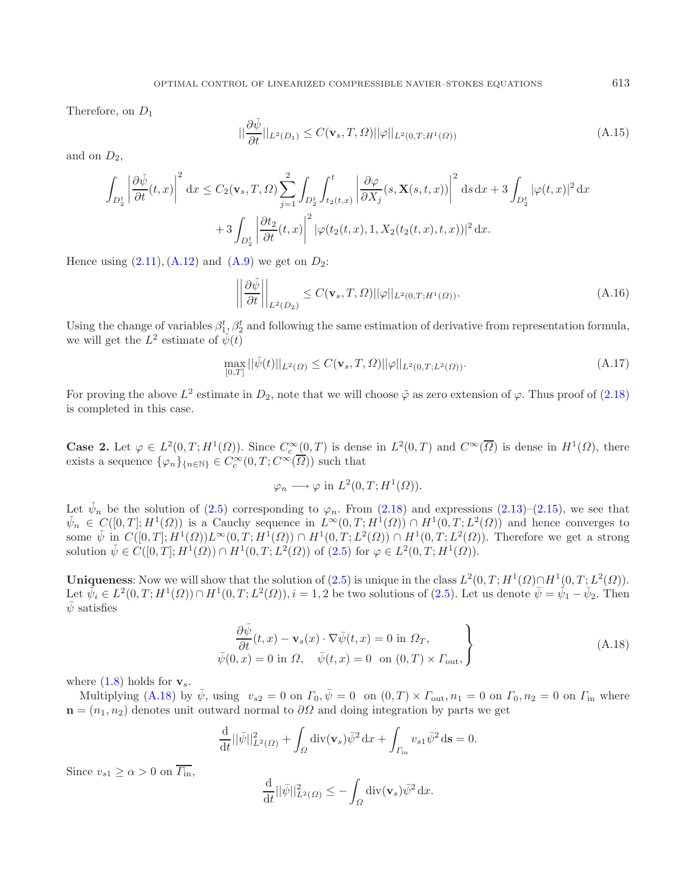Therefore, on $D_1$

$$||\frac{\partial \check{\psi}}{\partial t}||_{L^2(D_1)} \leq C(\mathbf{v}_s, T, \Omega)||\varphi||_{L^2(0,T;H^1(\Omega))} \tag{A.15}$$

and on $D_2$,

$$\int_{D_2^t} \left|\frac{\partial \check{\psi}}{\partial t}(t,x)\right|^2 \mathrm{d}x \leq C_2(\mathbf{v}_s, T, \Omega)\sum_{j=1}^{2}\int_{D_2^t}\int_{t_2(t,x)}^{t}\left|\frac{\partial \varphi}{\partial X_j}(s, \mathbf{X}(s,t,x))\right|^2 \mathrm{d}s\,\mathrm{d}x + 3\int_{D_2^t}|\varphi(t,x)|^2\,\mathrm{d}x$$
$$+ 3\int_{D_2^t}\left|\frac{\partial t_2}{\partial t}(t,x)\right|^2 |\varphi(t_2(t,x), 1, X_2(t_2(t,x),t,x))|^2\,\mathrm{d}x.$$

Hence using (2.11), (A.12) and (A.9) we get on $D_2$:

$$\left|\left|\frac{\partial \check{\psi}}{\partial t}\right|\right|_{L^2(D_2)} \leq C(\mathbf{v}_s, T, \Omega)||\varphi||_{L^2(0,T;H^1(\Omega))}. \tag{A.16}$$

Using the change of variables $\beta_1^t, \beta_2^t$ and following the same estimation of derivative from representation formula, we will get the $L^2$ estimate of $\check{\psi}(t)$

$$\max_{[0,T]}||\check{\psi}(t)||_{L^2(\Omega)} \leq C(\mathbf{v}_s, T, \Omega)||\varphi||_{L^2(0,T;L^2(\Omega))}. \tag{A.17}$$

For proving the above $L^2$ estimate in $D_2$, note that we will choose $\tilde{\varphi}$ as zero extension of $\varphi$. Thus proof of (2.18) is completed in this case.

**Case 2.** Let $\varphi \in L^2(0,T;H^1(\Omega))$. Since $C_c^\infty(0,T)$ is dense in $L^2(0,T)$ and $C^\infty(\overline{\Omega})$ is dense in $H^1(\Omega)$, there exists a sequence $\{\varphi_n\}_{\{n\in\mathbb{N}\}} \in C_c^\infty(0,T;C^\infty(\overline{\Omega}))$ such that

$$\varphi_n \longrightarrow \varphi \text{ in } L^2(0,T;H^1(\Omega)).$$

Let $\check{\psi}_n$ be the solution of (2.5) corresponding to $\varphi_n$. From (2.18) and expressions (2.13)–(2.15), we see that $\check{\psi}_n \in C([0,T];H^1(\Omega))$ is a Cauchy sequence in $L^\infty(0,T;H^1(\Omega)) \cap H^1(0,T;L^2(\Omega))$ and hence converges to some $\check{\psi}$ in $C([0,T];H^1(\Omega))L^\infty(0,T;H^1(\Omega)) \cap H^1(0,T;L^2(\Omega)) \cap H^1(0,T;L^2(\Omega))$. Therefore we get a strong solution $\check{\psi} \in C([0,T];H^1(\Omega)) \cap H^1(0,T;L^2(\Omega))$ of (2.5) for $\varphi \in L^2(0,T;H^1(\Omega))$.

**Uniqueness**: Now we will show that the solution of (2.5) is unique in the class $L^2(0,T;H^1(\Omega) \cap H^1(0,T;L^2(\Omega))$. Let $\check{\psi}_i \in L^2(0,T;H^1(\Omega)) \cap H^1(0,T;L^2(\Omega)), i = 1,2$ be two solutions of (2.5). Let us denote $\bar{\psi} = \check{\psi}_1 - \check{\psi}_2$. Then $\bar{\psi}$ satisfies

$$\left.\begin{aligned}
&\frac{\partial \bar{\psi}}{\partial t}(t,x) - \mathbf{v}_s(x)\cdot\nabla\bar{\psi}(t,x) = 0 \text{ in } \Omega_T,\\
&\bar{\psi}(0,x) = 0 \text{ in } \Omega, \quad \bar{\psi}(t,x) = 0 \;\text{ on } (0,T)\times\Gamma_{\text{out}},
\end{aligned}\right\} \tag{A.18}$$

where (1.8) holds for $\mathbf{v}_s$.

Multiplying (A.18) by $\bar{\psi}$, using $v_{s2} = 0$ on $\Gamma_0, \bar{\psi} = 0$ on $(0,T)\times\Gamma_{\text{out}}, n_1 = 0$ on $\Gamma_0, n_2 = 0$ on $\Gamma_{\text{in}}$ where $\mathbf{n} = (n_1, n_2)$ denotes unit outward normal to $\partial\Omega$ and doing integration by parts we get

$$\frac{\mathrm{d}}{\mathrm{d}t}||\bar{\psi}||^2_{L^2(\Omega)} + \int_\Omega \mathrm{div}(\mathbf{v}_s)\bar{\psi}^2\,\mathrm{d}x + \int_{\Gamma_{\text{in}}} v_{s1}\bar{\psi}^2\,\mathrm{d}\mathbf{s} = 0.$$

Since $v_{s1} \geq \alpha > 0$ on $\overline{\Gamma_{\text{in}}}$,

$$\frac{\mathrm{d}}{\mathrm{d}t}||\bar{\psi}||^2_{L^2(\Omega)} \leq -\int_\Omega \mathrm{div}(\mathbf{v}_s)\bar{\psi}^2\,\mathrm{d}x.$$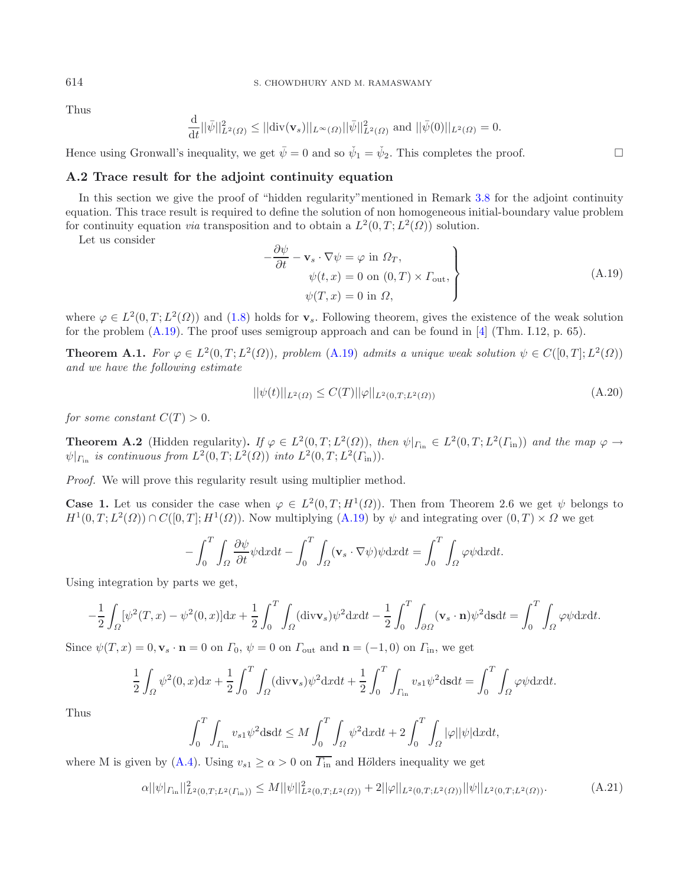Thus

$$\frac{\mathrm{d}}{\mathrm{d}t}||\bar{\psi}||^2_{L^2(\Omega)} \leq ||\mathrm{div}(\mathbf{v}_s)||_{L^\infty(\Omega)}||\bar{\psi}||^2_{L^2(\Omega)} \text{ and } ||\bar{\psi}(0)||_{L^2(\Omega)} = 0.$$

Hence using Gronwall's inequality, we get $\bar{\psi} = 0$ and so $\check{\psi}_1 = \check{\psi}_2$. This completes the proof. □

## A.2 Trace result for the adjoint continuity equation

In this section we give the proof of "hidden regularity"mentioned in Remark 3.8 for the adjoint continuity equation. This trace result is required to define the solution of non homogeneous initial-boundary value problem for continuity equation *via* transposition and to obtain a $L^2(0,T;L^2(\Omega))$ solution.

Let us consider

$$\left.\begin{aligned} -\frac{\partial \psi}{\partial t} - \mathbf{v}_s \cdot \nabla \psi &= \varphi \text{ in } \Omega_T, \\ \psi(t,x) &= 0 \text{ on } (0,T) \times \Gamma_{\mathrm{out}}, \\ \psi(T,x) &= 0 \text{ in } \Omega, \end{aligned}\right\} \tag{A.19}$$

where $\varphi \in L^2(0,T;L^2(\Omega))$ and (1.8) holds for $\mathbf{v}_s$. Following theorem, gives the existence of the weak solution for the problem (A.19). The proof uses semigroup approach and can be found in [4] (Thm. I.12, p. 65).

**Theorem A.1.** *For $\varphi \in L^2(0,T;L^2(\Omega))$, problem (A.19) admits a unique weak solution $\psi \in C([0,T];L^2(\Omega))$ and we have the following estimate*

$$||\psi(t)||_{L^2(\Omega)} \leq C(T)||\varphi||_{L^2(0,T;L^2(\Omega))} \tag{A.20}$$

*for some constant $C(T) > 0$.*

**Theorem A.2** (Hidden regularity)**.** *If $\varphi \in L^2(0,T;L^2(\Omega))$, then $\psi|_{\Gamma_{\mathrm{in}}} \in L^2(0,T;L^2(\Gamma_{\mathrm{in}}))$ and the map $\varphi \to \psi|_{\Gamma_{\mathrm{in}}}$ is continuous from $L^2(0,T;L^2(\Omega))$ into $L^2(0,T;L^2(\Gamma_{\mathrm{in}}))$.*

*Proof.* We will prove this regularity result using multiplier method.

**Case 1.** Let us consider the case when $\varphi \in L^2(0,T;H^1(\Omega))$. Then from Theorem 2.6 we get $\psi$ belongs to $H^1(0,T;L^2(\Omega)) \cap C([0,T];H^1(\Omega))$. Now multiplying (A.19) by $\psi$ and integrating over $(0,T) \times \Omega$ we get

$$-\int_0^T \int_\Omega \frac{\partial \psi}{\partial t}\psi \mathrm{d}x\mathrm{d}t - \int_0^T \int_\Omega (\mathbf{v}_s \cdot \nabla \psi)\psi \mathrm{d}x\mathrm{d}t = \int_0^T \int_\Omega \varphi\psi \mathrm{d}x\mathrm{d}t.$$

Using integration by parts we get,

$$-\frac{1}{2}\int_\Omega [\psi^2(T,x) - \psi^2(0,x)]\mathrm{d}x + \frac{1}{2}\int_0^T \int_\Omega (\mathrm{div}\mathbf{v}_s)\psi^2 \mathrm{d}x\mathrm{d}t - \frac{1}{2}\int_0^T \int_{\partial\Omega} (\mathbf{v}_s \cdot \mathbf{n})\psi^2 \mathrm{d}\mathbf{s}\mathrm{d}t = \int_0^T \int_\Omega \varphi\psi \mathrm{d}x\mathrm{d}t.$$

Since $\psi(T,x) = 0, \mathbf{v}_s \cdot \mathbf{n} = 0$ on $\Gamma_0$, $\psi = 0$ on $\Gamma_{\mathrm{out}}$ and $\mathbf{n} = (-1,0)$ on $\Gamma_{\mathrm{in}}$, we get

$$\frac{1}{2}\int_\Omega \psi^2(0,x)\mathrm{d}x + \frac{1}{2}\int_0^T \int_\Omega (\mathrm{div}\mathbf{v}_s)\psi^2 \mathrm{d}x\mathrm{d}t + \frac{1}{2}\int_0^T \int_{\Gamma_{\mathrm{in}}} v_{s1}\psi^2 \mathrm{d}\mathbf{s}\mathrm{d}t = \int_0^T \int_\Omega \varphi\psi \mathrm{d}x\mathrm{d}t.$$

Thus

$$\int_0^T \int_{\Gamma_{\mathrm{in}}} v_{s1}\psi^2 \mathrm{d}\mathbf{s}\mathrm{d}t \leq M\int_0^T \int_\Omega \psi^2 \mathrm{d}x\mathrm{d}t + 2\int_0^T \int_\Omega |\varphi||\psi| \mathrm{d}x\mathrm{d}t,$$

where M is given by (A.4). Using $v_{s1} \geq \alpha > 0$ on $\overline{\Gamma_{\mathrm{in}}}$ and Hölders inequality we get

$$\alpha||\psi|_{\Gamma_{\mathrm{in}}}||^2_{L^2(0,T;L^2(\Gamma_{\mathrm{in}}))} \leq M||\psi||^2_{L^2(0,T;L^2(\Omega))} + 2||\varphi||_{L^2(0,T;L^2(\Omega))}||\psi||_{L^2(0,T;L^2(\Omega))}. \tag{A.21}$$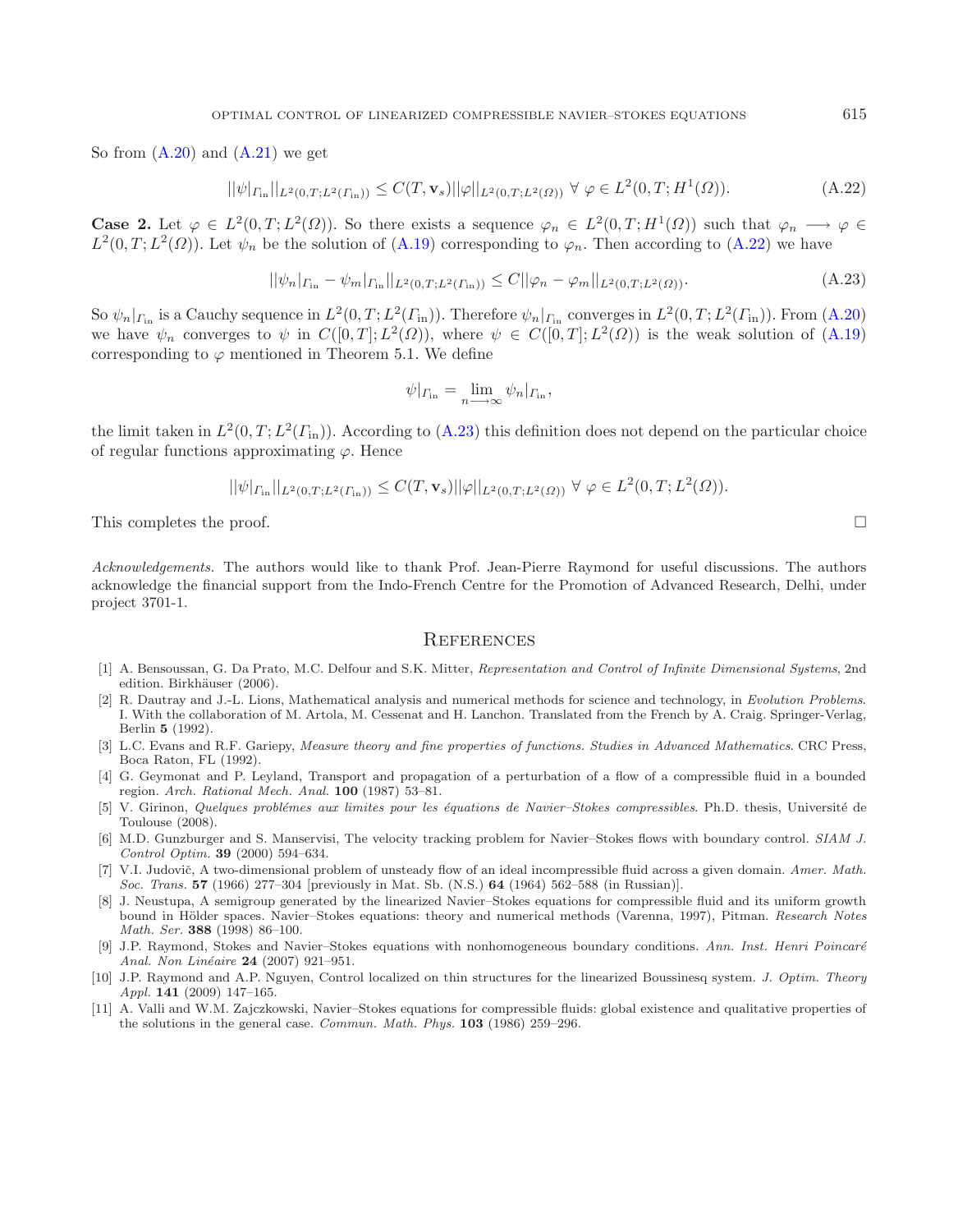So from (A.20) and (A.21) we get

$$||\psi|_{\Gamma_{\text{in}}}||_{L^2(0,T;L^2(\Gamma_{\text{in}}))} \leq C(T, \mathbf{v}_s)||\varphi||_{L^2(0,T;L^2(\Omega))} \ \forall \ \varphi \in L^2(0,T;H^1(\Omega)). \tag{A.22}$$

**Case 2.** Let $\varphi \in L^2(0,T;L^2(\Omega))$. So there exists a sequence $\varphi_n \in L^2(0,T;H^1(\Omega))$ such that $\varphi_n \longrightarrow \varphi \in L^2(0,T;L^2(\Omega))$. Let $\psi_n$ be the solution of (A.19) corresponding to $\varphi_n$. Then according to (A.22) we have

$$||\psi_n|_{\Gamma_{\text{in}}} - \psi_m|_{\Gamma_{\text{in}}}||_{L^2(0,T;L^2(\Gamma_{\text{in}}))} \leq C||\varphi_n - \varphi_m||_{L^2(0,T;L^2(\Omega))}. \tag{A.23}$$

So $\psi_n|_{\Gamma_{\text{in}}}$ is a Cauchy sequence in $L^2(0,T;L^2(\Gamma_{\text{in}}))$. Therefore $\psi_n|_{\Gamma_{\text{in}}}$ converges in $L^2(0,T;L^2(\Gamma_{\text{in}}))$. From (A.20) we have $\psi_n$ converges to $\psi$ in $C([0,T];L^2(\Omega))$, where $\psi \in C([0,T];L^2(\Omega))$ is the weak solution of (A.19) corresponding to $\varphi$ mentioned in Theorem 5.1. We define

$$\psi|_{\Gamma_{\text{in}}} = \lim_{n \longrightarrow \infty} \psi_n|_{\Gamma_{\text{in}}},$$

the limit taken in $L^2(0,T;L^2(\Gamma_{\text{in}}))$. According to (A.23) this definition does not depend on the particular choice of regular functions approximating $\varphi$. Hence

$$||\psi|_{\Gamma_{\text{in}}}||_{L^2(0,T;L^2(\Gamma_{\text{in}}))} \leq C(T, \mathbf{v}_s)||\varphi||_{L^2(0,T;L^2(\Omega))} \ \forall \ \varphi \in L^2(0,T;L^2(\Omega)).$$

This completes the proof. □

*Acknowledgements.* The authors would like to thank Prof. Jean-Pierre Raymond for useful discussions. The authors acknowledge the financial support from the Indo-French Centre for the Promotion of Advanced Research, Delhi, under project 3701-1.

## References

[1] A. Bensoussan, G. Da Prato, M.C. Delfour and S.K. Mitter, *Representation and Control of Infinite Dimensional Systems*, 2nd edition. Birkhäuser (2006).

[2] R. Dautray and J.-L. Lions, Mathematical analysis and numerical methods for science and technology, in *Evolution Problems.* I. With the collaboration of M. Artola, M. Cessenat and H. Lanchon. Translated from the French by A. Craig. Springer-Verlag, Berlin **5** (1992).

[3] L.C. Evans and R.F. Gariepy, *Measure theory and fine properties of functions. Studies in Advanced Mathematics*. CRC Press, Boca Raton, FL (1992).

[4] G. Geymonat and P. Leyland, Transport and propagation of a perturbation of a flow of a compressible fluid in a bounded region. *Arch. Rational Mech. Anal.* **100** (1987) 53–81.

[5] V. Girinon, *Quelques problémes aux limites pour les équations de Navier–Stokes compressibles*. Ph.D. thesis, Université de Toulouse (2008).

[6] M.D. Gunzburger and S. Manservisi, The velocity tracking problem for Navier–Stokes flows with boundary control. *SIAM J. Control Optim.* **39** (2000) 594–634.

[7] V.I. Judovič, A two-dimensional problem of unsteady flow of an ideal incompressible fluid across a given domain. *Amer. Math. Soc. Trans.* **57** (1966) 277–304 [previously in Mat. Sb. (N.S.) **64** (1964) 562–588 (in Russian)].

[8] J. Neustupa, A semigroup generated by the linearized Navier–Stokes equations for compressible fluid and its uniform growth bound in Hölder spaces. Navier–Stokes equations: theory and numerical methods (Varenna, 1997), Pitman. *Research Notes Math. Ser.* **388** (1998) 86–100.

[9] J.P. Raymond, Stokes and Navier–Stokes equations with nonhomogeneous boundary conditions. *Ann. Inst. Henri Poincaré Anal. Non Linéaire* **24** (2007) 921–951.

[10] J.P. Raymond and A.P. Nguyen, Control localized on thin structures for the linearized Boussinesq system. *J. Optim. Theory Appl.* **141** (2009) 147–165.

[11] A. Valli and W.M. Zajczkowski, Navier–Stokes equations for compressible fluids: global existence and qualitative properties of the solutions in the general case. *Commun. Math. Phys.* **103** (1986) 259–296.